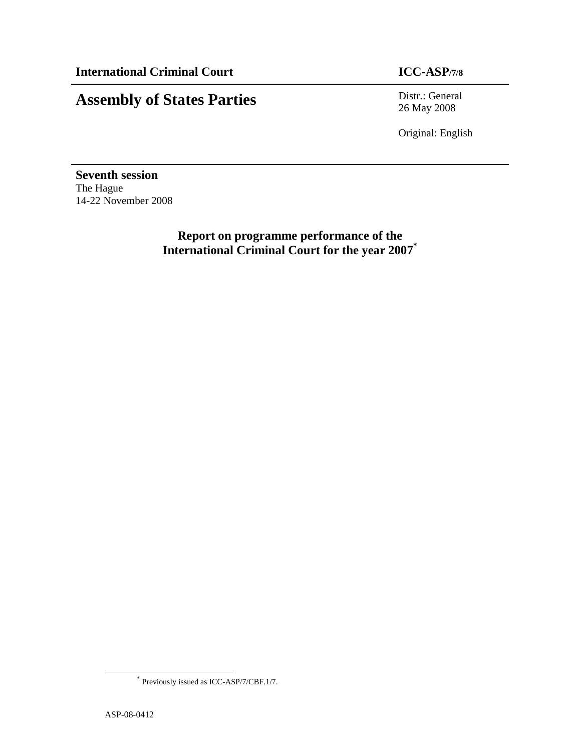**International Criminal Court** **ICC-ASP/7/8**

# Assembly of States Parties

Distr.: General
26 May 2008

Original: English

**Seventh session**
The Hague
14-22 November 2008

## Report on programme performance of the International Criminal Court for the year 2007[*]

[*] Previously issued as ICC-ASP/7/CBF.1/7.

ASP-08-0412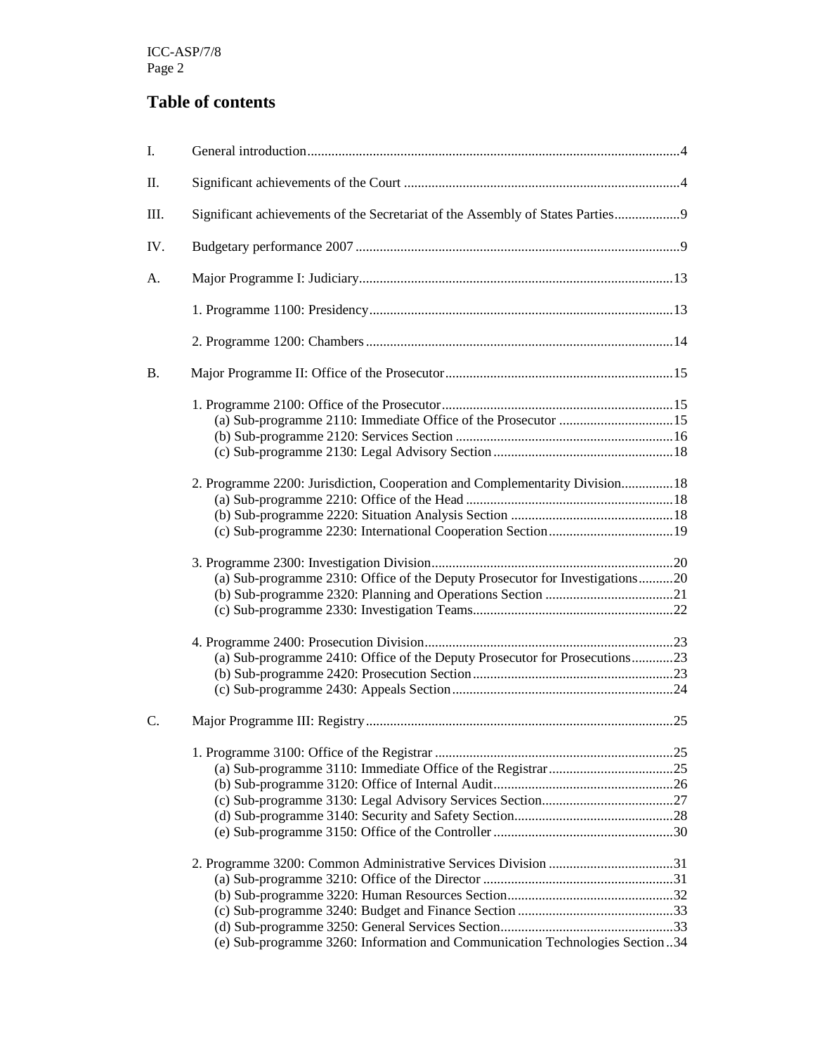# Table of contents

I. General introduction....4

II. Significant achievements of the Court ....4

III. Significant achievements of the Secretariat of the Assembly of States Parties....9

IV. Budgetary performance 2007 ....9

A. Major Programme I: Judiciary....13

- 1. Programme 1100: Presidency....13
- 2. Programme 1200: Chambers....14

B. Major Programme II: Office of the Prosecutor....15

- 1. Programme 2100: Office of the Prosecutor....15
  - (a) Sub-programme 2110: Immediate Office of the Prosecutor ....15
  - (b) Sub-programme 2120: Services Section ....16
  - (c) Sub-programme 2130: Legal Advisory Section....18
- 2. Programme 2200: Jurisdiction, Cooperation and Complementarity Division....18
  - (a) Sub-programme 2210: Office of the Head....18
  - (b) Sub-programme 2220: Situation Analysis Section ....18
  - (c) Sub-programme 2230: International Cooperation Section....19
- 3. Programme 2300: Investigation Division....20
  - (a) Sub-programme 2310: Office of the Deputy Prosecutor for Investigations....20
  - (b) Sub-programme 2320: Planning and Operations Section ....21
  - (c) Sub-programme 2330: Investigation Teams....22
- 4. Programme 2400: Prosecution Division....23
  - (a) Sub-programme 2410: Office of the Deputy Prosecutor for Prosecutions....23
  - (b) Sub-programme 2420: Prosecution Section....23
  - (c) Sub-programme 2430: Appeals Section....24

C. Major Programme III: Registry....25

- 1. Programme 3100: Office of the Registrar ....25
  - (a) Sub-programme 3110: Immediate Office of the Registrar....25
  - (b) Sub-programme 3120: Office of Internal Audit....26
  - (c) Sub-programme 3130: Legal Advisory Services Section....27
  - (d) Sub-programme 3140: Security and Safety Section....28
  - (e) Sub-programme 3150: Office of the Controller....30
- 2. Programme 3200: Common Administrative Services Division ....31
  - (a) Sub-programme 3210: Office of the Director ....31
  - (b) Sub-programme 3220: Human Resources Section....32
  - (c) Sub-programme 3240: Budget and Finance Section ....33
  - (d) Sub-programme 3250: General Services Section....33
  - (e) Sub-programme 3260: Information and Communication Technologies Section...34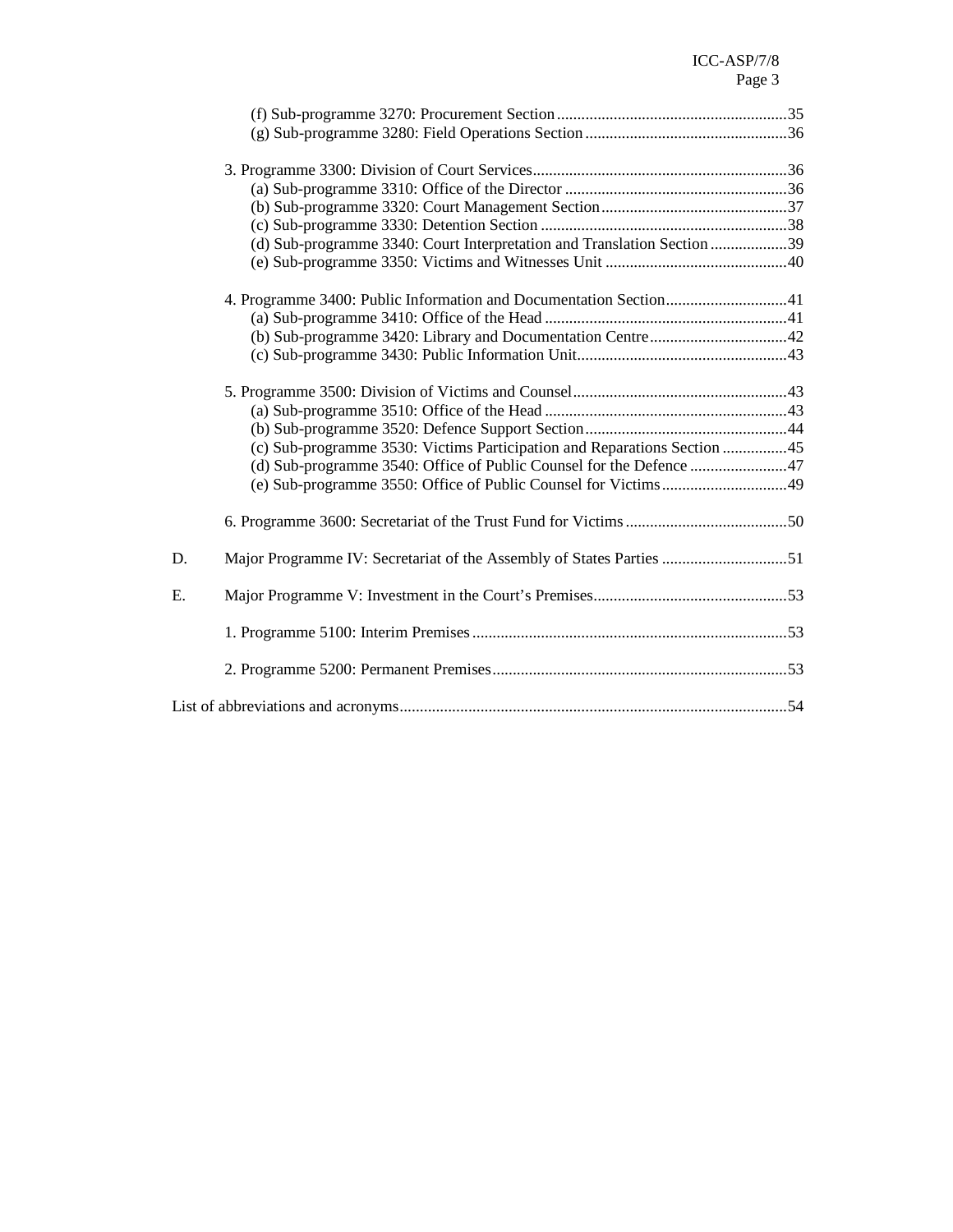(f) Sub-programme 3270: Procurement Section.........................................................35
(g) Sub-programme 3280: Field Operations Section..................................................36

3. Programme 3300: Division of Court Services..............................................................36
(a) Sub-programme 3310: Office of the Director.......................................................36
(b) Sub-programme 3320: Court Management Section..............................................37
(c) Sub-programme 3330: Detention Section.............................................................38
(d) Sub-programme 3340: Court Interpretation and Translation Section...................39
(e) Sub-programme 3350: Victims and Witnesses Unit.............................................40

4. Programme 3400: Public Information and Documentation Section..............................41
(a) Sub-programme 3410: Office of the Head............................................................41
(b) Sub-programme 3420: Library and Documentation Centre..................................42
(c) Sub-programme 3430: Public Information Unit...................................................43

5. Programme 3500: Division of Victims and Counsel.....................................................43
(a) Sub-programme 3510: Office of the Head............................................................43
(b) Sub-programme 3520: Defence Support Section..................................................44
(c) Sub-programme 3530: Victims Participation and Reparations Section................45
(d) Sub-programme 3540: Office of Public Counsel for the Defence........................47
(e) Sub-programme 3550: Office of Public Counsel for Victims...............................49

6. Programme 3600: Secretariat of the Trust Fund for Victims........................................50

D. Major Programme IV: Secretariat of the Assembly of States Parties ...............................51

E. Major Programme V: Investment in the Court's Premises................................................53

1. Programme 5100: Interim Premises.............................................................................53

2. Programme 5200: Permanent Premises........................................................................53

List of abbreviations and acronyms................................................................................54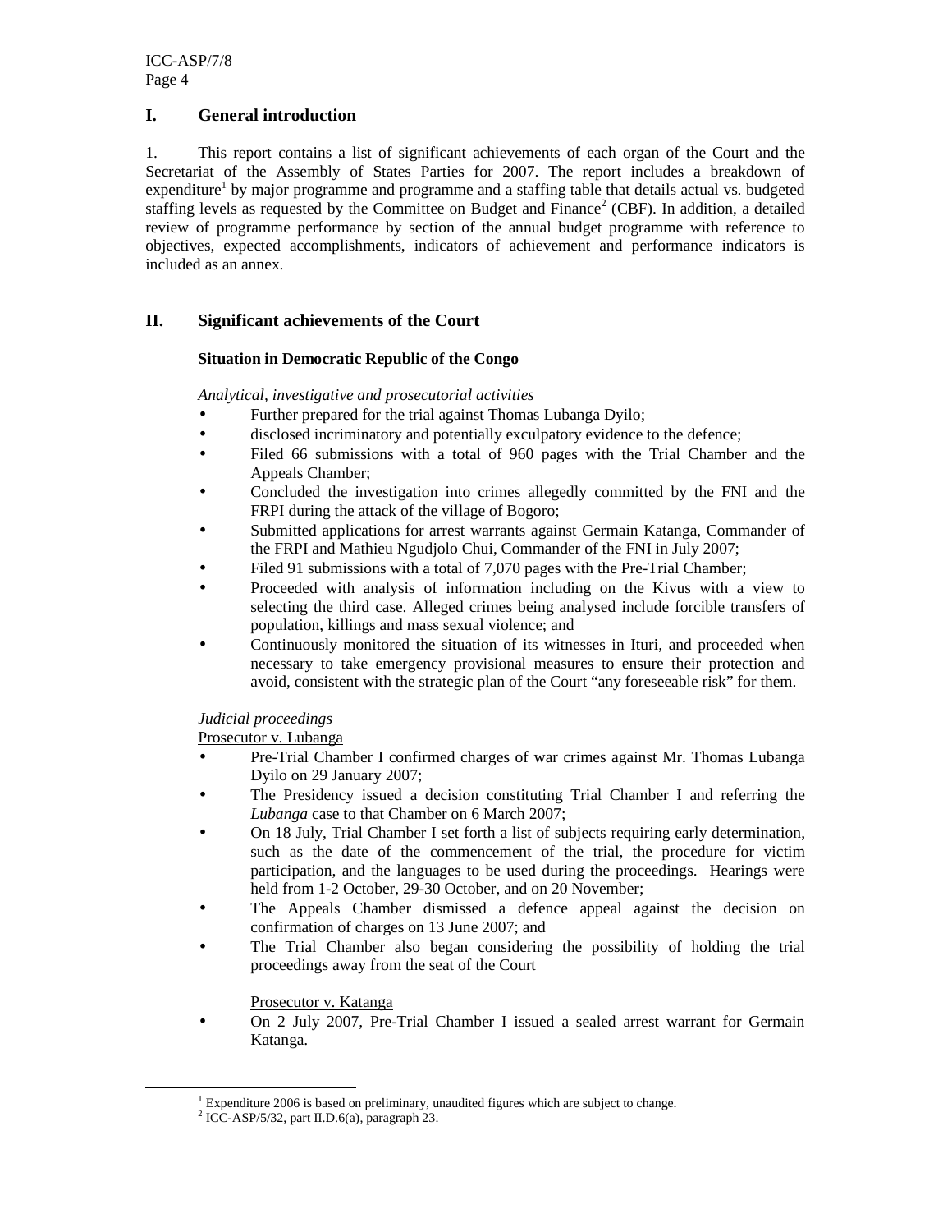# I. General introduction

1. This report contains a list of significant achievements of each organ of the Court and the Secretariat of the Assembly of States Parties for 2007. The report includes a breakdown of expenditure[1] by major programme and programme and a staffing table that details actual vs. budgeted staffing levels as requested by the Committee on Budget and Finance[2] (CBF). In addition, a detailed review of programme performance by section of the annual budget programme with reference to objectives, expected accomplishments, indicators of achievement and performance indicators is included as an annex.

# II. Significant achievements of the Court

### Situation in Democratic Republic of the Congo

*Analytical, investigative and prosecutorial activities*

- Further prepared for the trial against Thomas Lubanga Dyilo;
- disclosed incriminatory and potentially exculpatory evidence to the defence;
- Filed 66 submissions with a total of 960 pages with the Trial Chamber and the Appeals Chamber;
- Concluded the investigation into crimes allegedly committed by the FNI and the FRPI during the attack of the village of Bogoro;
- Submitted applications for arrest warrants against Germain Katanga, Commander of the FRPI and Mathieu Ngudjolo Chui, Commander of the FNI in July 2007;
- Filed 91 submissions with a total of 7,070 pages with the Pre-Trial Chamber;
- Proceeded with analysis of information including on the Kivus with a view to selecting the third case. Alleged crimes being analysed include forcible transfers of population, killings and mass sexual violence; and
- Continuously monitored the situation of its witnesses in Ituri, and proceeded when necessary to take emergency provisional measures to ensure their protection and avoid, consistent with the strategic plan of the Court "any foreseeable risk" for them.

*Judicial proceedings*

Prosecutor v. Lubanga

- Pre-Trial Chamber I confirmed charges of war crimes against Mr. Thomas Lubanga Dyilo on 29 January 2007;
- The Presidency issued a decision constituting Trial Chamber I and referring the *Lubanga* case to that Chamber on 6 March 2007;
- On 18 July, Trial Chamber I set forth a list of subjects requiring early determination, such as the date of the commencement of the trial, the procedure for victim participation, and the languages to be used during the proceedings. Hearings were held from 1-2 October, 29-30 October, and on 20 November;
- The Appeals Chamber dismissed a defence appeal against the decision on confirmation of charges on 13 June 2007; and
- The Trial Chamber also began considering the possibility of holding the trial proceedings away from the seat of the Court

Prosecutor v. Katanga

- On 2 July 2007, Pre-Trial Chamber I issued a sealed arrest warrant for Germain Katanga.

[1] Expenditure 2006 is based on preliminary, unaudited figures which are subject to change.

[2] ICC-ASP/5/32, part II.D.6(a), paragraph 23.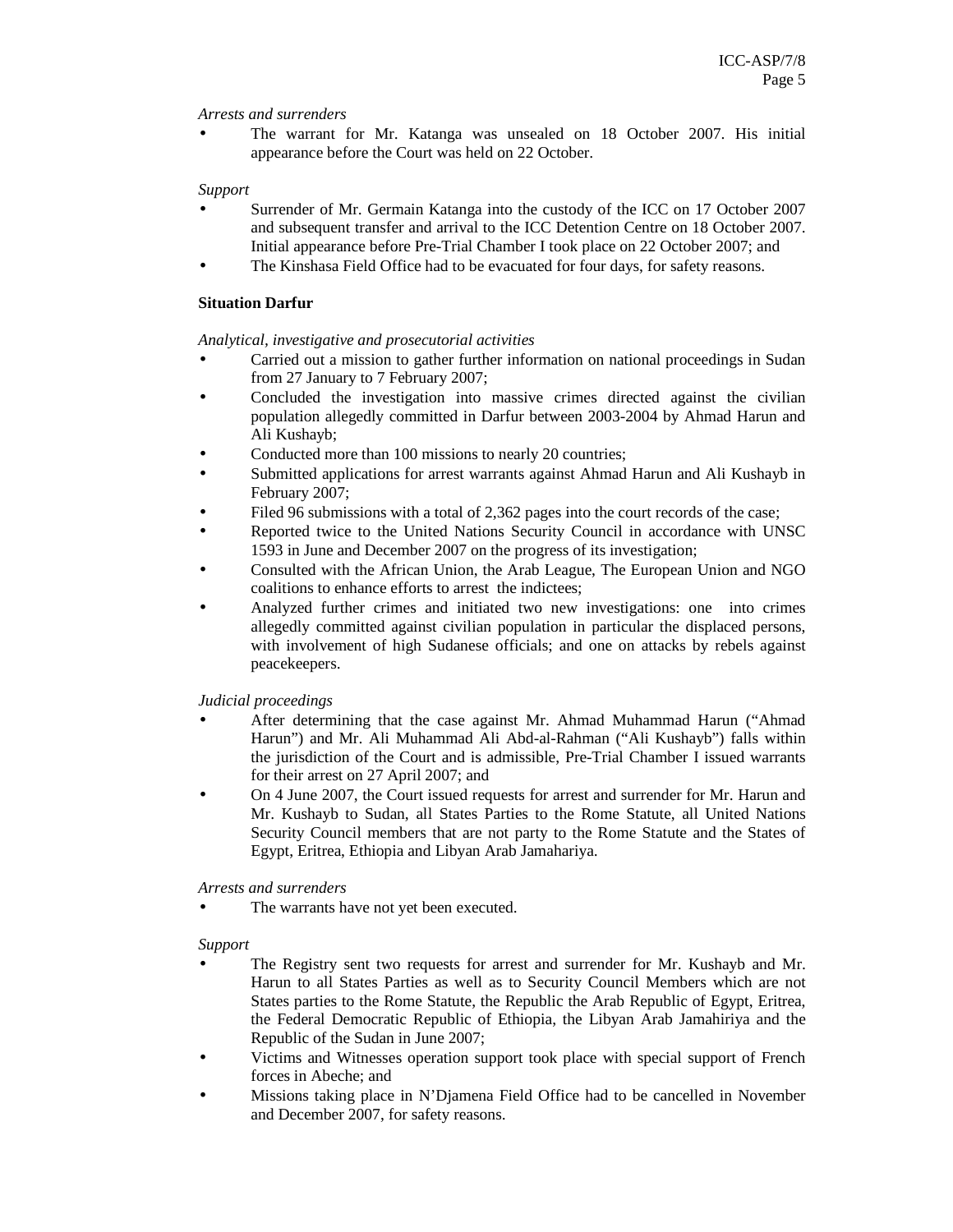*Arrests and surrenders*

- The warrant for Mr. Katanga was unsealed on 18 October 2007. His initial appearance before the Court was held on 22 October.

*Support*

- Surrender of Mr. Germain Katanga into the custody of the ICC on 17 October 2007 and subsequent transfer and arrival to the ICC Detention Centre on 18 October 2007. Initial appearance before Pre-Trial Chamber I took place on 22 October 2007; and
- The Kinshasa Field Office had to be evacuated for four days, for safety reasons.

**Situation Darfur**

*Analytical, investigative and prosecutorial activities*

- Carried out a mission to gather further information on national proceedings in Sudan from 27 January to 7 February 2007;
- Concluded the investigation into massive crimes directed against the civilian population allegedly committed in Darfur between 2003-2004 by Ahmad Harun and Ali Kushayb;
- Conducted more than 100 missions to nearly 20 countries;
- Submitted applications for arrest warrants against Ahmad Harun and Ali Kushayb in February 2007;
- Filed 96 submissions with a total of 2,362 pages into the court records of the case;
- Reported twice to the United Nations Security Council in accordance with UNSC 1593 in June and December 2007 on the progress of its investigation;
- Consulted with the African Union, the Arab League, The European Union and NGO coalitions to enhance efforts to arrest the indictees;
- Analyzed further crimes and initiated two new investigations: one into crimes allegedly committed against civilian population in particular the displaced persons, with involvement of high Sudanese officials; and one on attacks by rebels against peacekeepers.

*Judicial proceedings*

- After determining that the case against Mr. Ahmad Muhammad Harun ("Ahmad Harun") and Mr. Ali Muhammad Ali Abd-al-Rahman ("Ali Kushayb") falls within the jurisdiction of the Court and is admissible, Pre-Trial Chamber I issued warrants for their arrest on 27 April 2007; and
- On 4 June 2007, the Court issued requests for arrest and surrender for Mr. Harun and Mr. Kushayb to Sudan, all States Parties to the Rome Statute, all United Nations Security Council members that are not party to the Rome Statute and the States of Egypt, Eritrea, Ethiopia and Libyan Arab Jamahariya.

*Arrests and surrenders*

- The warrants have not yet been executed.

*Support*

- The Registry sent two requests for arrest and surrender for Mr. Kushayb and Mr. Harun to all States Parties as well as to Security Council Members which are not States parties to the Rome Statute, the Republic the Arab Republic of Egypt, Eritrea, the Federal Democratic Republic of Ethiopia, the Libyan Arab Jamahiriya and the Republic of the Sudan in June 2007;
- Victims and Witnesses operation support took place with special support of French forces in Abeche; and
- Missions taking place in N'Djamena Field Office had to be cancelled in November and December 2007, for safety reasons.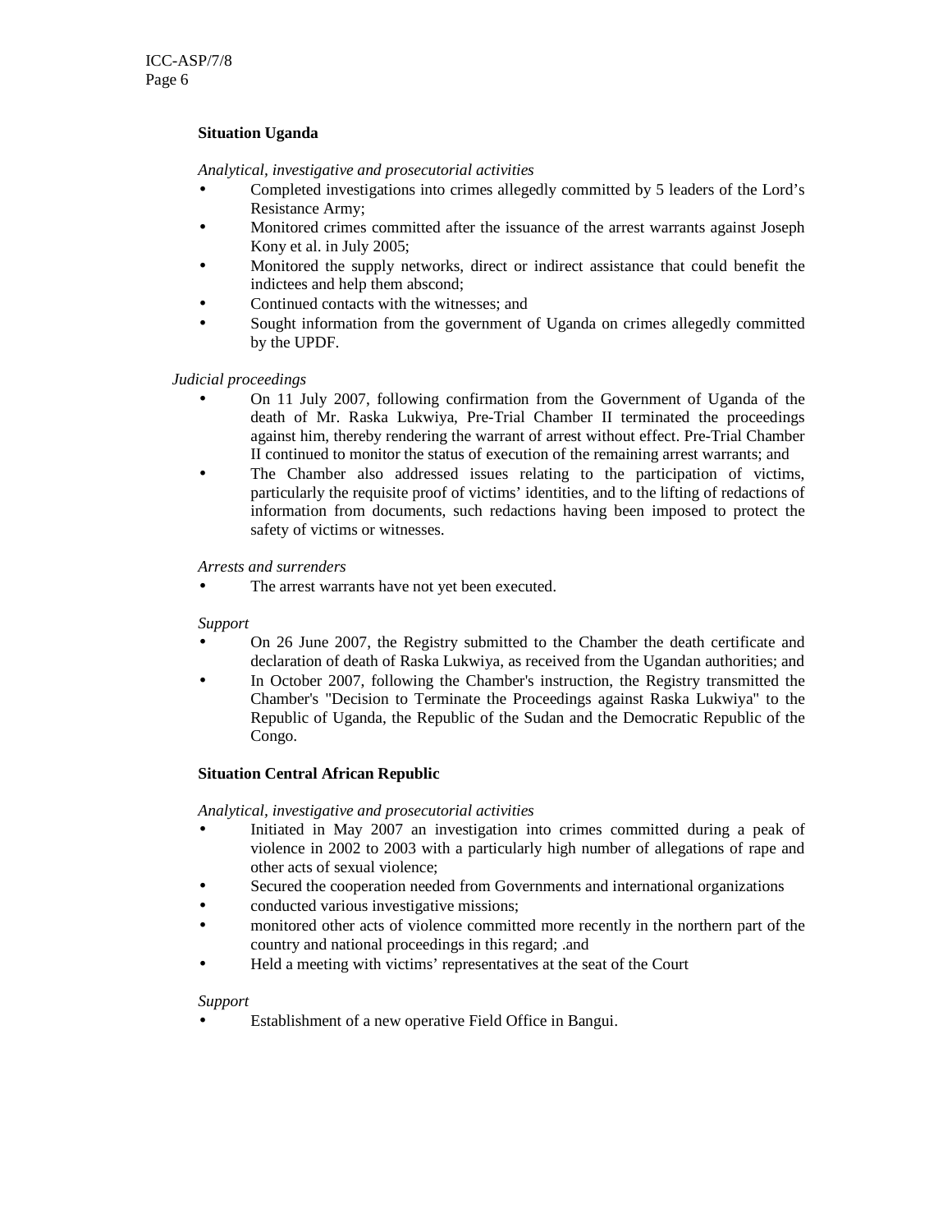**Situation Uganda**

*Analytical, investigative and prosecutorial activities*

- Completed investigations into crimes allegedly committed by 5 leaders of the Lord's Resistance Army;
- Monitored crimes committed after the issuance of the arrest warrants against Joseph Kony et al. in July 2005;
- Monitored the supply networks, direct or indirect assistance that could benefit the indictees and help them abscond;
- Continued contacts with the witnesses; and
- Sought information from the government of Uganda on crimes allegedly committed by the UPDF.

*Judicial proceedings*

- On 11 July 2007, following confirmation from the Government of Uganda of the death of Mr. Raska Lukwiya, Pre-Trial Chamber II terminated the proceedings against him, thereby rendering the warrant of arrest without effect. Pre-Trial Chamber II continued to monitor the status of execution of the remaining arrest warrants; and
- The Chamber also addressed issues relating to the participation of victims, particularly the requisite proof of victims' identities, and to the lifting of redactions of information from documents, such redactions having been imposed to protect the safety of victims or witnesses.

*Arrests and surrenders*

- The arrest warrants have not yet been executed.

*Support*

- On 26 June 2007, the Registry submitted to the Chamber the death certificate and declaration of death of Raska Lukwiya, as received from the Ugandan authorities; and
- In October 2007, following the Chamber's instruction, the Registry transmitted the Chamber's "Decision to Terminate the Proceedings against Raska Lukwiya" to the Republic of Uganda, the Republic of the Sudan and the Democratic Republic of the Congo.

**Situation Central African Republic**

*Analytical, investigative and prosecutorial activities*

- Initiated in May 2007 an investigation into crimes committed during a peak of violence in 2002 to 2003 with a particularly high number of allegations of rape and other acts of sexual violence;
- Secured the cooperation needed from Governments and international organizations
- conducted various investigative missions;
- monitored other acts of violence committed more recently in the northern part of the country and national proceedings in this regard; .and
- Held a meeting with victims' representatives at the seat of the Court

*Support*

- Establishment of a new operative Field Office in Bangui.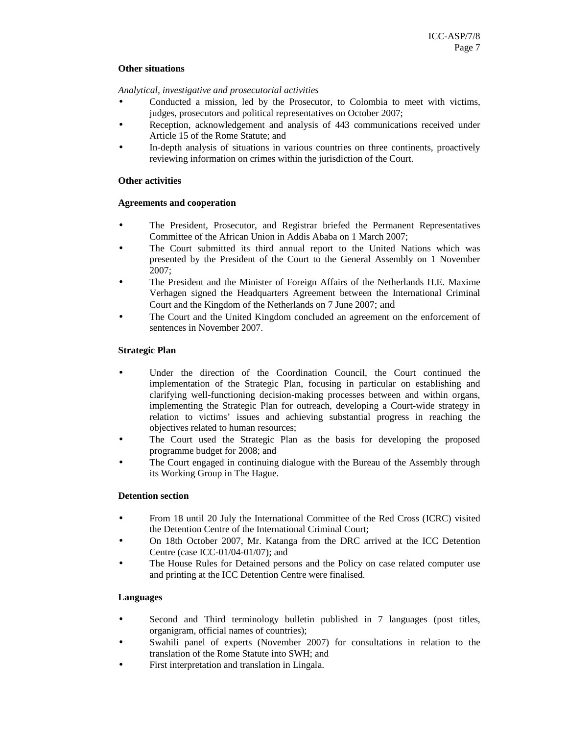**Other situations**

*Analytical, investigative and prosecutorial activities*

- Conducted a mission, led by the Prosecutor, to Colombia to meet with victims, judges, prosecutors and political representatives on October 2007;
- Reception, acknowledgement and analysis of 443 communications received under Article 15 of the Rome Statute; and
- In-depth analysis of situations in various countries on three continents, proactively reviewing information on crimes within the jurisdiction of the Court.

**Other activities**

**Agreements and cooperation**

- The President, Prosecutor, and Registrar briefed the Permanent Representatives Committee of the African Union in Addis Ababa on 1 March 2007;
- The Court submitted its third annual report to the United Nations which was presented by the President of the Court to the General Assembly on 1 November 2007;
- The President and the Minister of Foreign Affairs of the Netherlands H.E. Maxime Verhagen signed the Headquarters Agreement between the International Criminal Court and the Kingdom of the Netherlands on 7 June 2007; and
- The Court and the United Kingdom concluded an agreement on the enforcement of sentences in November 2007.

**Strategic Plan**

- Under the direction of the Coordination Council, the Court continued the implementation of the Strategic Plan, focusing in particular on establishing and clarifying well-functioning decision-making processes between and within organs, implementing the Strategic Plan for outreach, developing a Court-wide strategy in relation to victims' issues and achieving substantial progress in reaching the objectives related to human resources;
- The Court used the Strategic Plan as the basis for developing the proposed programme budget for 2008; and
- The Court engaged in continuing dialogue with the Bureau of the Assembly through its Working Group in The Hague.

**Detention section**

- From 18 until 20 July the International Committee of the Red Cross (ICRC) visited the Detention Centre of the International Criminal Court;
- On 18th October 2007, Mr. Katanga from the DRC arrived at the ICC Detention Centre (case ICC-01/04-01/07); and
- The House Rules for Detained persons and the Policy on case related computer use and printing at the ICC Detention Centre were finalised.

**Languages**

- Second and Third terminology bulletin published in 7 languages (post titles, organigram, official names of countries);
- Swahili panel of experts (November 2007) for consultations in relation to the translation of the Rome Statute into SWH; and
- First interpretation and translation in Lingala.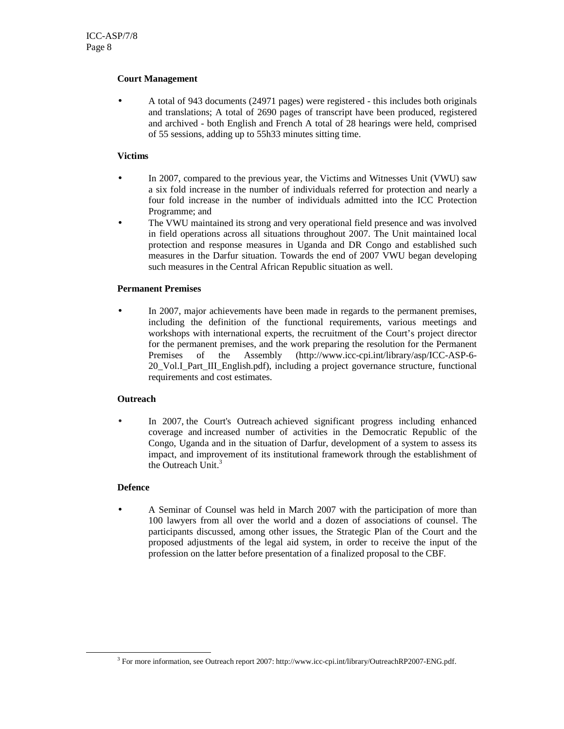**Court Management**

- A total of 943 documents (24971 pages) were registered - this includes both originals and translations; A total of 2690 pages of transcript have been produced, registered and archived - both English and French A total of 28 hearings were held, comprised of 55 sessions, adding up to 55h33 minutes sitting time.

**Victims**

- In 2007, compared to the previous year, the Victims and Witnesses Unit (VWU) saw a six fold increase in the number of individuals referred for protection and nearly a four fold increase in the number of individuals admitted into the ICC Protection Programme; and
- The VWU maintained its strong and very operational field presence and was involved in field operations across all situations throughout 2007. The Unit maintained local protection and response measures in Uganda and DR Congo and established such measures in the Darfur situation. Towards the end of 2007 VWU began developing such measures in the Central African Republic situation as well.

**Permanent Premises**

- In 2007, major achievements have been made in regards to the permanent premises, including the definition of the functional requirements, various meetings and workshops with international experts, the recruitment of the Court's project director for the permanent premises, and the work preparing the resolution for the Permanent Premises of the Assembly (http://www.icc-cpi.int/library/asp/ICC-ASP-6-20_Vol.I_Part_III_English.pdf), including a project governance structure, functional requirements and cost estimates.

**Outreach**

- In 2007, the Court's Outreach achieved significant progress including enhanced coverage and increased number of activities in the Democratic Republic of the Congo, Uganda and in the situation of Darfur, development of a system to assess its impact, and improvement of its institutional framework through the establishment of the Outreach Unit.[3]

**Defence**

- A Seminar of Counsel was held in March 2007 with the participation of more than 100 lawyers from all over the world and a dozen of associations of counsel. The participants discussed, among other issues, the Strategic Plan of the Court and the proposed adjustments of the legal aid system, in order to receive the input of the profession on the latter before presentation of a finalized proposal to the CBF.

[3] For more information, see Outreach report 2007: http://www.icc-cpi.int/library/OutreachRP2007-ENG.pdf.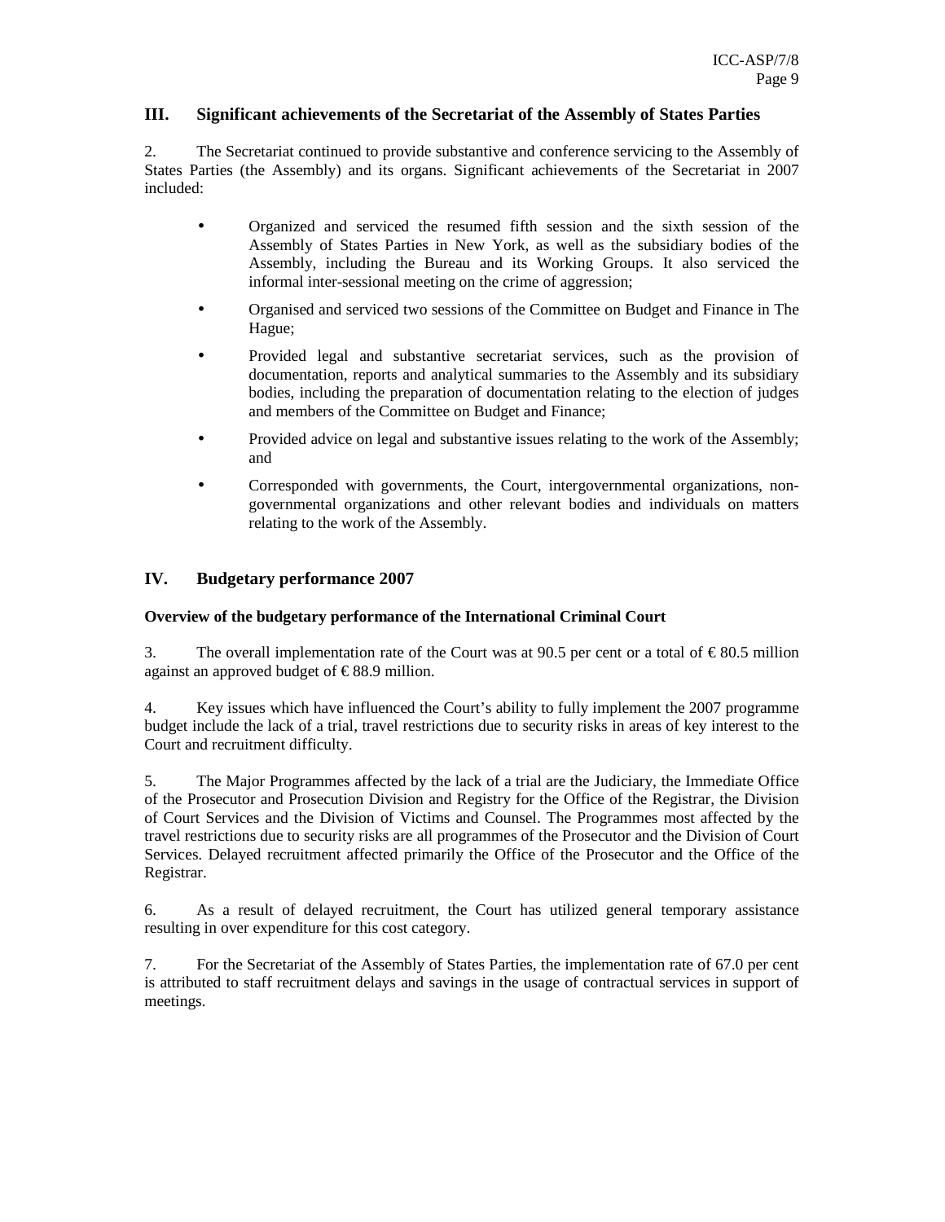## III. Significant achievements of the Secretariat of the Assembly of States Parties

2. The Secretariat continued to provide substantive and conference servicing to the Assembly of States Parties (the Assembly) and its organs. Significant achievements of the Secretariat in 2007 included:

- Organized and serviced the resumed fifth session and the sixth session of the Assembly of States Parties in New York, as well as the subsidiary bodies of the Assembly, including the Bureau and its Working Groups. It also serviced the informal inter-sessional meeting on the crime of aggression;
- Organised and serviced two sessions of the Committee on Budget and Finance in The Hague;
- Provided legal and substantive secretariat services, such as the provision of documentation, reports and analytical summaries to the Assembly and its subsidiary bodies, including the preparation of documentation relating to the election of judges and members of the Committee on Budget and Finance;
- Provided advice on legal and substantive issues relating to the work of the Assembly; and
- Corresponded with governments, the Court, intergovernmental organizations, non-governmental organizations and other relevant bodies and individuals on matters relating to the work of the Assembly.

## IV. Budgetary performance 2007

**Overview of the budgetary performance of the International Criminal Court**

3. The overall implementation rate of the Court was at 90.5 per cent or a total of € 80.5 million against an approved budget of € 88.9 million.

4. Key issues which have influenced the Court's ability to fully implement the 2007 programme budget include the lack of a trial, travel restrictions due to security risks in areas of key interest to the Court and recruitment difficulty.

5. The Major Programmes affected by the lack of a trial are the Judiciary, the Immediate Office of the Prosecutor and Prosecution Division and Registry for the Office of the Registrar, the Division of Court Services and the Division of Victims and Counsel. The Programmes most affected by the travel restrictions due to security risks are all programmes of the Prosecutor and the Division of Court Services. Delayed recruitment affected primarily the Office of the Prosecutor and the Office of the Registrar.

6. As a result of delayed recruitment, the Court has utilized general temporary assistance resulting in over expenditure for this cost category.

7. For the Secretariat of the Assembly of States Parties, the implementation rate of 67.0 per cent is attributed to staff recruitment delays and savings in the usage of contractual services in support of meetings.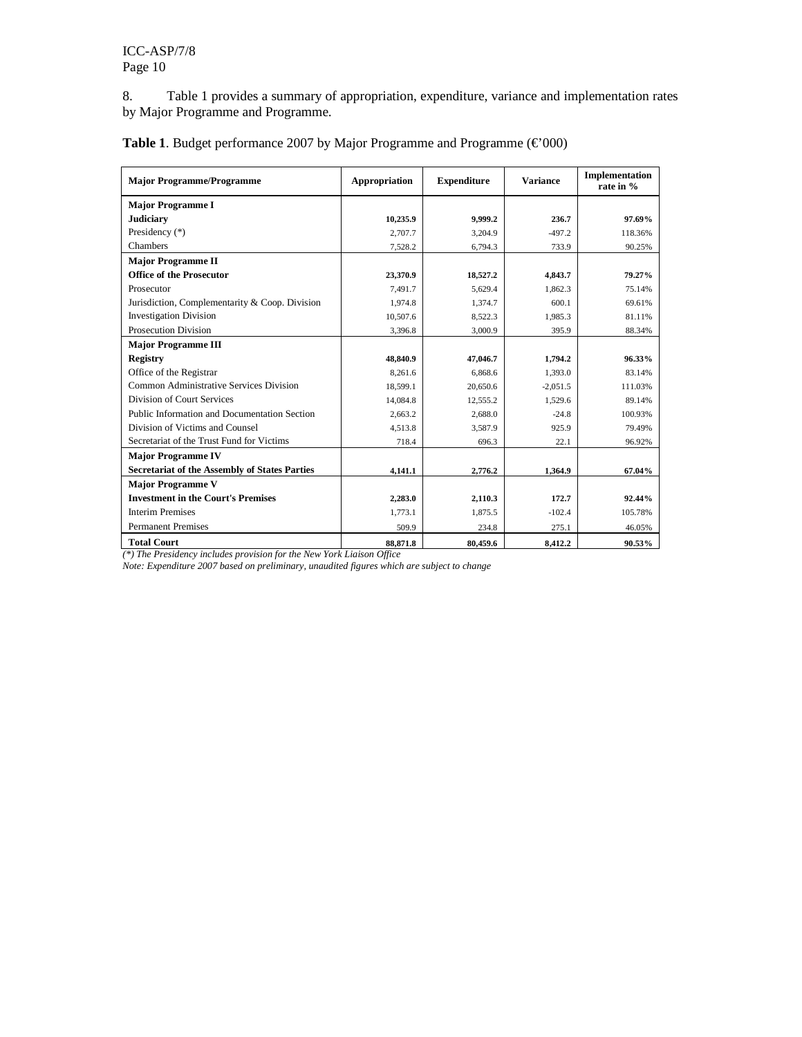8. Table 1 provides a summary of appropriation, expenditure, variance and implementation rates by Major Programme and Programme.

**Table 1**. Budget performance 2007 by Major Programme and Programme (€'000)

| Major Programme/Programme | Appropriation | Expenditure | Variance | Implementation rate in % |
|---|---|---|---|---|
| **Major Programme I** | | | | |
| **Judiciary** | **10,235.9** | **9,999.2** | **236.7** | **97.69%** |
| Presidency (*) | 2,707.7 | 3,204.9 | -497.2 | 118.36% |
| Chambers | 7,528.2 | 6,794.3 | 733.9 | 90.25% |
| **Major Programme II** | | | | |
| **Office of the Prosecutor** | **23,370.9** | **18,527.2** | **4,843.7** | **79.27%** |
| Prosecutor | 7,491.7 | 5,629.4 | 1,862.3 | 75.14% |
| Jurisdiction, Complementarity & Coop. Division | 1,974.8 | 1,374.7 | 600.1 | 69.61% |
| Investigation Division | 10,507.6 | 8,522.3 | 1,985.3 | 81.11% |
| Prosecution Division | 3,396.8 | 3,000.9 | 395.9 | 88.34% |
| **Major Programme III** | | | | |
| **Registry** | **48,840.9** | **47,046.7** | **1,794.2** | **96.33%** |
| Office of the Registrar | 8,261.6 | 6,868.6 | 1,393.0 | 83.14% |
| Common Administrative Services Division | 18,599.1 | 20,650.6 | -2,051.5 | 111.03% |
| Division of Court Services | 14,084.8 | 12,555.2 | 1,529.6 | 89.14% |
| Public Information and Documentation Section | 2,663.2 | 2,688.0 | -24.8 | 100.93% |
| Division of Victims and Counsel | 4,513.8 | 3,587.9 | 925.9 | 79.49% |
| Secretariat of the Trust Fund for Victims | 718.4 | 696.3 | 22.1 | 96.92% |
| **Major Programme IV** | | | | |
| **Secretariat of the Assembly of States Parties** | **4,141.1** | **2,776.2** | **1,364.9** | **67.04%** |
| **Major Programme V** | | | | |
| **Investment in the Court's Premises** | **2,283.0** | **2,110.3** | **172.7** | **92.44%** |
| Interim Premises | 1,773.1 | 1,875.5 | -102.4 | 105.78% |
| Permanent Premises | 509.9 | 234.8 | 275.1 | 46.05% |
| **Total Court** | **88,871.8** | **80,459.6** | **8,412.2** | **90.53%** |

*(*) The Presidency includes provision for the New York Liaison Office*

*Note: Expenditure 2007 based on preliminary, unaudited figures which are subject to change*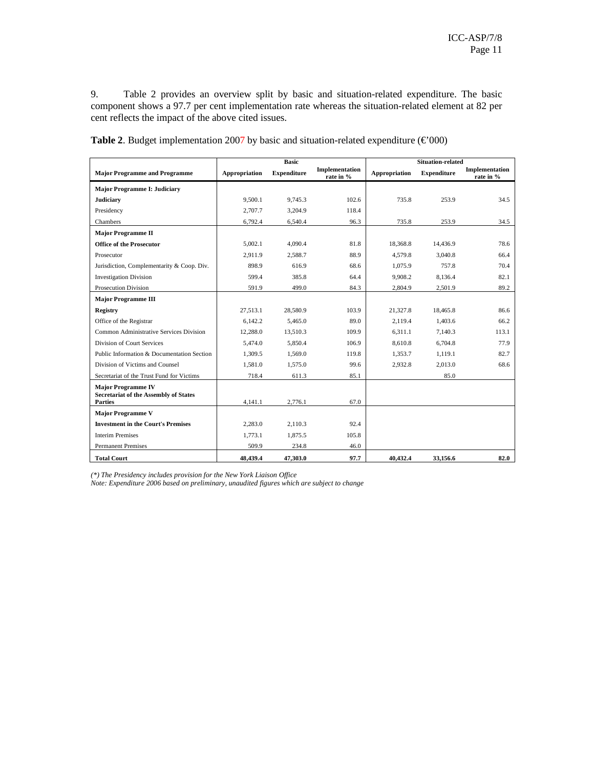9. Table 2 provides an overview split by basic and situation-related expenditure. The basic component shows a 97.7 per cent implementation rate whereas the situation-related element at 82 per cent reflects the impact of the above cited issues.

**Table 2**. Budget implementation 2007 by basic and situation-related expenditure (€'000)

| | Basic | | | Situation-related | | |
|---|---|---|---|---|---|---|
| **Major Programme and Programme** | **Appropriation** | **Expenditure** | **Implementation rate in %** | **Appropriation** | **Expenditure** | **Implementation rate in %** |
| **Major Programme I: Judiciary** | | | | | | |
| **Judiciary** | 9,500.1 | 9,745.3 | 102.6 | 735.8 | 253.9 | 34.5 |
| Presidency | 2,707.7 | 3,204.9 | 118.4 | | | |
| Chambers | 6,792.4 | 6,540.4 | 96.3 | 735.8 | 253.9 | 34.5 |
| **Major Programme II** | | | | | | |
| **Office of the Prosecutor** | 5,002.1 | 4,090.4 | 81.8 | 18,368.8 | 14,436.9 | 78.6 |
| Prosecutor | 2,911.9 | 2,588.7 | 88.9 | 4,579.8 | 3,040.8 | 66.4 |
| Jurisdiction, Complementarity & Coop. Div. | 898.9 | 616.9 | 68.6 | 1,075.9 | 757.8 | 70.4 |
| Investigation Division | 599.4 | 385.8 | 64.4 | 9,908.2 | 8,136.4 | 82.1 |
| Prosecution Division | 591.9 | 499.0 | 84.3 | 2,804.9 | 2,501.9 | 89.2 |
| **Major Programme III** | | | | | | |
| **Registry** | 27,513.1 | 28,580.9 | 103.9 | 21,327.8 | 18,465.8 | 86.6 |
| Office of the Registrar | 6,142.2 | 5,465.0 | 89.0 | 2,119.4 | 1,403.6 | 66.2 |
| Common Administrative Services Division | 12,288.0 | 13,510.3 | 109.9 | 6,311.1 | 7,140.3 | 113.1 |
| Division of Court Services | 5,474.0 | 5,850.4 | 106.9 | 8,610.8 | 6,704.8 | 77.9 |
| Public Information & Documentation Section | 1,309.5 | 1,569.0 | 119.8 | 1,353.7 | 1,119.1 | 82.7 |
| Division of Victims and Counsel | 1,581.0 | 1,575.0 | 99.6 | 2,932.8 | 2,013.0 | 68.6 |
| Secretariat of the Trust Fund for Victims | 718.4 | 611.3 | 85.1 | | 85.0 | |
| **Major Programme IV Secretariat of the Assembly of States Parties** | 4,141.1 | 2,776.1 | 67.0 | | | |
| **Major Programme V** | | | | | | |
| **Investment in the Court's Premises** | 2,283.0 | 2,110.3 | 92.4 | | | |
| Interim Premises | 1,773.1 | 1,875.5 | 105.8 | | | |
| Permanent Premises | 509.9 | 234.8 | 46.0 | | | |
| **Total Court** | **48,439.4** | **47,303.0** | **97.7** | **40,432.4** | **33,156.6** | **82.0** |

*(\*) The Presidency includes provision for the New York Liaison Office*

*Note: Expenditure 2006 based on preliminary, unaudited figures which are subject to change*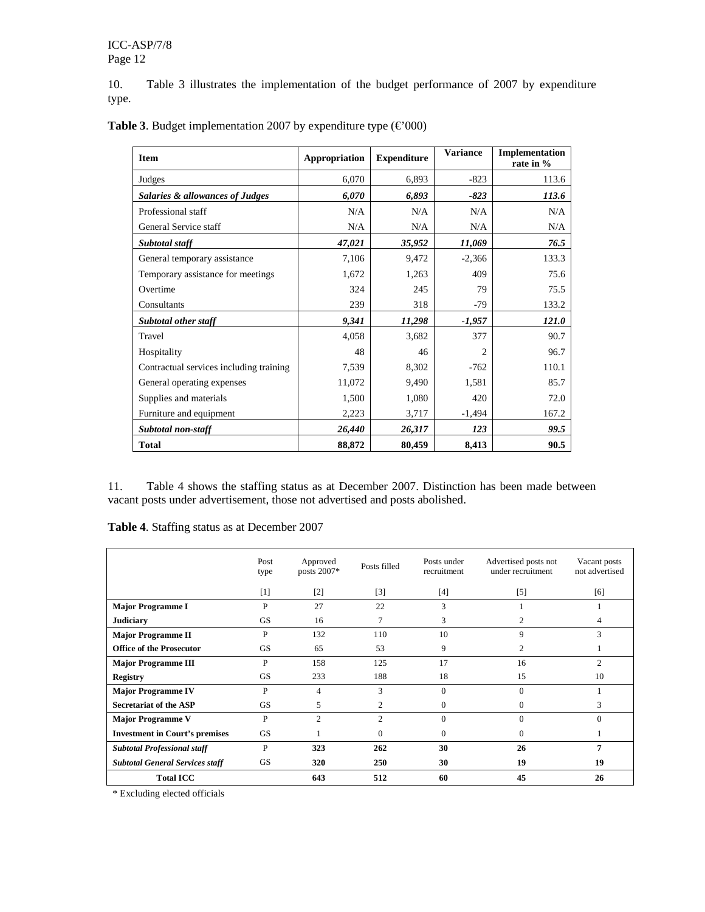10. Table 3 illustrates the implementation of the budget performance of 2007 by expenditure type.

**Table 3**. Budget implementation 2007 by expenditure type (€'000)

| Item | Appropriation | Expenditure | Variance | Implementation rate in % |
|---|---|---|---|---|
| Judges | 6,070 | 6,893 | -823 | 113.6 |
| ***Salaries & allowances of Judges*** | ***6,070*** | ***6,893*** | ***-823*** | ***113.6*** |
| Professional staff | N/A | N/A | N/A | N/A |
| General Service staff | N/A | N/A | N/A | N/A |
| ***Subtotal staff*** | ***47,021*** | ***35,952*** | ***11,069*** | ***76.5*** |
| General temporary assistance | 7,106 | 9,472 | -2,366 | 133.3 |
| Temporary assistance for meetings | 1,672 | 1,263 | 409 | 75.6 |
| Overtime | 324 | 245 | 79 | 75.5 |
| Consultants | 239 | 318 | -79 | 133.2 |
| ***Subtotal other staff*** | ***9,341*** | ***11,298*** | ***-1,957*** | ***121.0*** |
| Travel | 4,058 | 3,682 | 377 | 90.7 |
| Hospitality | 48 | 46 | 2 | 96.7 |
| Contractual services including training | 7,539 | 8,302 | -762 | 110.1 |
| General operating expenses | 11,072 | 9,490 | 1,581 | 85.7 |
| Supplies and materials | 1,500 | 1,080 | 420 | 72.0 |
| Furniture and equipment | 2,223 | 3,717 | -1,494 | 167.2 |
| ***Subtotal non-staff*** | ***26,440*** | ***26,317*** | ***123*** | ***99.5*** |
| **Total** | **88,872** | **80,459** | **8,413** | **90.5** |

11. Table 4 shows the staffing status as at December 2007. Distinction has been made between vacant posts under advertisement, those not advertised and posts abolished.

**Table 4**. Staffing status as at December 2007

| | Post type | Approved posts 2007* | Posts filled | Posts under recruitment | Advertised posts not under recruitment | Vacant posts not advertised |
|---|---|---|---|---|---|---|
| | [1] | [2] | [3] | [4] | [5] | [6] |
| **Major Programme I** | P | 27 | 22 | 3 | 1 | 1 |
| **Judiciary** | GS | 16 | 7 | 3 | 2 | 4 |
| **Major Programme II** | P | 132 | 110 | 10 | 9 | 3 |
| **Office of the Prosecutor** | GS | 65 | 53 | 9 | 2 | 1 |
| **Major Programme III** | P | 158 | 125 | 17 | 16 | 2 |
| **Registry** | GS | 233 | 188 | 18 | 15 | 10 |
| **Major Programme IV** | P | 4 | 3 | 0 | 0 | 1 |
| **Secretariat of the ASP** | GS | 5 | 2 | 0 | 0 | 3 |
| **Major Programme V** | P | 2 | 2 | 0 | 0 | 0 |
| **Investment in Court's premises** | GS | 1 | 0 | 0 | 0 | 1 |
| ***Subtotal Professional staff*** | P | **323** | **262** | **30** | **26** | **7** |
| ***Subtotal General Services staff*** | GS | **320** | **250** | **30** | **19** | **19** |
| **Total ICC** | | **643** | **512** | **60** | **45** | **26** |

\* Excluding elected officials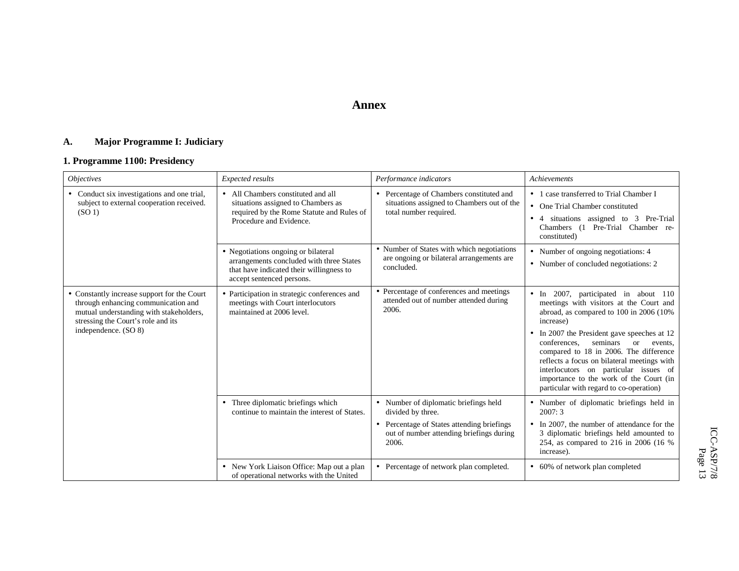# Annex

## A. Major Programme I: Judiciary

### 1. Programme 1100: Presidency

| *Objectives* | *Expected results* | *Performance indicators* | *Achievements* |
|---|---|---|---|
| • Conduct six investigations and one trial, subject to external cooperation received. (SO 1) | • All Chambers constituted and all situations assigned to Chambers as required by the Rome Statute and Rules of Procedure and Evidence. | • Percentage of Chambers constituted and situations assigned to Chambers out of the total number required. | • 1 case transferred to Trial Chamber I<br>• One Trial Chamber constituted<br>• 4 situations assigned to 3 Pre-Trial Chambers (1 Pre-Trial Chamber re-constituted) |
| | • Negotiations ongoing or bilateral arrangements concluded with three States that have indicated their willingness to accept sentenced persons. | • Number of States with which negotiations are ongoing or bilateral arrangements are concluded. | • Number of ongoing negotiations: 4<br>• Number of concluded negotiations: 2 |
| • Constantly increase support for the Court through enhancing communication and mutual understanding with stakeholders, stressing the Court's role and its independence. (SO 8) | • Participation in strategic conferences and meetings with Court interlocutors maintained at 2006 level. | • Percentage of conferences and meetings attended out of number attended during 2006. | • In 2007, participated in about 110 meetings with visitors at the Court and abroad, as compared to 100 in 2006 (10% increase)<br>• In 2007 the President gave speeches at 12 conferences, seminars or events, compared to 18 in 2006. The difference reflects a focus on bilateral meetings with interlocutors on particular issues of importance to the work of the Court (in particular with regard to co-operation) |
| | • Three diplomatic briefings which continue to maintain the interest of States. | • Number of diplomatic briefings held divided by three.<br>• Percentage of States attending briefings out of number attending briefings during 2006. | • Number of diplomatic briefings held in 2007: 3<br>• In 2007, the number of attendance for the 3 diplomatic briefings held amounted to 254, as compared to 216 in 2006 (16 % increase). |
| | • New York Liaison Office: Map out a plan of operational networks with the United | • Percentage of network plan completed. | • 60% of network plan completed |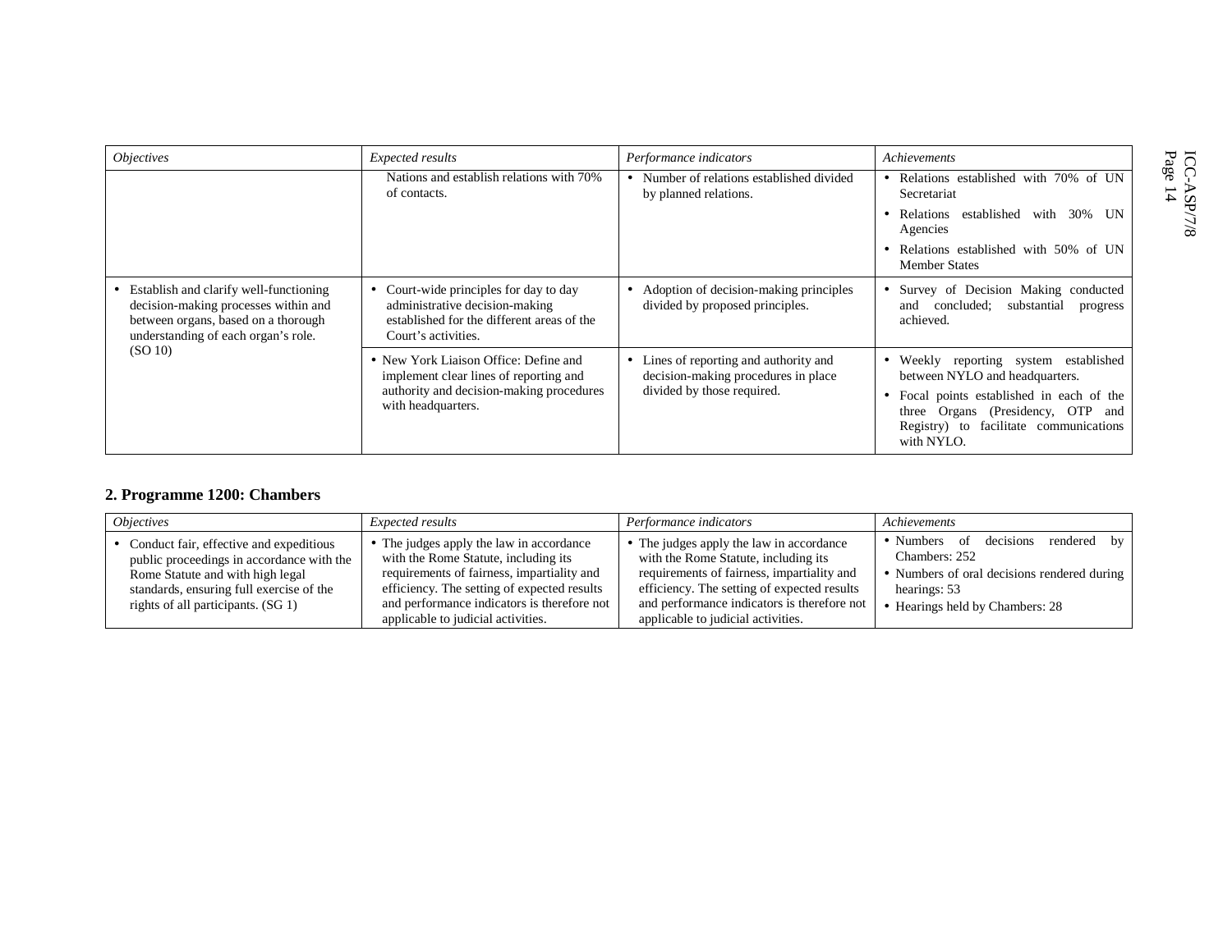| *Objectives* | *Expected results* | *Performance indicators* | *Achievements* |
|---|---|---|---|
| | Nations and establish relations with 70% of contacts. | • Number of relations established divided by planned relations. | • Relations established with 70% of UN Secretariat<br>• Relations established with 30% UN Agencies<br>• Relations established with 50% of UN Member States |
| • Establish and clarify well-functioning decision-making processes within and between organs, based on a thorough understanding of each organ's role. (SO 10) | • Court-wide principles for day to day administrative decision-making established for the different areas of the Court's activities. | • Adoption of decision-making principles divided by proposed principles. | • Survey of Decision Making conducted and concluded; substantial progress achieved. |
| | • New York Liaison Office: Define and implement clear lines of reporting and authority and decision-making procedures with headquarters. | • Lines of reporting and authority and decision-making procedures in place divided by those required. | • Weekly reporting system established between NYLO and headquarters.<br>• Focal points established in each of the three Organs (Presidency, OTP and Registry) to facilitate communications with NYLO. |

## 2. Programme 1200: Chambers

| *Objectives* | *Expected results* | *Performance indicators* | *Achievements* |
|---|---|---|---|
| • Conduct fair, effective and expeditious public proceedings in accordance with the Rome Statute and with high legal standards, ensuring full exercise of the rights of all participants. (SG 1) | • The judges apply the law in accordance with the Rome Statute, including its requirements of fairness, impartiality and efficiency. The setting of expected results and performance indicators is therefore not applicable to judicial activities. | • The judges apply the law in accordance with the Rome Statute, including its requirements of fairness, impartiality and efficiency. The setting of expected results and performance indicators is therefore not applicable to judicial activities. | • Numbers of decisions rendered by Chambers: 252<br>• Numbers of oral decisions rendered during hearings: 53<br>• Hearings held by Chambers: 28 |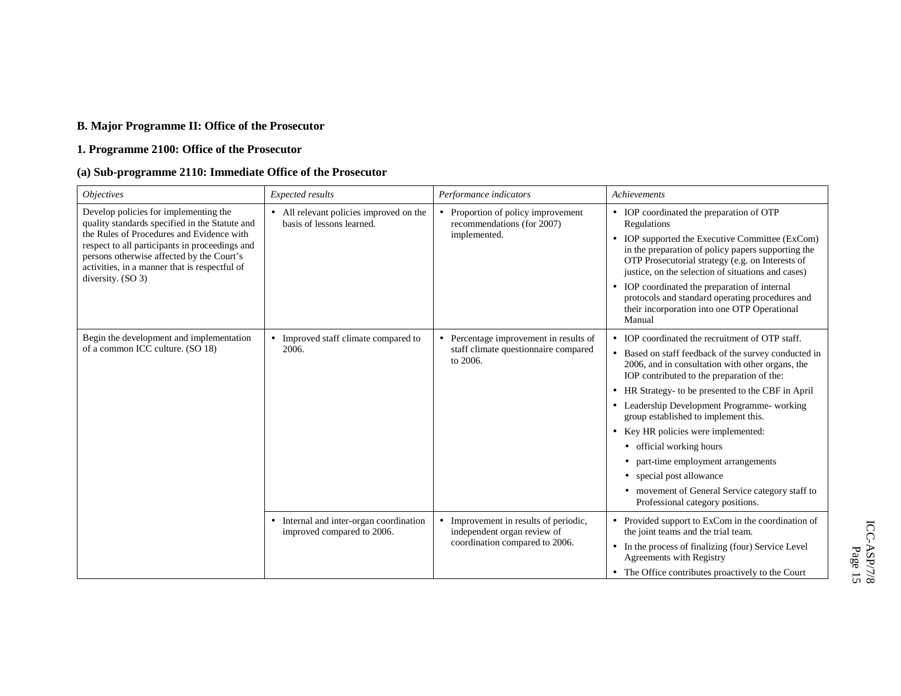## B. Major Programme II: Office of the Prosecutor

### 1. Programme 2100: Office of the Prosecutor

### (a) Sub-programme 2110: Immediate Office of the Prosecutor

| *Objectives* | *Expected results* | *Performance indicators* | *Achievements* |
|---|---|---|---|
| Develop policies for implementing the quality standards specified in the Statute and the Rules of Procedures and Evidence with respect to all participants in proceedings and persons otherwise affected by the Court's activities, in a manner that is respectful of diversity. (SO 3) | • All relevant policies improved on the basis of lessons learned. | • Proportion of policy improvement recommendations (for 2007) implemented. | • IOP coordinated the preparation of OTP Regulations<br>• IOP supported the Executive Committee (ExCom) in the preparation of policy papers supporting the OTP Prosecutorial strategy (e.g. on Interests of justice, on the selection of situations and cases)<br>• IOP coordinated the preparation of internal protocols and standard operating procedures and their incorporation into one OTP Operational Manual |
| Begin the development and implementation of a common ICC culture. (SO 18) | • Improved staff climate compared to 2006. | • Percentage improvement in results of staff climate questionnaire compared to 2006. | • IOP coordinated the recruitment of OTP staff.<br>• Based on staff feedback of the survey conducted in 2006, and in consultation with other organs, the IOP contributed to the preparation of the:<br>• HR Strategy- to be presented to the CBF in April<br>• Leadership Development Programme- working group established to implement this.<br>• Key HR policies were implemented:<br>• official working hours<br>• part-time employment arrangements<br>• special post allowance<br>• movement of General Service category staff to Professional category positions. |
| | • Internal and inter-organ coordination improved compared to 2006. | • Improvement in results of periodic, independent organ review of coordination compared to 2006. | • Provided support to ExCom in the coordination of the joint teams and the trial team.<br>• In the process of finalizing (four) Service Level Agreements with Registry<br>• The Office contributes proactively to the Court |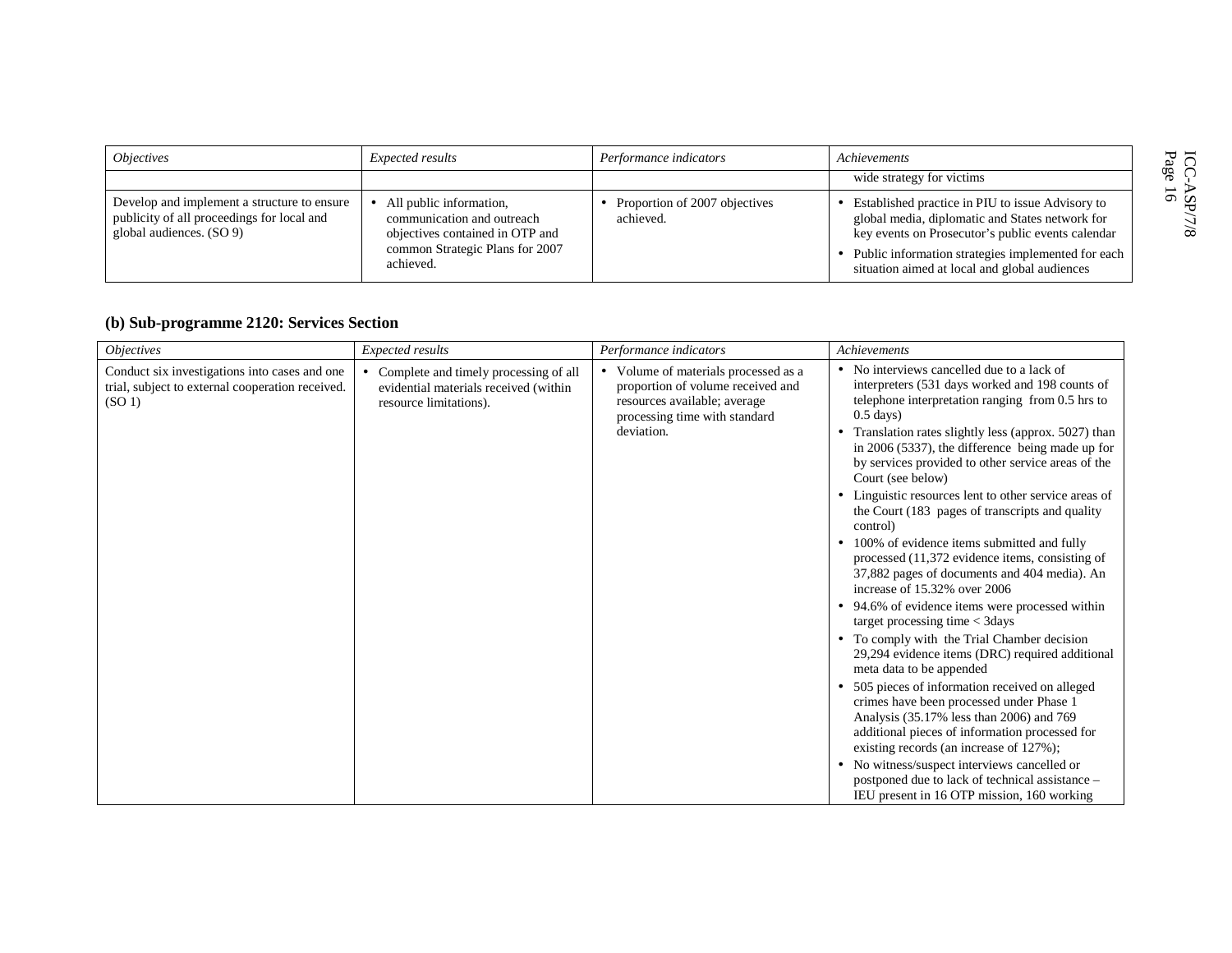| *Objectives* | *Expected results* | *Performance indicators* | *Achievements* |
|---|---|---|---|
| | | | wide strategy for victims |
| Develop and implement a structure to ensure publicity of all proceedings for local and global audiences. (SO 9) | • All public information, communication and outreach objectives contained in OTP and common Strategic Plans for 2007 achieved. | • Proportion of 2007 objectives achieved. | • Established practice in PIU to issue Advisory to global media, diplomatic and States network for key events on Prosecutor's public events calendar<br>• Public information strategies implemented for each situation aimed at local and global audiences |

## (b) Sub-programme 2120: Services Section

| *Objectives* | *Expected results* | *Performance indicators* | *Achievements* |
|---|---|---|---|
| Conduct six investigations into cases and one trial, subject to external cooperation received. (SO 1) | • Complete and timely processing of all evidential materials received (within resource limitations). | • Volume of materials processed as a proportion of volume received and resources available; average processing time with standard deviation. | • No interviews cancelled due to a lack of interpreters (531 days worked and 198 counts of telephone interpretation ranging from 0.5 hrs to 0.5 days)<br>• Translation rates slightly less (approx. 5027) than in 2006 (5337), the difference being made up for by services provided to other service areas of the Court (see below)<br>• Linguistic resources lent to other service areas of the Court (183 pages of transcripts and quality control)<br>• 100% of evidence items submitted and fully processed (11,372 evidence items, consisting of 37,882 pages of documents and 404 media). An increase of 15.32% over 2006<br>• 94.6% of evidence items were processed within target processing time < 3days<br>• To comply with the Trial Chamber decision 29,294 evidence items (DRC) required additional meta data to be appended<br>• 505 pieces of information received on alleged crimes have been processed under Phase 1 Analysis (35.17% less than 2006) and 769 additional pieces of information processed for existing records (an increase of 127%);<br>• No witness/suspect interviews cancelled or postponed due to lack of technical assistance – IEU present in 16 OTP mission, 160 working |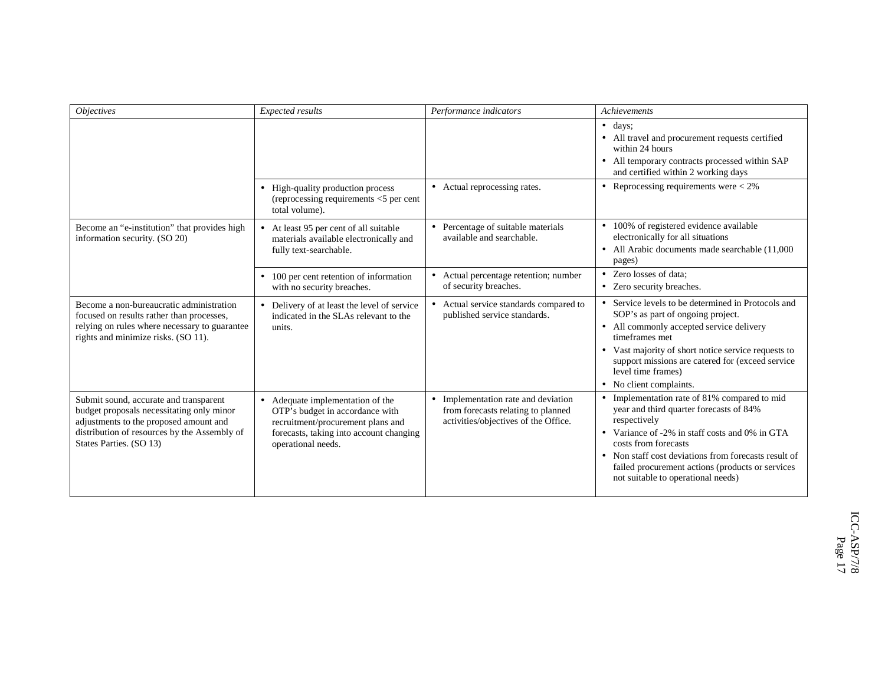| *Objectives* | *Expected results* | *Performance indicators* | *Achievements* |
|---|---|---|---|
| | | | • days;<br>• All travel and procurement requests certified within 24 hours<br>• All temporary contracts processed within SAP and certified within 2 working days |
| | • High-quality production process (reprocessing requirements <5 per cent total volume). | • Actual reprocessing rates. | • Reprocessing requirements were < 2% |
| Become an "e-institution" that provides high information security. (SO 20) | • At least 95 per cent of all suitable materials available electronically and fully text-searchable. | • Percentage of suitable materials available and searchable. | • 100% of registered evidence available electronically for all situations<br>• All Arabic documents made searchable (11,000 pages) |
| | • 100 per cent retention of information with no security breaches. | • Actual percentage retention; number of security breaches. | • Zero losses of data;<br>• Zero security breaches. |
| Become a non-bureaucratic administration focused on results rather than processes, relying on rules where necessary to guarantee rights and minimize risks. (SO 11). | • Delivery of at least the level of service indicated in the SLAs relevant to the units. | • Actual service standards compared to published service standards. | • Service levels to be determined in Protocols and SOP's as part of ongoing project.<br>• All commonly accepted service delivery timeframes met<br>• Vast majority of short notice service requests to support missions are catered for (exceed service level time frames)<br>• No client complaints. |
| Submit sound, accurate and transparent budget proposals necessitating only minor adjustments to the proposed amount and distribution of resources by the Assembly of States Parties. (SO 13) | • Adequate implementation of the OTP's budget in accordance with recruitment/procurement plans and forecasts, taking into account changing operational needs. | • Implementation rate and deviation from forecasts relating to planned activities/objectives of the Office. | • Implementation rate of 81% compared to mid year and third quarter forecasts of 84% respectively<br>• Variance of -2% in staff costs and 0% in GTA costs from forecasts<br>• Non staff cost deviations from forecasts result of failed procurement actions (products or services not suitable to operational needs) |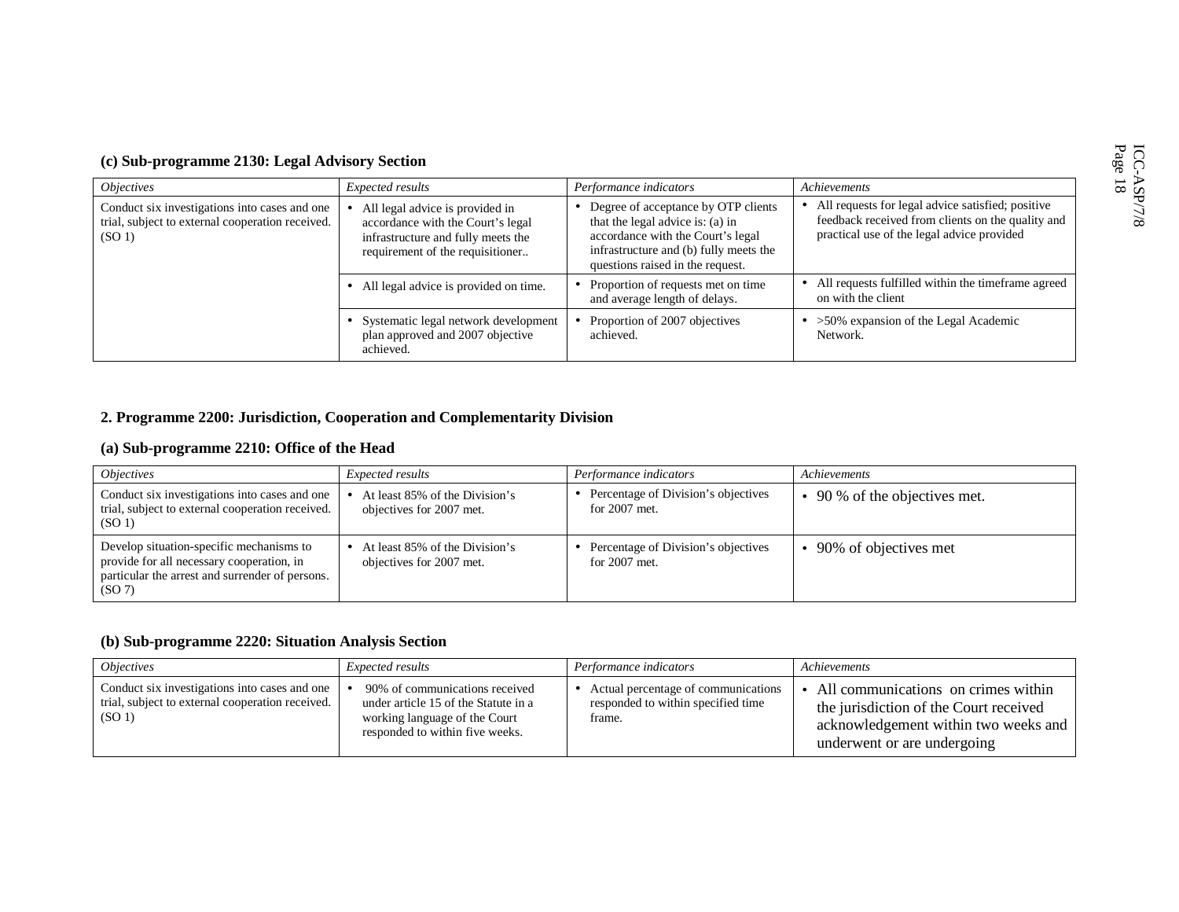### (c) Sub-programme 2130: Legal Advisory Section

| *Objectives* | *Expected results* | *Performance indicators* | *Achievements* |
|---|---|---|---|
| Conduct six investigations into cases and one trial, subject to external cooperation received. (SO 1) | • All legal advice is provided in accordance with the Court's legal infrastructure and fully meets the requirement of the requisitioner.. | • Degree of acceptance by OTP clients that the legal advice is: (a) in accordance with the Court's legal infrastructure and (b) fully meets the questions raised in the request. | • All requests for legal advice satisfied; positive feedback received from clients on the quality and practical use of the legal advice provided |
| | • All legal advice is provided on time. | • Proportion of requests met on time and average length of delays. | • All requests fulfilled within the timeframe agreed on with the client |
| | • Systematic legal network development plan approved and 2007 objective achieved. | • Proportion of 2007 objectives achieved. | • >50% expansion of the Legal Academic Network. |

## 2. Programme 2200: Jurisdiction, Cooperation and Complementarity Division

### (a) Sub-programme 2210: Office of the Head

| *Objectives* | *Expected results* | *Performance indicators* | *Achievements* |
|---|---|---|---|
| Conduct six investigations into cases and one trial, subject to external cooperation received. (SO 1) | • At least 85% of the Division's objectives for 2007 met. | • Percentage of Division's objectives for 2007 met. | • 90 % of the objectives met. |
| Develop situation-specific mechanisms to provide for all necessary cooperation, in particular the arrest and surrender of persons. (SO 7) | • At least 85% of the Division's objectives for 2007 met. | • Percentage of Division's objectives for 2007 met. | • 90% of objectives met |

### (b) Sub-programme 2220: Situation Analysis Section

| *Objectives* | *Expected results* | *Performance indicators* | *Achievements* |
|---|---|---|---|
| Conduct six investigations into cases and one trial, subject to external cooperation received. (SO 1) | • 90% of communications received under article 15 of the Statute in a working language of the Court responded to within five weeks. | • Actual percentage of communications responded to within specified time frame. | • All communications on crimes within the jurisdiction of the Court received acknowledgement within two weeks and underwent or are undergoing |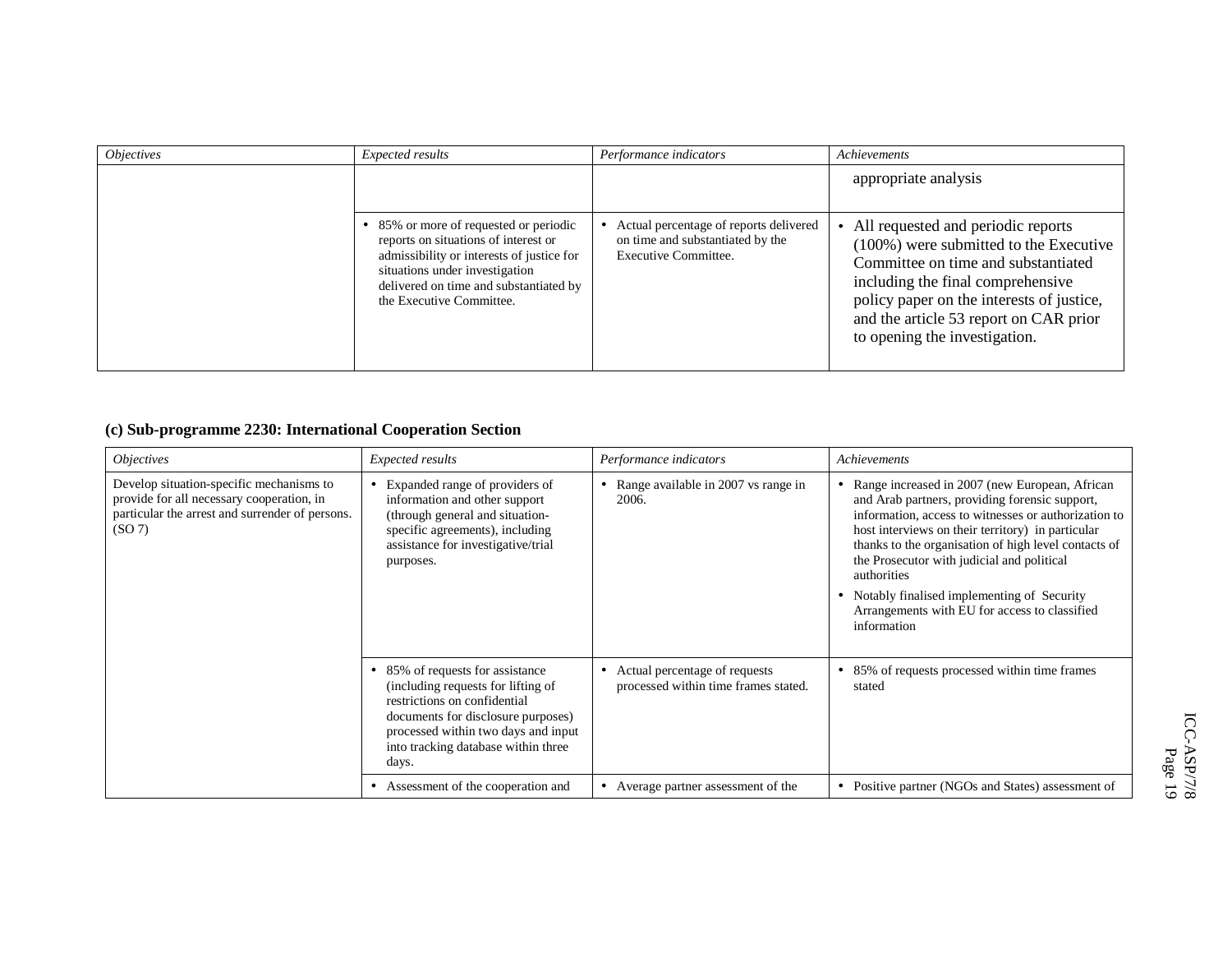| *Objectives* | *Expected results* | *Performance indicators* | *Achievements* |
|---|---|---|---|
| | | | appropriate analysis |
| | • 85% or more of requested or periodic reports on situations of interest or admissibility or interests of justice for situations under investigation delivered on time and substantiated by the Executive Committee. | • Actual percentage of reports delivered on time and substantiated by the Executive Committee. | • All requested and periodic reports (100%) were submitted to the Executive Committee on time and substantiated including the final comprehensive policy paper on the interests of justice, and the article 53 report on CAR prior to opening the investigation. |

**(c) Sub-programme 2230: International Cooperation Section**

| *Objectives* | *Expected results* | *Performance indicators* | *Achievements* |
|---|---|---|---|
| Develop situation-specific mechanisms to provide for all necessary cooperation, in particular the arrest and surrender of persons. (SO 7) | • Expanded range of providers of information and other support (through general and situation-specific agreements), including assistance for investigative/trial purposes. | • Range available in 2007 vs range in 2006. | • Range increased in 2007 (new European, African and Arab partners, providing forensic support, information, access to witnesses or authorization to host interviews on their territory) in particular thanks to the organisation of high level contacts of the Prosecutor with judicial and political authorities<br>• Notably finalised implementing of Security Arrangements with EU for access to classified information |
| | • 85% of requests for assistance (including requests for lifting of restrictions on confidential documents for disclosure purposes) processed within two days and input into tracking database within three days. | • Actual percentage of requests processed within time frames stated. | • 85% of requests processed within time frames stated |
| | • Assessment of the cooperation and | • Average partner assessment of the | • Positive partner (NGOs and States) assessment of |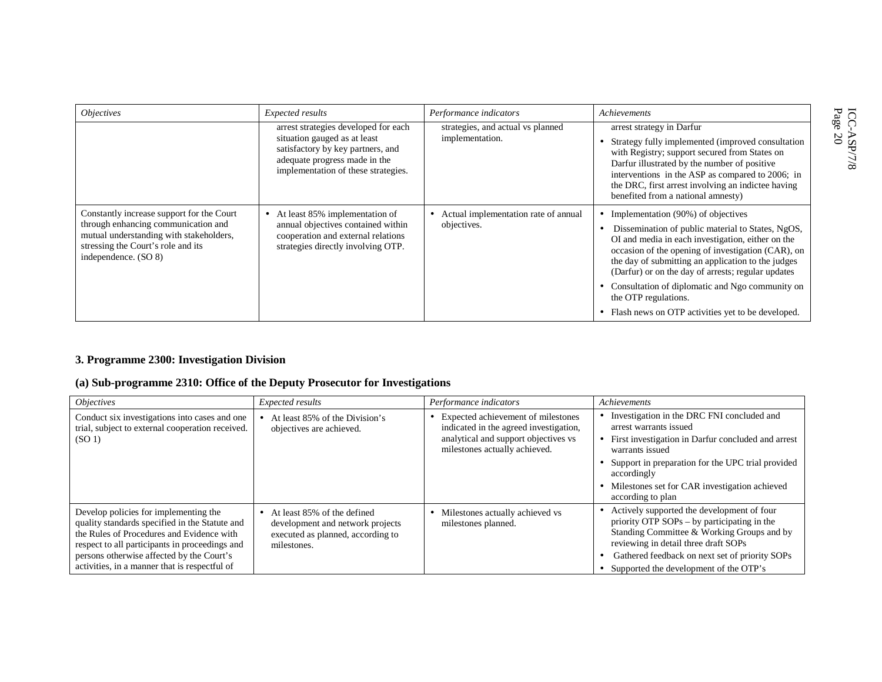| *Objectives* | *Expected results* | *Performance indicators* | *Achievements* |
|---|---|---|---|
| | arrest strategies developed for each situation gauged as at least satisfactory by key partners, and adequate progress made in the implementation of these strategies. | strategies, and actual vs planned implementation. | arrest strategy in Darfur<br>• Strategy fully implemented (improved consultation with Registry; support secured from States on Darfur illustrated by the number of positive interventions in the ASP as compared to 2006; in the DRC, first arrest involving an indictee having benefited from a national amnesty) |
| Constantly increase support for the Court through enhancing communication and mutual understanding with stakeholders, stressing the Court's role and its independence. (SO 8) | • At least 85% implementation of annual objectives contained within cooperation and external relations strategies directly involving OTP. | • Actual implementation rate of annual objectives. | • Implementation (90%) of objectives<br>• Dissemination of public material to States, NgOS, OI and media in each investigation, either on the occasion of the opening of investigation (CAR), on the day of submitting an application to the judges (Darfur) or on the day of arrests; regular updates<br>• Consultation of diplomatic and Ngo community on the OTP regulations.<br>• Flash news on OTP activities yet to be developed. |

### 3. Programme 2300: Investigation Division

#### (a) Sub-programme 2310: Office of the Deputy Prosecutor for Investigations

| *Objectives* | *Expected results* | *Performance indicators* | *Achievements* |
|---|---|---|---|
| Conduct six investigations into cases and one trial, subject to external cooperation received. (SO 1) | • At least 85% of the Division's objectives are achieved. | • Expected achievement of milestones indicated in the agreed investigation, analytical and support objectives vs milestones actually achieved. | • Investigation in the DRC FNI concluded and arrest warrants issued<br>• First investigation in Darfur concluded and arrest warrants issued<br>• Support in preparation for the UPC trial provided accordingly<br>• Milestones set for CAR investigation achieved according to plan |
| Develop policies for implementing the quality standards specified in the Statute and the Rules of Procedures and Evidence with respect to all participants in proceedings and persons otherwise affected by the Court's activities, in a manner that is respectful of | • At least 85% of the defined development and network projects executed as planned, according to milestones. | • Milestones actually achieved vs milestones planned. | • Actively supported the development of four priority OTP SOPs – by participating in the Standing Committee & Working Groups and by reviewing in detail three draft SOPs<br>• Gathered feedback on next set of priority SOPs<br>• Supported the development of the OTP's |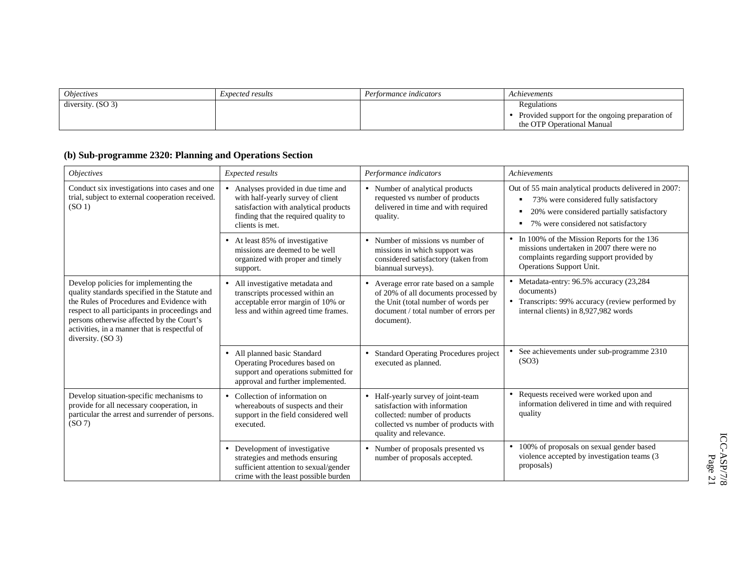| *Objectives* | *Expected results* | *Performance indicators* | *Achievements* |
|---|---|---|---|
| diversity. (SO 3) | | | Regulations<br>• Provided support for the ongoing preparation of the OTP Operational Manual |

### (b) Sub-programme 2320: Planning and Operations Section

| *Objectives* | *Expected results* | *Performance indicators* | *Achievements* |
|---|---|---|---|
| Conduct six investigations into cases and one trial, subject to external cooperation received. (SO 1) | • Analyses provided in due time and with half-yearly survey of client satisfaction with analytical products finding that the required quality to clients is met. | • Number of analytical products requested vs number of products delivered in time and with required quality. | Out of 55 main analytical products delivered in 2007:<br>▪ 73% were considered fully satisfactory<br>▪ 20% were considered partially satisfactory<br>▪ 7% were considered not satisfactory |
| | • At least 85% of investigative missions are deemed to be well organized with proper and timely support. | • Number of missions vs number of missions in which support was considered satisfactory (taken from biannual surveys). | • In 100% of the Mission Reports for the 136 missions undertaken in 2007 there were no complaints regarding support provided by Operations Support Unit. |
| Develop policies for implementing the quality standards specified in the Statute and the Rules of Procedures and Evidence with respect to all participants in proceedings and persons otherwise affected by the Court's activities, in a manner that is respectful of diversity. (SO 3) | • All investigative metadata and transcripts processed within an acceptable error margin of 10% or less and within agreed time frames. | • Average error rate based on a sample of 20% of all documents processed by the Unit (total number of words per document / total number of errors per document). | • Metadata-entry: 96.5% accuracy (23,284 documents)<br>• Transcripts: 99% accuracy (review performed by internal clients) in 8,927,982 words |
| | • All planned basic Standard Operating Procedures based on support and operations submitted for approval and further implemented. | • Standard Operating Procedures project executed as planned. | • See achievements under sub-programme 2310 (SO3) |
| Develop situation-specific mechanisms to provide for all necessary cooperation, in particular the arrest and surrender of persons. (SO 7) | • Collection of information on whereabouts of suspects and their support in the field considered well executed. | • Half-yearly survey of joint-team satisfaction with information collected: number of products collected vs number of products with quality and relevance. | • Requests received were worked upon and information delivered in time and with required quality |
| | • Development of investigative strategies and methods ensuring sufficient attention to sexual/gender crime with the least possible burden | • Number of proposals presented vs number of proposals accepted. | • 100% of proposals on sexual gender based violence accepted by investigation teams (3 proposals) |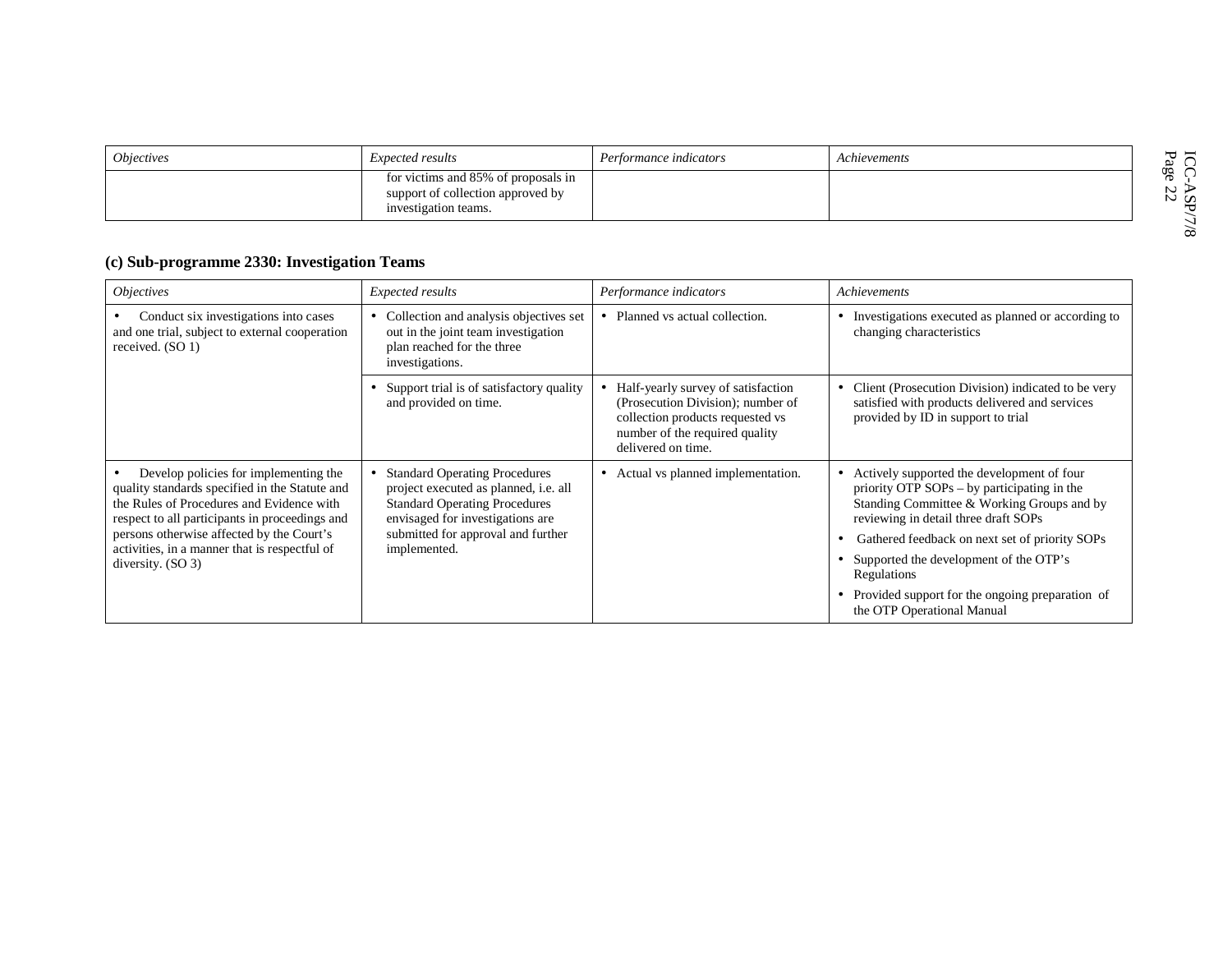| *Objectives* | *Expected results* | *Performance indicators* | *Achievements* |
|---|---|---|---|
| | for victims and 85% of proposals in support of collection approved by investigation teams. | | |

**(c) Sub-programme 2330: Investigation Teams**

| *Objectives* | *Expected results* | *Performance indicators* | *Achievements* |
|---|---|---|---|
| • Conduct six investigations into cases and one trial, subject to external cooperation received. (SO 1) | • Collection and analysis objectives set out in the joint team investigation plan reached for the three investigations. | • Planned vs actual collection. | • Investigations executed as planned or according to changing characteristics |
| | • Support trial is of satisfactory quality and provided on time. | • Half-yearly survey of satisfaction (Prosecution Division); number of collection products requested vs number of the required quality delivered on time. | • Client (Prosecution Division) indicated to be very satisfied with products delivered and services provided by ID in support to trial |
| • Develop policies for implementing the quality standards specified in the Statute and the Rules of Procedures and Evidence with respect to all participants in proceedings and persons otherwise affected by the Court's activities, in a manner that is respectful of diversity. (SO 3) | • Standard Operating Procedures project executed as planned, i.e. all Standard Operating Procedures envisaged for investigations are submitted for approval and further implemented. | • Actual vs planned implementation. | • Actively supported the development of four priority OTP SOPs – by participating in the Standing Committee & Working Groups and by reviewing in detail three draft SOPs<br>• Gathered feedback on next set of priority SOPs<br>• Supported the development of the OTP's Regulations<br>• Provided support for the ongoing preparation of the OTP Operational Manual |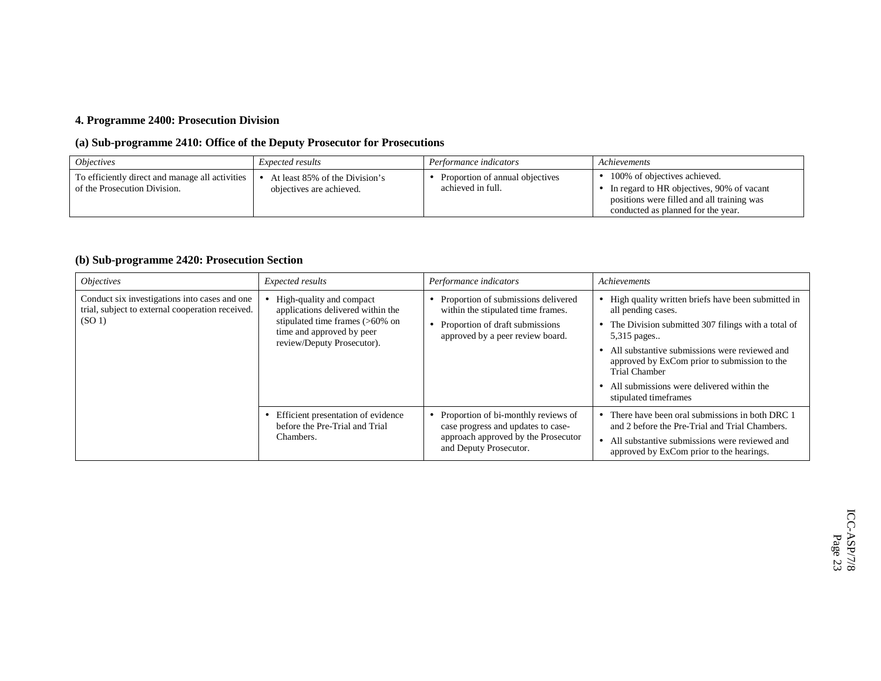### 4. Programme 2400: Prosecution Division

#### (a) Sub-programme 2410: Office of the Deputy Prosecutor for Prosecutions

| *Objectives* | *Expected results* | *Performance indicators* | *Achievements* |
|---|---|---|---|
| To efficiently direct and manage all activities of the Prosecution Division. | • At least 85% of the Division's objectives are achieved. | • Proportion of annual objectives achieved in full. | • 100% of objectives achieved.<br>• In regard to HR objectives, 90% of vacant positions were filled and all training was conducted as planned for the year. |

#### (b) Sub-programme 2420: Prosecution Section

| *Objectives* | *Expected results* | *Performance indicators* | *Achievements* |
|---|---|---|---|
| Conduct six investigations into cases and one trial, subject to external cooperation received. (SO 1) | • High-quality and compact applications delivered within the stipulated time frames (>60% on time and approved by peer review/Deputy Prosecutor). | • Proportion of submissions delivered within the stipulated time frames.<br>• Proportion of draft submissions approved by a peer review board. | • High quality written briefs have been submitted in all pending cases.<br>• The Division submitted 307 filings with a total of 5,315 pages..<br>• All substantive submissions were reviewed and approved by ExCom prior to submission to the Trial Chamber<br>• All submissions were delivered within the stipulated timeframes |
| | • Efficient presentation of evidence before the Pre-Trial and Trial Chambers. | • Proportion of bi-monthly reviews of case progress and updates to case-approach approved by the Prosecutor and Deputy Prosecutor. | • There have been oral submissions in both DRC 1 and 2 before the Pre-Trial and Trial Chambers.<br>• All substantive submissions were reviewed and approved by ExCom prior to the hearings. |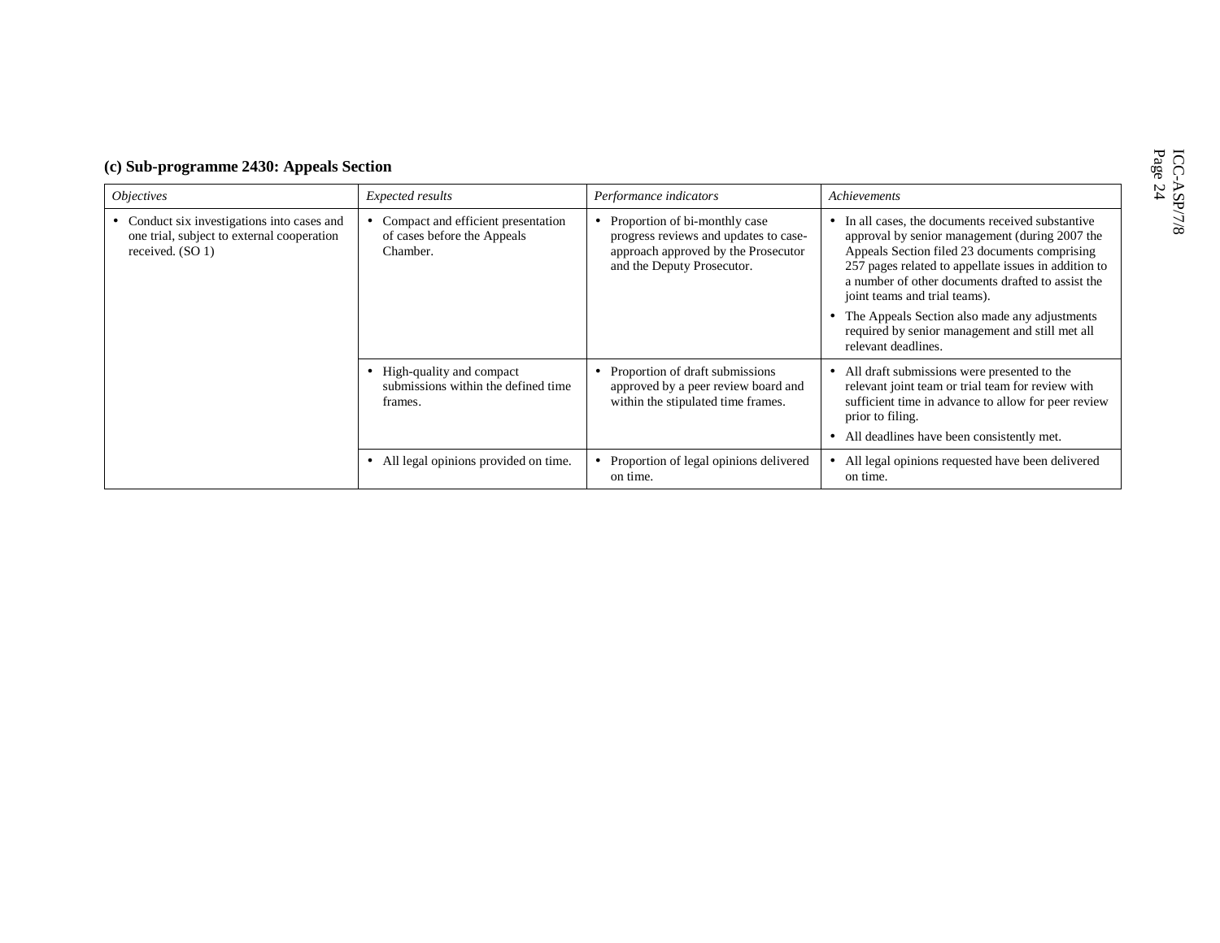### (c) Sub-programme 2430: Appeals Section

| *Objectives* | *Expected results* | *Performance indicators* | *Achievements* |
|---|---|---|---|
| • Conduct six investigations into cases and one trial, subject to external cooperation received. (SO 1) | • Compact and efficient presentation of cases before the Appeals Chamber. | • Proportion of bi-monthly case progress reviews and updates to case-approach approved by the Prosecutor and the Deputy Prosecutor. | • In all cases, the documents received substantive approval by senior management (during 2007 the Appeals Section filed 23 documents comprising 257 pages related to appellate issues in addition to a number of other documents drafted to assist the joint teams and trial teams).<br>• The Appeals Section also made any adjustments required by senior management and still met all relevant deadlines. |
| | • High-quality and compact submissions within the defined time frames. | • Proportion of draft submissions approved by a peer review board and within the stipulated time frames. | • All draft submissions were presented to the relevant joint team or trial team for review with sufficient time in advance to allow for peer review prior to filing.<br>• All deadlines have been consistently met. |
| | • All legal opinions provided on time. | • Proportion of legal opinions delivered on time. | • All legal opinions requested have been delivered on time. |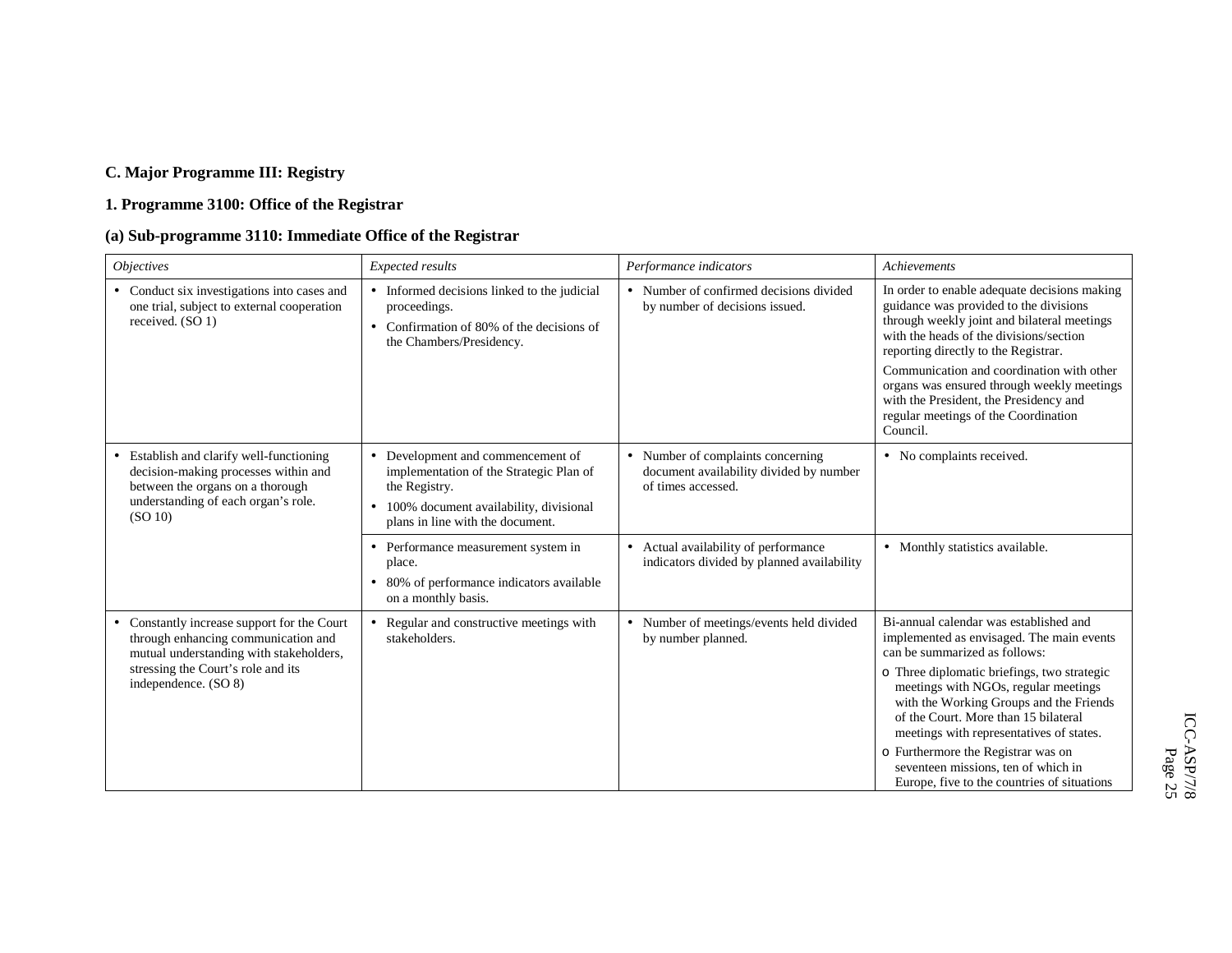### C. Major Programme III: Registry

### 1. Programme 3100: Office of the Registrar

### (a) Sub-programme 3110: Immediate Office of the Registrar

| *Objectives* | *Expected results* | *Performance indicators* | *Achievements* |
|---|---|---|---|
| • Conduct six investigations into cases and one trial, subject to external cooperation received. (SO 1) | • Informed decisions linked to the judicial proceedings.<br>• Confirmation of 80% of the decisions of the Chambers/Presidency. | • Number of confirmed decisions divided by number of decisions issued. | In order to enable adequate decisions making guidance was provided to the divisions through weekly joint and bilateral meetings with the heads of the divisions/section reporting directly to the Registrar.<br>Communication and coordination with other organs was ensured through weekly meetings with the President, the Presidency and regular meetings of the Coordination Council. |
| • Establish and clarify well-functioning decision-making processes within and between the organs on a thorough understanding of each organ's role. (SO 10) | • Development and commencement of implementation of the Strategic Plan of the Registry.<br>• 100% document availability, divisional plans in line with the document. | • Number of complaints concerning document availability divided by number of times accessed. | • No complaints received. |
| | • Performance measurement system in place.<br>• 80% of performance indicators available on a monthly basis. | • Actual availability of performance indicators divided by planned availability | • Monthly statistics available. |
| • Constantly increase support for the Court through enhancing communication and mutual understanding with stakeholders, stressing the Court's role and its independence. (SO 8) | • Regular and constructive meetings with stakeholders. | • Number of meetings/events held divided by number planned. | Bi-annual calendar was established and implemented as envisaged. The main events can be summarized as follows:<br>o Three diplomatic briefings, two strategic meetings with NGOs, regular meetings with the Working Groups and the Friends of the Court. More than 15 bilateral meetings with representatives of states.<br>o Furthermore the Registrar was on seventeen missions, ten of which in Europe, five to the countries of situations |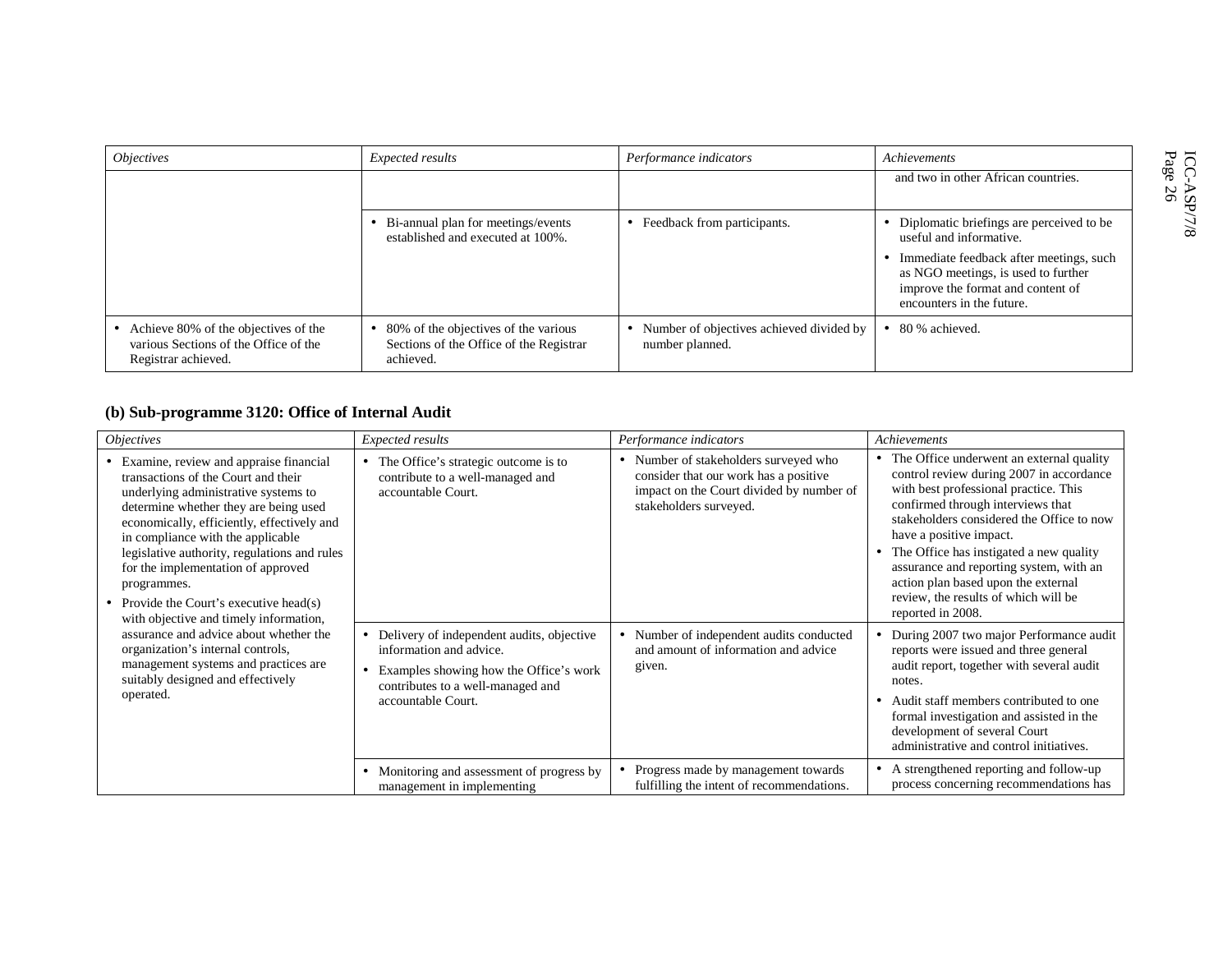| *Objectives* | *Expected results* | *Performance indicators* | *Achievements* |
|---|---|---|---|
| | | | and two in other African countries. |
| | • Bi-annual plan for meetings/events established and executed at 100%. | • Feedback from participants. | • Diplomatic briefings are perceived to be useful and informative. • Immediate feedback after meetings, such as NGO meetings, is used to further improve the format and content of encounters in the future. |
| • Achieve 80% of the objectives of the various Sections of the Office of the Registrar achieved. | • 80% of the objectives of the various Sections of the Office of the Registrar achieved. | • Number of objectives achieved divided by number planned. | • 80 % achieved. |

### (b) Sub-programme 3120: Office of Internal Audit

| *Objectives* | *Expected results* | *Performance indicators* | *Achievements* |
|---|---|---|---|
| • Examine, review and appraise financial transactions of the Court and their underlying administrative systems to determine whether they are being used economically, efficiently, effectively and in compliance with the applicable legislative authority, regulations and rules for the implementation of approved programmes. • Provide the Court's executive head(s) with objective and timely information, assurance and advice about whether the organization's internal controls, management systems and practices are suitably designed and effectively operated. | • The Office's strategic outcome is to contribute to a well-managed and accountable Court. | • Number of stakeholders surveyed who consider that our work has a positive impact on the Court divided by number of stakeholders surveyed. | • The Office underwent an external quality control review during 2007 in accordance with best professional practice. This confirmed through interviews that stakeholders considered the Office to now have a positive impact. • The Office has instigated a new quality assurance and reporting system, with an action plan based upon the external review, the results of which will be reported in 2008. |
| | • Delivery of independent audits, objective information and advice. • Examples showing how the Office's work contributes to a well-managed and accountable Court. | • Number of independent audits conducted and amount of information and advice given. | • During 2007 two major Performance audit reports were issued and three general audit report, together with several audit notes. • Audit staff members contributed to one formal investigation and assisted in the development of several Court administrative and control initiatives. |
| | • Monitoring and assessment of progress by management in implementing | • Progress made by management towards fulfilling the intent of recommendations. | • A strengthened reporting and follow-up process concerning recommendations has |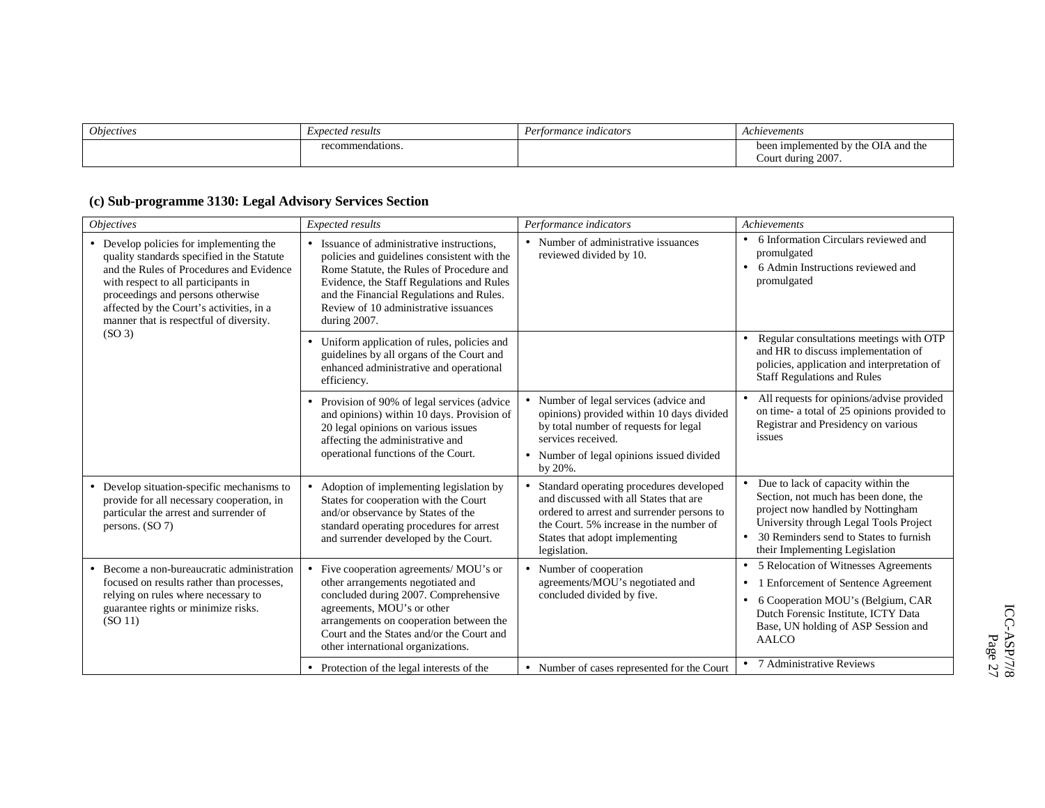| *Objectives* | *Expected results* | *Performance indicators* | *Achievements* |
|---|---|---|---|
| | recommendations. | | been implemented by the OIA and the Court during 2007. |

### (c) Sub-programme 3130: Legal Advisory Services Section

| *Objectives* | *Expected results* | *Performance indicators* | *Achievements* |
|---|---|---|---|
| • Develop policies for implementing the quality standards specified in the Statute and the Rules of Procedures and Evidence with respect to all participants in proceedings and persons otherwise affected by the Court's activities, in a manner that is respectful of diversity. (SO 3) | • Issuance of administrative instructions, policies and guidelines consistent with the Rome Statute, the Rules of Procedure and Evidence, the Staff Regulations and Rules and the Financial Regulations and Rules. Review of 10 administrative issuances during 2007. | • Number of administrative issuances reviewed divided by 10. | • 6 Information Circulars reviewed and promulgated<br>• 6 Admin Instructions reviewed and promulgated |
| | • Uniform application of rules, policies and guidelines by all organs of the Court and enhanced administrative and operational efficiency. | | • Regular consultations meetings with OTP and HR to discuss implementation of policies, application and interpretation of Staff Regulations and Rules |
| | • Provision of 90% of legal services (advice and opinions) within 10 days. Provision of 20 legal opinions on various issues affecting the administrative and operational functions of the Court. | • Number of legal services (advice and opinions) provided within 10 days divided by total number of requests for legal services received.<br>• Number of legal opinions issued divided by 20%. | • All requests for opinions/advise provided on time- a total of 25 opinions provided to Registrar and Presidency on various issues |
| • Develop situation-specific mechanisms to provide for all necessary cooperation, in particular the arrest and surrender of persons. (SO 7) | • Adoption of implementing legislation by States for cooperation with the Court and/or observance by States of the standard operating procedures for arrest and surrender developed by the Court. | • Standard operating procedures developed and discussed with all States that are ordered to arrest and surrender persons to the Court. 5% increase in the number of States that adopt implementing legislation. | • Due to lack of capacity within the Section, not much has been done, the project now handled by Nottingham University through Legal Tools Project<br>• 30 Reminders send to States to furnish their Implementing Legislation |
| • Become a non-bureaucratic administration focused on results rather than processes, relying on rules where necessary to guarantee rights or minimize risks. (SO 11) | • Five cooperation agreements/ MOU's or other arrangements negotiated and concluded during 2007. Comprehensive agreements, MOU's or other arrangements on cooperation between the Court and the States and/or the Court and other international organizations. | • Number of cooperation agreements/MOU's negotiated and concluded divided by five. | • 5 Relocation of Witnesses Agreements<br>• 1 Enforcement of Sentence Agreement<br>• 6 Cooperation MOU's (Belgium, CAR Dutch Forensic Institute, ICTY Data Base, UN holding of ASP Session and AALCO |
| | • Protection of the legal interests of the | • Number of cases represented for the Court | • 7 Administrative Reviews |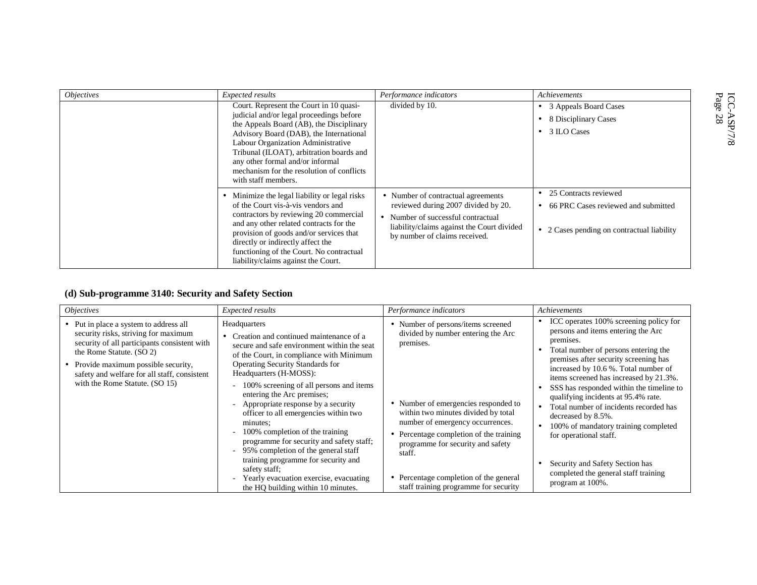| *Objectives* | *Expected results* | *Performance indicators* | *Achievements* |
|---|---|---|---|
| | Court. Represent the Court in 10 quasi-judicial and/or legal proceedings before the Appeals Board (AB), the Disciplinary Advisory Board (DAB), the International Labour Organization Administrative Tribunal (ILOAT), arbitration boards and any other formal and/or informal mechanism for the resolution of conflicts with staff members. | divided by 10. | • 3 Appeals Board Cases<br>• 8 Disciplinary Cases<br>• 3 ILO Cases |
| | • Minimize the legal liability or legal risks of the Court vis-à-vis vendors and contractors by reviewing 20 commercial and any other related contracts for the provision of goods and/or services that directly or indirectly affect the functioning of the Court. No contractual liability/claims against the Court. | • Number of contractual agreements reviewed during 2007 divided by 20.<br>• Number of successful contractual liability/claims against the Court divided by number of claims received. | • 25 Contracts reviewed<br>• 66 PRC Cases reviewed and submitted<br>• 2 Cases pending on contractual liability |

### (d) Sub-programme 3140: Security and Safety Section

| *Objectives* | *Expected results* | *Performance indicators* | *Achievements* |
|---|---|---|---|
| • Put in place a system to address all security risks, striving for maximum security of all participants consistent with the Rome Statute. (SO 2)<br>• Provide maximum possible security, safety and welfare for all staff, consistent with the Rome Statute. (SO 15) | Headquarters<br>• Creation and continued maintenance of a secure and safe environment within the seat of the Court, in compliance with Minimum Operating Security Standards for Headquarters (H-MOSS):<br>- 100% screening of all persons and items entering the Arc premises;<br>- Appropriate response by a security officer to all emergencies within two minutes;<br>- 100% completion of the training programme for security and safety staff;<br>- 95% completion of the general staff training programme for security and safety staff;<br>- Yearly evacuation exercise, evacuating the HQ building within 10 minutes. | • Number of persons/items screened divided by number entering the Arc premises.<br>• Number of emergencies responded to within two minutes divided by total number of emergency occurrences.<br>• Percentage completion of the training programme for security and safety staff.<br>• Percentage completion of the general staff training programme for security | • ICC operates 100% screening policy for persons and items entering the Arc premises.<br>• Total number of persons entering the premises after security screening has increased by 10.6 %. Total number of items screened has increased by 21.3%.<br>• SSS has responded within the timeline to qualifying incidents at 95.4% rate.<br>• Total number of incidents recorded has decreased by 8.5%.<br>• 100% of mandatory training completed for operational staff.<br>• Security and Safety Section has completed the general staff training program at 100%. |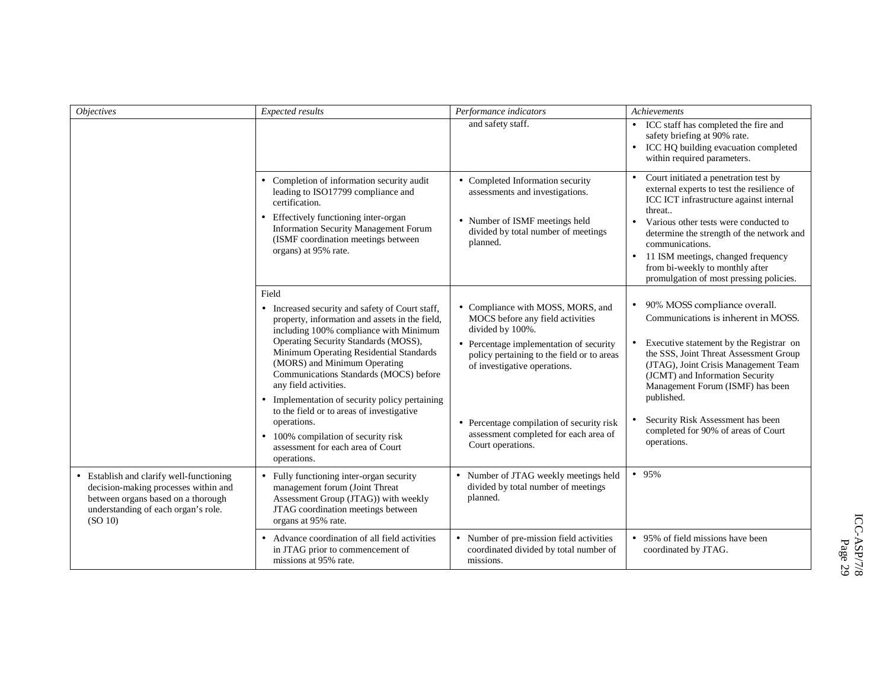| *Objectives* | *Expected results* | *Performance indicators* | *Achievements* |
|---|---|---|---|
| | | and safety staff. | • ICC staff has completed the fire and safety briefing at 90% rate.<br>• ICC HQ building evacuation completed within required parameters. |
| | • Completion of information security audit leading to ISO17799 compliance and certification.<br>• Effectively functioning inter-organ Information Security Management Forum (ISMF coordination meetings between organs) at 95% rate. | • Completed Information security assessments and investigations.<br>• Number of ISMF meetings held divided by total number of meetings planned. | • Court initiated a penetration test by external experts to test the resilience of ICC ICT infrastructure against internal threat..<br>• Various other tests were conducted to determine the strength of the network and communications.<br>• 11 ISM meetings, changed frequency from bi-weekly to monthly after promulgation of most pressing policies. |
| | Field<br>• Increased security and safety of Court staff, property, information and assets in the field, including 100% compliance with Minimum Operating Security Standards (MOSS), Minimum Operating Residential Standards (MORS) and Minimum Operating Communications Standards (MOCS) before any field activities.<br>• Implementation of security policy pertaining to the field or to areas of investigative operations.<br>• 100% compilation of security risk assessment for each area of Court operations. | • Compliance with MOSS, MORS, and MOCS before any field activities divided by 100%.<br>• Percentage implementation of security policy pertaining to the field or to areas of investigative operations.<br>• Percentage compilation of security risk assessment completed for each area of Court operations. | • 90% MOSS compliance overall. Communications is inherent in MOSS.<br>• Executive statement by the Registrar on the SSS, Joint Threat Assessment Group (JTAG), Joint Crisis Management Team (JCMT) and Information Security Management Forum (ISMF) has been published.<br>• Security Risk Assessment has been completed for 90% of areas of Court operations. |
| • Establish and clarify well-functioning decision-making processes within and between organs based on a thorough understanding of each organ's role. (SO 10) | • Fully functioning inter-organ security management forum (Joint Threat Assessment Group (JTAG)) with weekly JTAG coordination meetings between organs at 95% rate. | • Number of JTAG weekly meetings held divided by total number of meetings planned. | • 95% |
| | • Advance coordination of all field activities in JTAG prior to commencement of missions at 95% rate. | • Number of pre-mission field activities coordinated divided by total number of missions. | • 95% of field missions have been coordinated by JTAG. |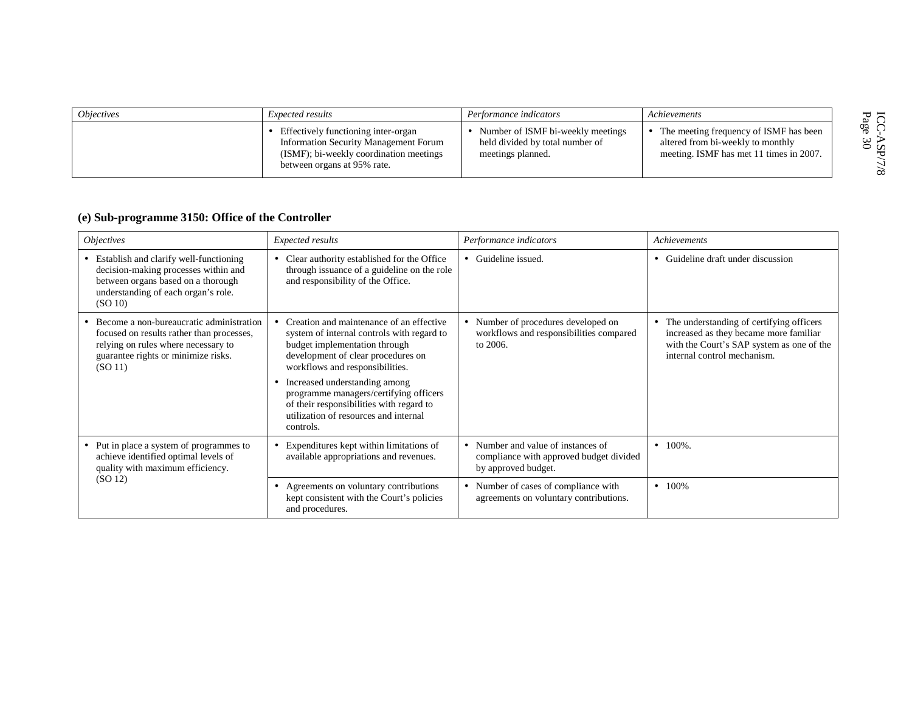| *Objectives* | *Expected results* | *Performance indicators* | *Achievements* |
|---|---|---|---|
| | • Effectively functioning inter-organ Information Security Management Forum (ISMF); bi-weekly coordination meetings between organs at 95% rate. | • Number of ISMF bi-weekly meetings held divided by total number of meetings planned. | • The meeting frequency of ISMF has been altered from bi-weekly to monthly meeting. ISMF has met 11 times in 2007. |

**(e) Sub-programme 3150: Office of the Controller**

| *Objectives* | *Expected results* | *Performance indicators* | *Achievements* |
|---|---|---|---|
| • Establish and clarify well-functioning decision-making processes within and between organs based on a thorough understanding of each organ's role. (SO 10) | • Clear authority established for the Office through issuance of a guideline on the role and responsibility of the Office. | • Guideline issued. | • Guideline draft under discussion |
| • Become a non-bureaucratic administration focused on results rather than processes, relying on rules where necessary to guarantee rights or minimize risks. (SO 11) | • Creation and maintenance of an effective system of internal controls with regard to budget implementation through development of clear procedures on workflows and responsibilities.<br>• Increased understanding among programme managers/certifying officers of their responsibilities with regard to utilization of resources and internal controls. | • Number of procedures developed on workflows and responsibilities compared to 2006. | • The understanding of certifying officers increased as they became more familiar with the Court's SAP system as one of the internal control mechanism. |
| • Put in place a system of programmes to achieve identified optimal levels of quality with maximum efficiency. (SO 12) | • Expenditures kept within limitations of available appropriations and revenues. | • Number and value of instances of compliance with approved budget divided by approved budget. | • 100%. |
| | • Agreements on voluntary contributions kept consistent with the Court's policies and procedures. | • Number of cases of compliance with agreements on voluntary contributions. | • 100% |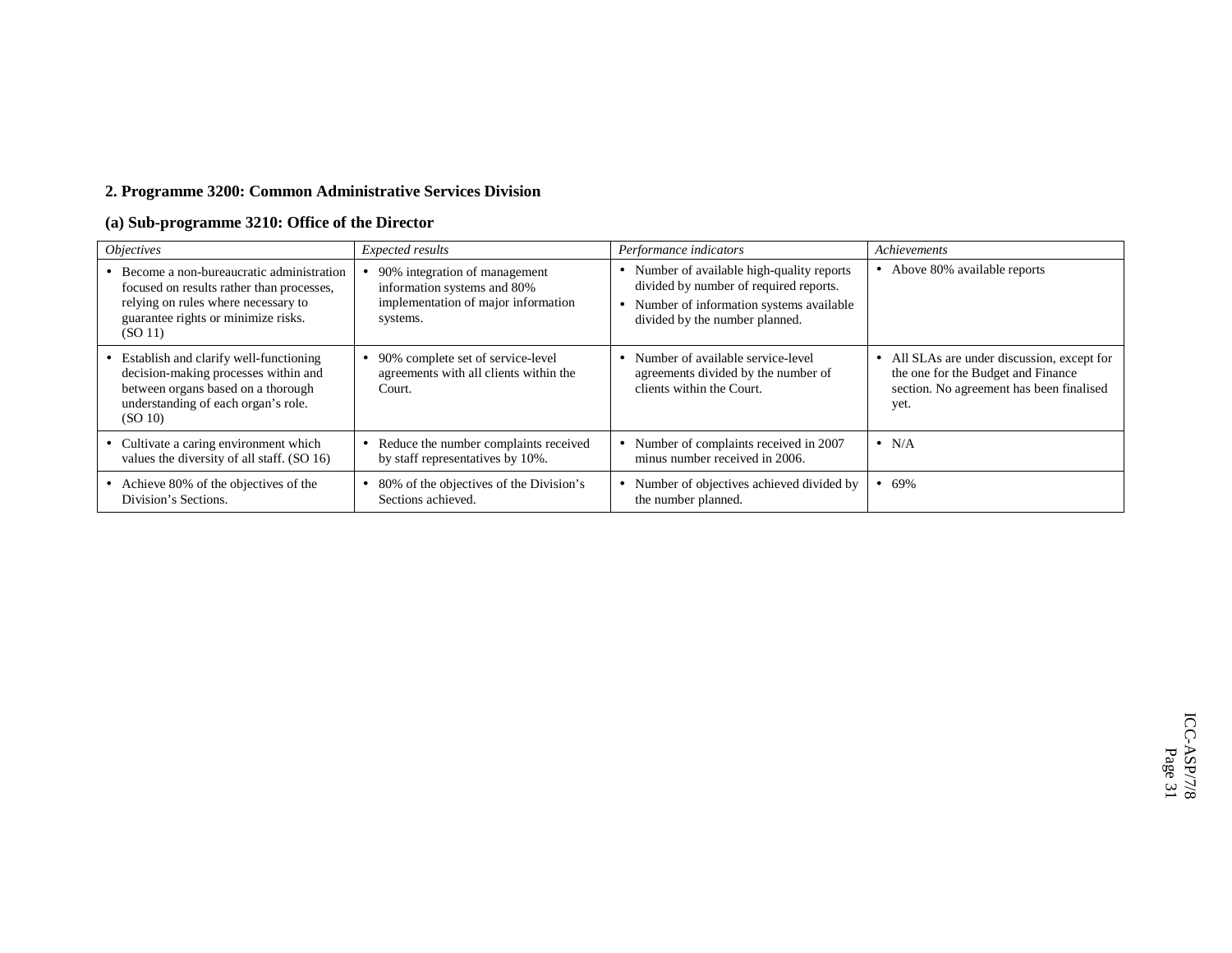## 2. Programme 3200: Common Administrative Services Division

### (a) Sub-programme 3210: Office of the Director

| *Objectives* | *Expected results* | *Performance indicators* | *Achievements* |
|---|---|---|---|
| • Become a non-bureaucratic administration focused on results rather than processes, relying on rules where necessary to guarantee rights or minimize risks. (SO 11) | • 90% integration of management information systems and 80% implementation of major information systems. | • Number of available high-quality reports divided by number of required reports.<br>• Number of information systems available divided by the number planned. | • Above 80% available reports |
| • Establish and clarify well-functioning decision-making processes within and between organs based on a thorough understanding of each organ's role. (SO 10) | • 90% complete set of service-level agreements with all clients within the Court. | • Number of available service-level agreements divided by the number of clients within the Court. | • All SLAs are under discussion, except for the one for the Budget and Finance section. No agreement has been finalised yet. |
| • Cultivate a caring environment which values the diversity of all staff. (SO 16) | • Reduce the number complaints received by staff representatives by 10%. | • Number of complaints received in 2007 minus number received in 2006. | • N/A |
| • Achieve 80% of the objectives of the Division's Sections. | • 80% of the objectives of the Division's Sections achieved. | • Number of objectives achieved divided by the number planned. | • 69% |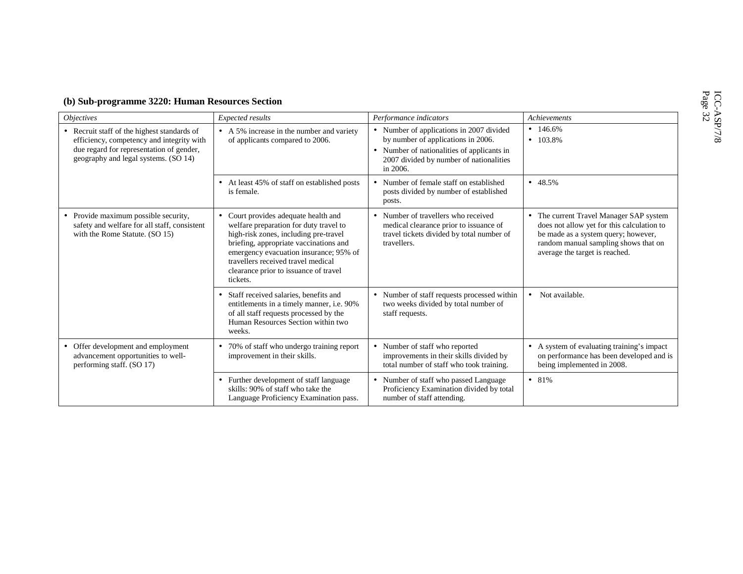### (b) Sub-programme 3220: Human Resources Section

| *Objectives* | *Expected results* | *Performance indicators* | *Achievements* |
|---|---|---|---|
| • Recruit staff of the highest standards of efficiency, competency and integrity with due regard for representation of gender, geography and legal systems. (SO 14) | • A 5% increase in the number and variety of applicants compared to 2006. | • Number of applications in 2007 divided by number of applications in 2006.<br>• Number of nationalities of applicants in 2007 divided by number of nationalities in 2006. | • 146.6%<br>• 103.8% |
| | • At least 45% of staff on established posts is female. | • Number of female staff on established posts divided by number of established posts. | • 48.5% |
| • Provide maximum possible security, safety and welfare for all staff, consistent with the Rome Statute. (SO 15) | • Court provides adequate health and welfare preparation for duty travel to high-risk zones, including pre-travel briefing, appropriate vaccinations and emergency evacuation insurance; 95% of travellers received travel medical clearance prior to issuance of travel tickets. | • Number of travellers who received medical clearance prior to issuance of travel tickets divided by total number of travellers. | • The current Travel Manager SAP system does not allow yet for this calculation to be made as a system query; however, random manual sampling shows that on average the target is reached. |
| | • Staff received salaries, benefits and entitlements in a timely manner, i.e. 90% of all staff requests processed by the Human Resources Section within two weeks. | • Number of staff requests processed within two weeks divided by total number of staff requests. | • Not available. |
| • Offer development and employment advancement opportunities to well-performing staff. (SO 17) | • 70% of staff who undergo training report improvement in their skills. | • Number of staff who reported improvements in their skills divided by total number of staff who took training. | • A system of evaluating training's impact on performance has been developed and is being implemented in 2008. |
| | • Further development of staff language skills: 90% of staff who take the Language Proficiency Examination pass. | • Number of staff who passed Language Proficiency Examination divided by total number of staff attending. | • 81% |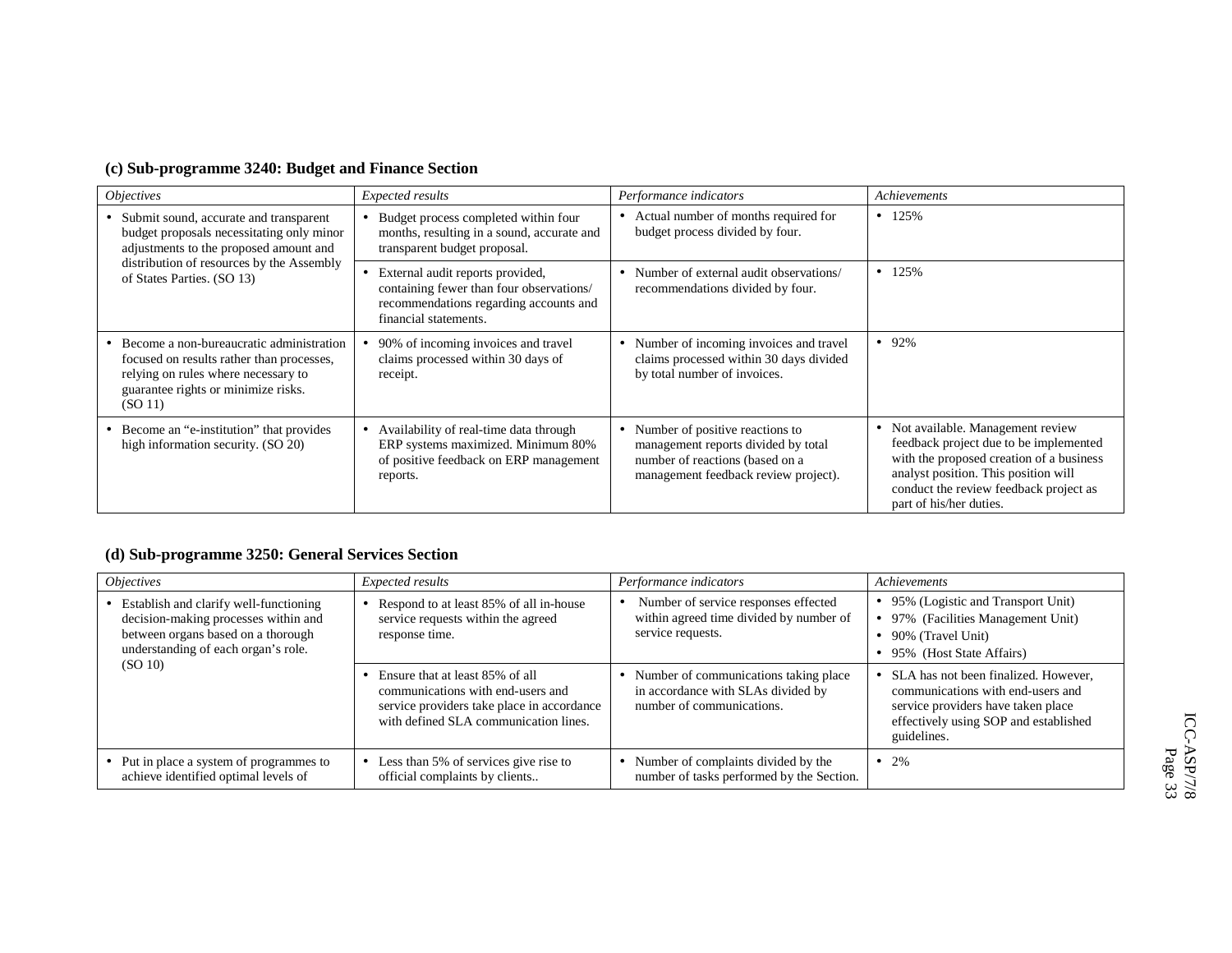### (c) Sub-programme 3240: Budget and Finance Section

| *Objectives* | *Expected results* | *Performance indicators* | *Achievements* |
|---|---|---|---|
| • Submit sound, accurate and transparent budget proposals necessitating only minor adjustments to the proposed amount and distribution of resources by the Assembly of States Parties. (SO 13) | • Budget process completed within four months, resulting in a sound, accurate and transparent budget proposal. | • Actual number of months required for budget process divided by four. | • 125% |
| | • External audit reports provided, containing fewer than four observations/ recommendations regarding accounts and financial statements. | • Number of external audit observations/ recommendations divided by four. | • 125% |
| • Become a non-bureaucratic administration focused on results rather than processes, relying on rules where necessary to guarantee rights or minimize risks. (SO 11) | • 90% of incoming invoices and travel claims processed within 30 days of receipt. | • Number of incoming invoices and travel claims processed within 30 days divided by total number of invoices. | • 92% |
| • Become an "e-institution" that provides high information security. (SO 20) | • Availability of real-time data through ERP systems maximized. Minimum 80% of positive feedback on ERP management reports. | • Number of positive reactions to management reports divided by total number of reactions (based on a management feedback review project). | • Not available. Management review feedback project due to be implemented with the proposed creation of a business analyst position. This position will conduct the review feedback project as part of his/her duties. |

### (d) Sub-programme 3250: General Services Section

| *Objectives* | *Expected results* | *Performance indicators* | *Achievements* |
|---|---|---|---|
| • Establish and clarify well-functioning decision-making processes within and between organs based on a thorough understanding of each organ's role. (SO 10) | • Respond to at least 85% of all in-house service requests within the agreed response time. | • Number of service responses effected within agreed time divided by number of service requests. | • 95% (Logistic and Transport Unit)<br>• 97% (Facilities Management Unit)<br>• 90% (Travel Unit)<br>• 95% (Host State Affairs) |
| | • Ensure that at least 85% of all communications with end-users and service providers take place in accordance with defined SLA communication lines. | • Number of communications taking place in accordance with SLAs divided by number of communications. | • SLA has not been finalized. However, communications with end-users and service providers have taken place effectively using SOP and established guidelines. |
| • Put in place a system of programmes to achieve identified optimal levels of | • Less than 5% of services give rise to official complaints by clients.. | • Number of complaints divided by the number of tasks performed by the Section. | • 2% |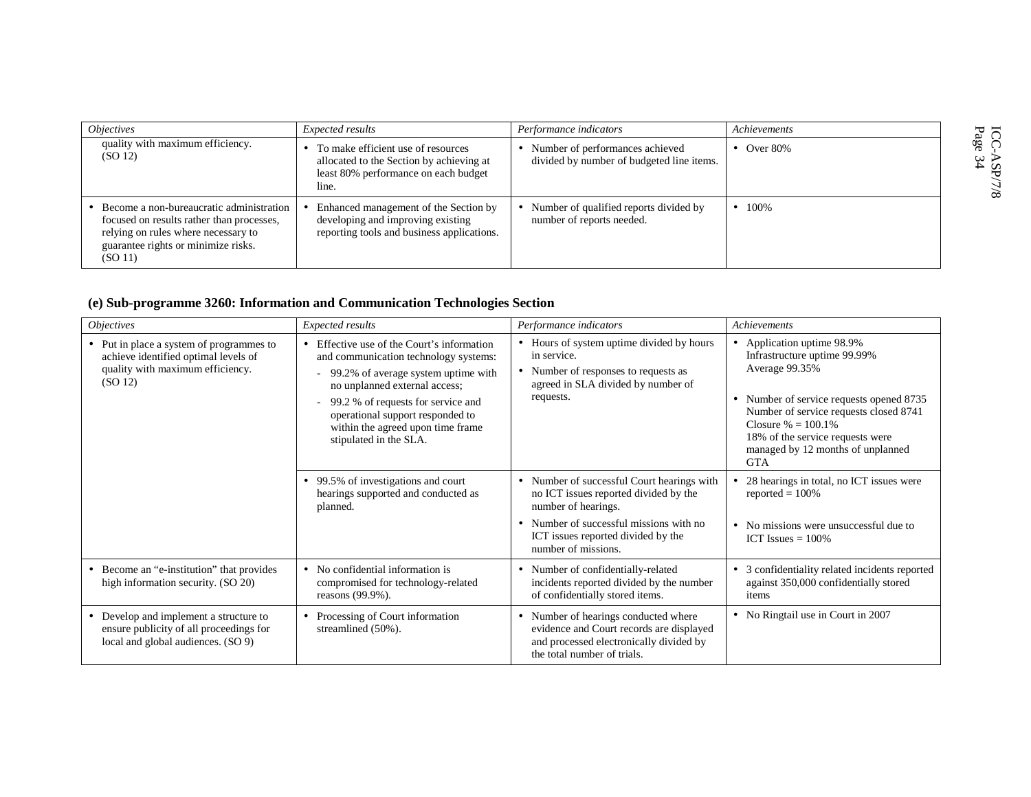| *Objectives* | *Expected results* | *Performance indicators* | *Achievements* |
|---|---|---|---|
| quality with maximum efficiency. (SO 12) | • To make efficient use of resources allocated to the Section by achieving at least 80% performance on each budget line. | • Number of performances achieved divided by number of budgeted line items. | • Over 80% |
| • Become a non-bureaucratic administration focused on results rather than processes, relying on rules where necessary to guarantee rights or minimize risks. (SO 11) | • Enhanced management of the Section by developing and improving existing reporting tools and business applications. | • Number of qualified reports divided by number of reports needed. | • 100% |

### (e) Sub-programme 3260: Information and Communication Technologies Section

| *Objectives* | *Expected results* | *Performance indicators* | *Achievements* |
|---|---|---|---|
| • Put in place a system of programmes to achieve identified optimal levels of quality with maximum efficiency. (SO 12) | • Effective use of the Court's information and communication technology systems:<br>- 99.2% of average system uptime with no unplanned external access;<br>- 99.2 % of requests for service and operational support responded to within the agreed upon time frame stipulated in the SLA. | • Hours of system uptime divided by hours in service.<br>• Number of responses to requests as agreed in SLA divided by number of requests. | • Application uptime 98.9% Infrastructure uptime 99.99% Average 99.35%<br>• Number of service requests opened 8735 Number of service requests closed 8741 Closure % = 100.1% 18% of the service requests were managed by 12 months of unplanned GTA |
| | • 99.5% of investigations and court hearings supported and conducted as planned. | • Number of successful Court hearings with no ICT issues reported divided by the number of hearings.<br>• Number of successful missions with no ICT issues reported divided by the number of missions. | • 28 hearings in total, no ICT issues were reported = 100%<br>• No missions were unsuccessful due to ICT Issues = 100% |
| • Become an "e-institution" that provides high information security. (SO 20) | • No confidential information is compromised for technology-related reasons (99.9%). | • Number of confidentially-related incidents reported divided by the number of confidentially stored items. | • 3 confidentiality related incidents reported against 350,000 confidentially stored items |
| • Develop and implement a structure to ensure publicity of all proceedings for local and global audiences. (SO 9) | • Processing of Court information streamlined (50%). | • Number of hearings conducted where evidence and Court records are displayed and processed electronically divided by the total number of trials. | • No Ringtail use in Court in 2007 |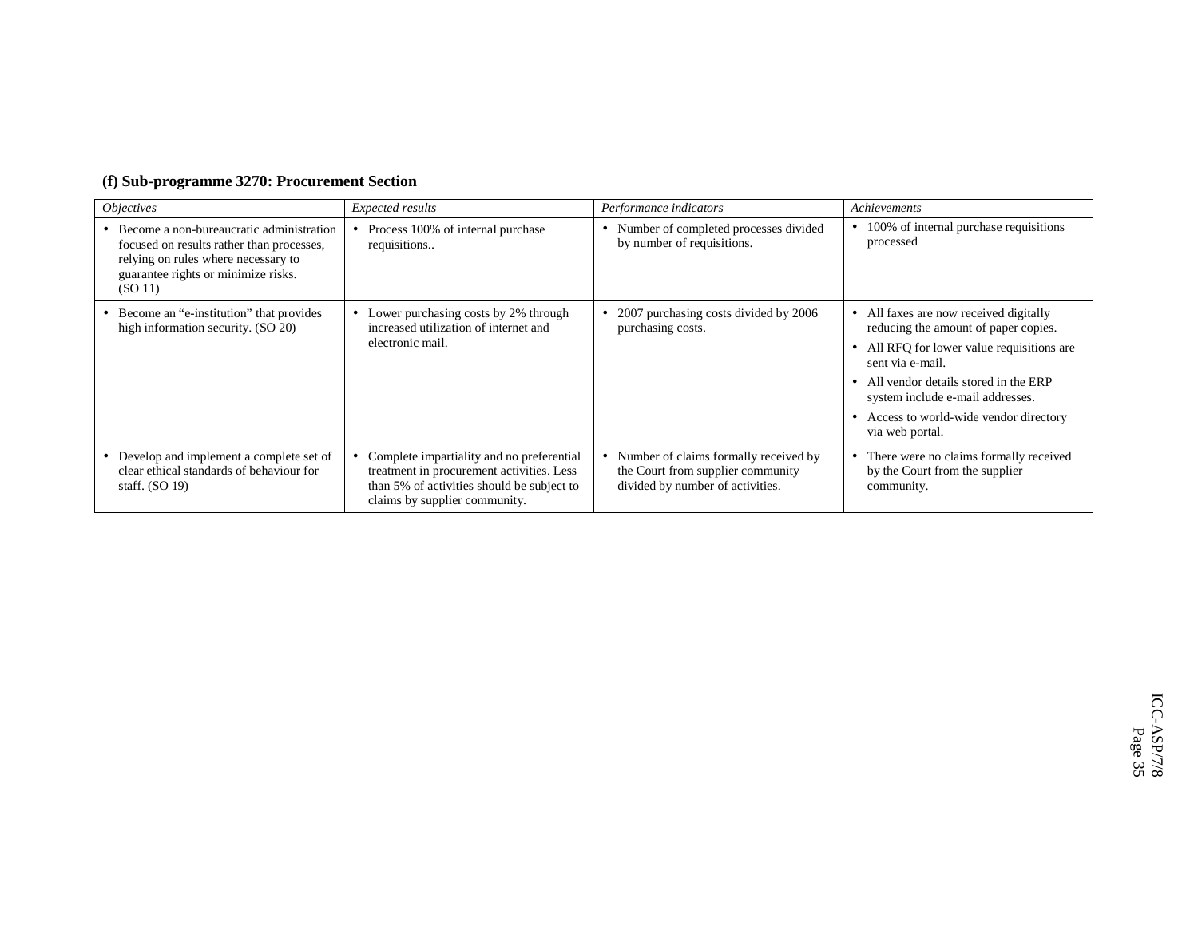**(f) Sub-programme 3270: Procurement Section**

| *Objectives* | *Expected results* | *Performance indicators* | *Achievements* |
|---|---|---|---|
| • Become a non-bureaucratic administration focused on results rather than processes, relying on rules where necessary to guarantee rights or minimize risks. (SO 11) | • Process 100% of internal purchase requisitions.. | • Number of completed processes divided by number of requisitions. | • 100% of internal purchase requisitions processed |
| • Become an “e-institution” that provides high information security. (SO 20) | • Lower purchasing costs by 2% through increased utilization of internet and electronic mail. | • 2007 purchasing costs divided by 2006 purchasing costs. | • All faxes are now received digitally reducing the amount of paper copies.<br>• All RFQ for lower value requisitions are sent via e-mail.<br>• All vendor details stored in the ERP system include e-mail addresses.<br>• Access to world-wide vendor directory via web portal. |
| • Develop and implement a complete set of clear ethical standards of behaviour for staff. (SO 19) | • Complete impartiality and no preferential treatment in procurement activities. Less than 5% of activities should be subject to claims by supplier community. | • Number of claims formally received by the Court from supplier community divided by number of activities. | • There were no claims formally received by the Court from the supplier community. |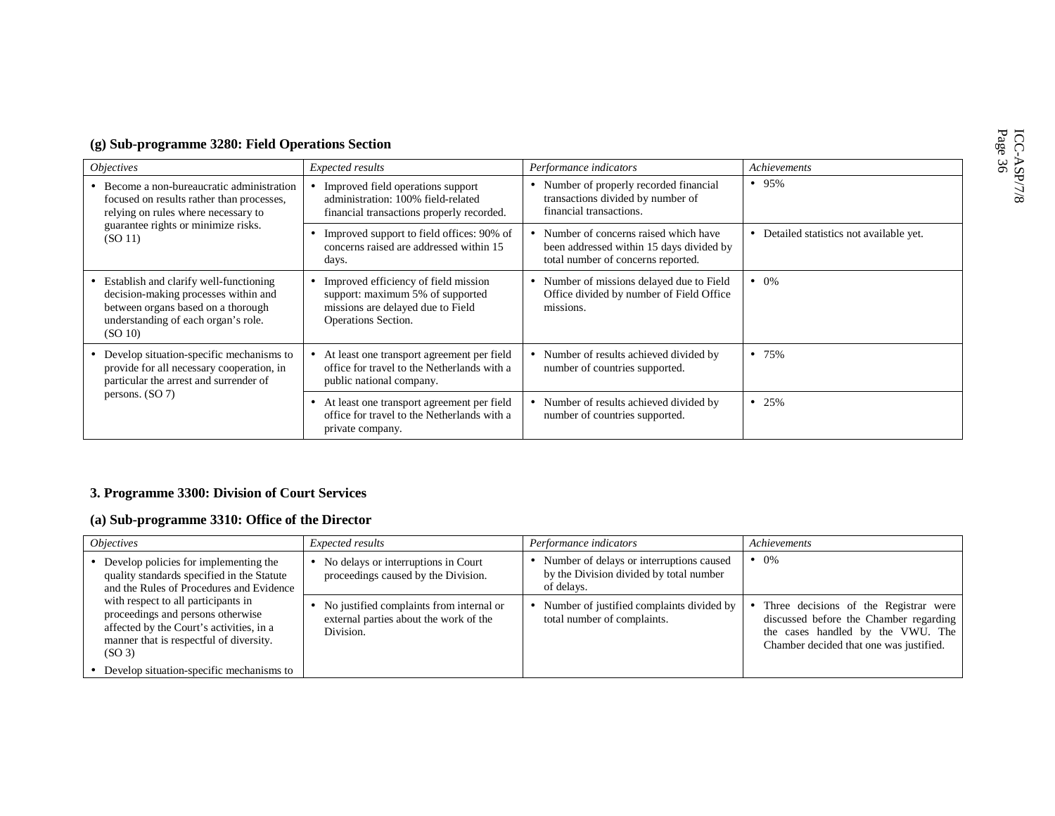### (g) Sub-programme 3280: Field Operations Section

| *Objectives* | *Expected results* | *Performance indicators* | *Achievements* |
|---|---|---|---|
| • Become a non-bureaucratic administration focused on results rather than processes, relying on rules where necessary to guarantee rights or minimize risks. (SO 11) | • Improved field operations support administration: 100% field-related financial transactions properly recorded. | • Number of properly recorded financial transactions divided by number of financial transactions. | • 95% |
| | • Improved support to field offices: 90% of concerns raised are addressed within 15 days. | • Number of concerns raised which have been addressed within 15 days divided by total number of concerns reported. | • Detailed statistics not available yet. |
| • Establish and clarify well-functioning decision-making processes within and between organs based on a thorough understanding of each organ's role. (SO 10) | • Improved efficiency of field mission support: maximum 5% of supported missions are delayed due to Field Operations Section. | • Number of missions delayed due to Field Office divided by number of Field Office missions. | • 0% |
| • Develop situation-specific mechanisms to provide for all necessary cooperation, in particular the arrest and surrender of persons. (SO 7) | • At least one transport agreement per field office for travel to the Netherlands with a public national company. | • Number of results achieved divided by number of countries supported. | • 75% |
| | • At least one transport agreement per field office for travel to the Netherlands with a private company. | • Number of results achieved divided by number of countries supported. | • 25% |

## 3. Programme 3300: Division of Court Services

### (a) Sub-programme 3310: Office of the Director

| *Objectives* | *Expected results* | *Performance indicators* | *Achievements* |
|---|---|---|---|
| • Develop policies for implementing the quality standards specified in the Statute and the Rules of Procedures and Evidence with respect to all participants in proceedings and persons otherwise affected by the Court's activities, in a manner that is respectful of diversity. (SO 3) | • No delays or interruptions in Court proceedings caused by the Division. | • Number of delays or interruptions caused by the Division divided by total number of delays. | • 0% |
| • Develop situation-specific mechanisms to | • No justified complaints from internal or external parties about the work of the Division. | • Number of justified complaints divided by total number of complaints. | • Three decisions of the Registrar were discussed before the Chamber regarding the cases handled by the VWU. The Chamber decided that one was justified. |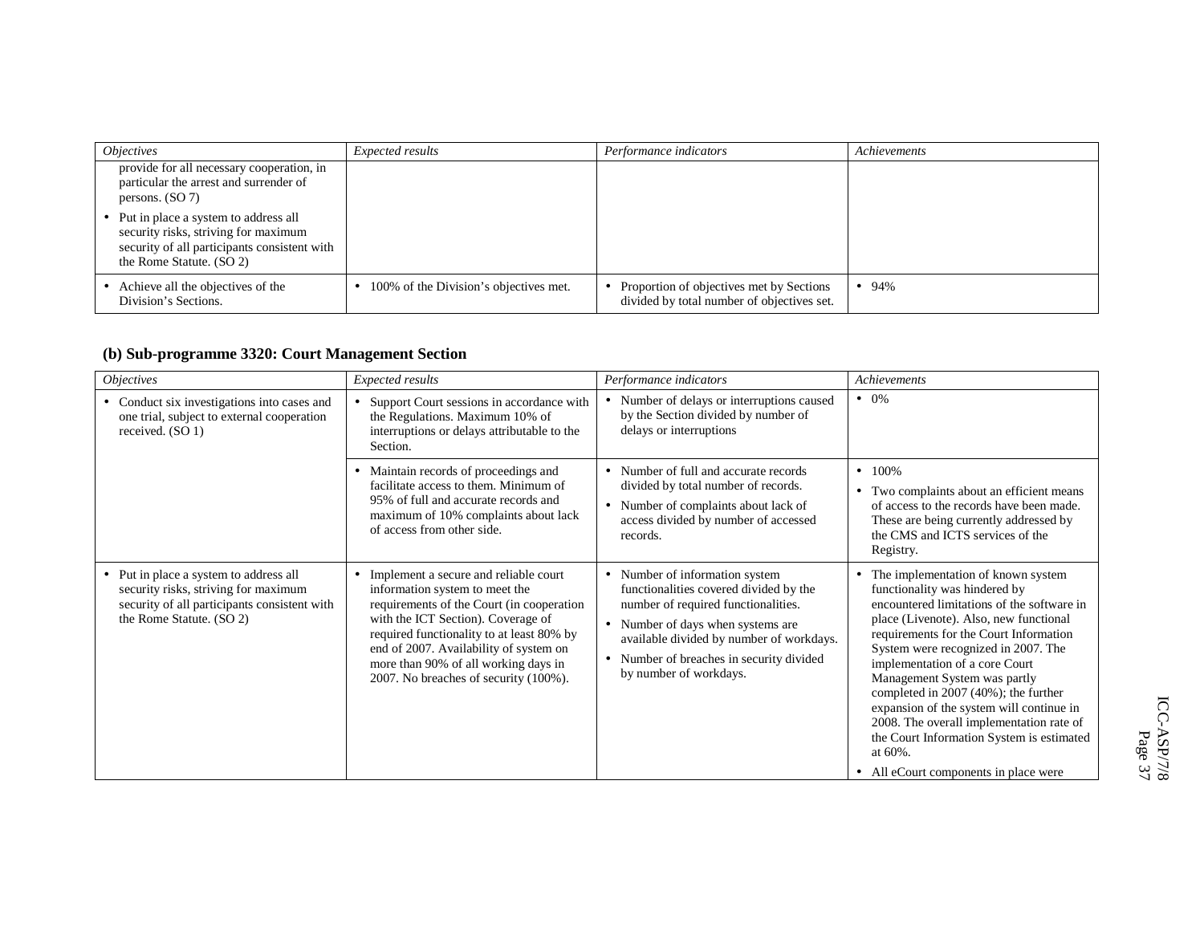| *Objectives* | *Expected results* | *Performance indicators* | *Achievements* |
|---|---|---|---|
| provide for all necessary cooperation, in particular the arrest and surrender of persons. (SO 7)<br>• Put in place a system to address all security risks, striving for maximum security of all participants consistent with the Rome Statute. (SO 2) | | | |
| • Achieve all the objectives of the Division's Sections. | • 100% of the Division's objectives met. | • Proportion of objectives met by Sections divided by total number of objectives set. | • 94% |

### (b) Sub-programme 3320: Court Management Section

| *Objectives* | *Expected results* | *Performance indicators* | *Achievements* |
|---|---|---|---|
| • Conduct six investigations into cases and one trial, subject to external cooperation received. (SO 1) | • Support Court sessions in accordance with the Regulations. Maximum 10% of interruptions or delays attributable to the Section. | • Number of delays or interruptions caused by the Section divided by number of delays or interruptions | • 0% |
| | • Maintain records of proceedings and facilitate access to them. Minimum of 95% of full and accurate records and maximum of 10% complaints about lack of access from other side. | • Number of full and accurate records divided by total number of records.<br>• Number of complaints about lack of access divided by number of accessed records. | • 100%<br>• Two complaints about an efficient means of access to the records have been made. These are being currently addressed by the CMS and ICTS services of the Registry. |
| • Put in place a system to address all security risks, striving for maximum security of all participants consistent with the Rome Statute. (SO 2) | • Implement a secure and reliable court information system to meet the requirements of the Court (in cooperation with the ICT Section). Coverage of required functionality to at least 80% by end of 2007. Availability of system on more than 90% of all working days in 2007. No breaches of security (100%). | • Number of information system functionalities covered divided by the number of required functionalities.<br>• Number of days when systems are available divided by number of workdays.<br>• Number of breaches in security divided by number of workdays. | • The implementation of known system functionality was hindered by encountered limitations of the software in place (Livenote). Also, new functional requirements for the Court Information System were recognized in 2007. The implementation of a core Court Management System was partly completed in 2007 (40%); the further expansion of the system will continue in 2008. The overall implementation rate of the Court Information System is estimated at 60%.<br>• All eCourt components in place were |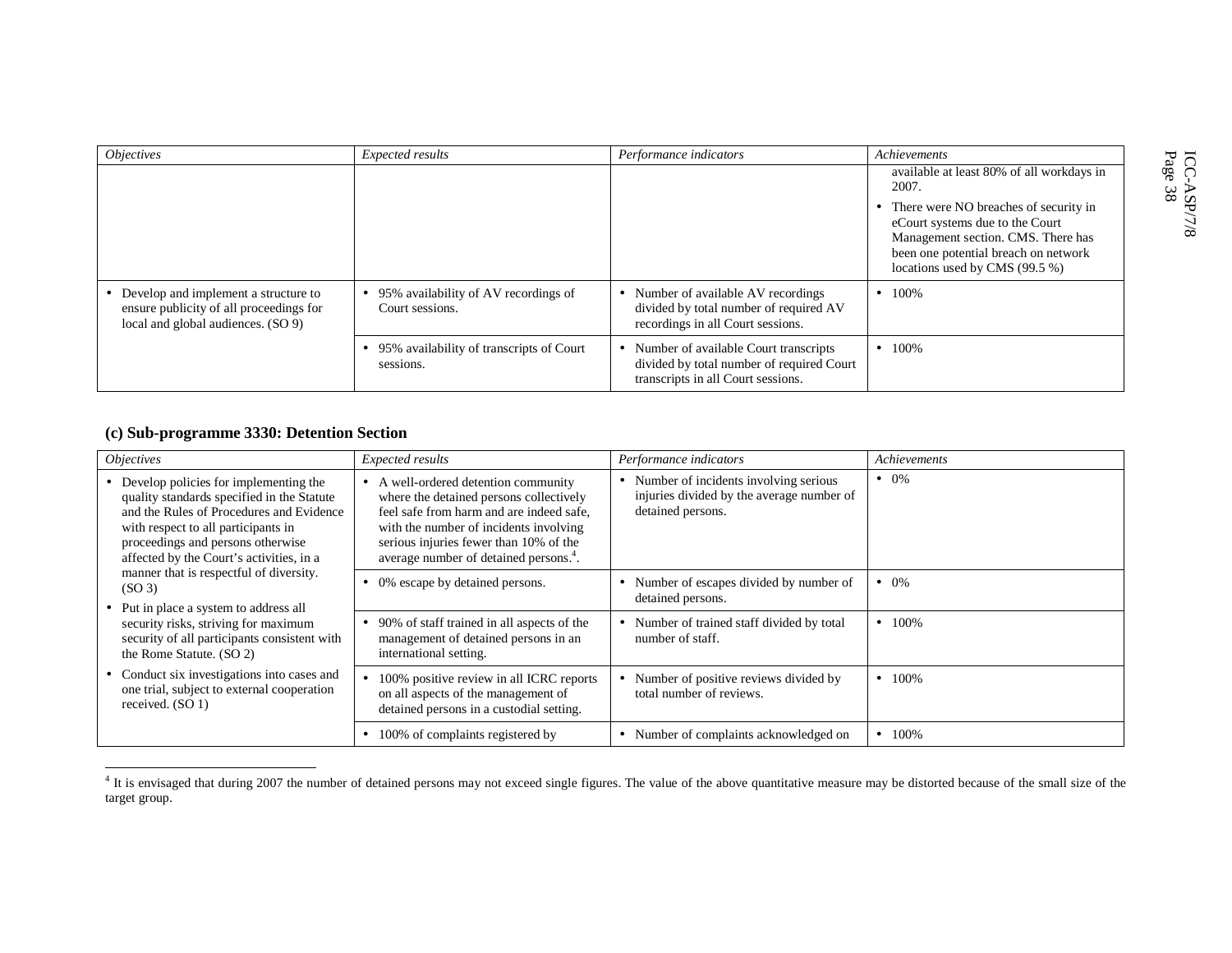| *Objectives* | *Expected results* | *Performance indicators* | *Achievements* |
|---|---|---|---|
| | | | available at least 80% of all workdays in 2007.<br>• There were NO breaches of security in eCourt systems due to the Court Management section. CMS. There has been one potential breach on network locations used by CMS (99.5 %) |
| • Develop and implement a structure to ensure publicity of all proceedings for local and global audiences. (SO 9) | • 95% availability of AV recordings of Court sessions. | • Number of available AV recordings divided by total number of required AV recordings in all Court sessions. | • 100% |
| | • 95% availability of transcripts of Court sessions. | • Number of available Court transcripts divided by total number of required Court transcripts in all Court sessions. | • 100% |

### (c) Sub-programme 3330: Detention Section

| *Objectives* | *Expected results* | *Performance indicators* | *Achievements* |
|---|---|---|---|
| • Develop policies for implementing the quality standards specified in the Statute and the Rules of Procedures and Evidence with respect to all participants in proceedings and persons otherwise affected by the Court's activities, in a manner that is respectful of diversity. (SO 3)<br>• Put in place a system to address all security risks, striving for maximum security of all participants consistent with the Rome Statute. (SO 2)<br>• Conduct six investigations into cases and one trial, subject to external cooperation received. (SO 1) | • A well-ordered detention community where the detained persons collectively feel safe from harm and are indeed safe, with the number of incidents involving serious injuries fewer than 10% of the average number of detained persons.[4]. | • Number of incidents involving serious injuries divided by the average number of detained persons. | • 0% |
| | • 0% escape by detained persons. | • Number of escapes divided by number of detained persons. | • 0% |
| | • 90% of staff trained in all aspects of the management of detained persons in an international setting. | • Number of trained staff divided by total number of staff. | • 100% |
| | • 100% positive review in all ICRC reports on all aspects of the management of detained persons in a custodial setting. | • Number of positive reviews divided by total number of reviews. | • 100% |
| | • 100% of complaints registered by | • Number of complaints acknowledged on | • 100% |

[4] It is envisaged that during 2007 the number of detained persons may not exceed single figures. The value of the above quantitative measure may be distorted because of the small size of the target group.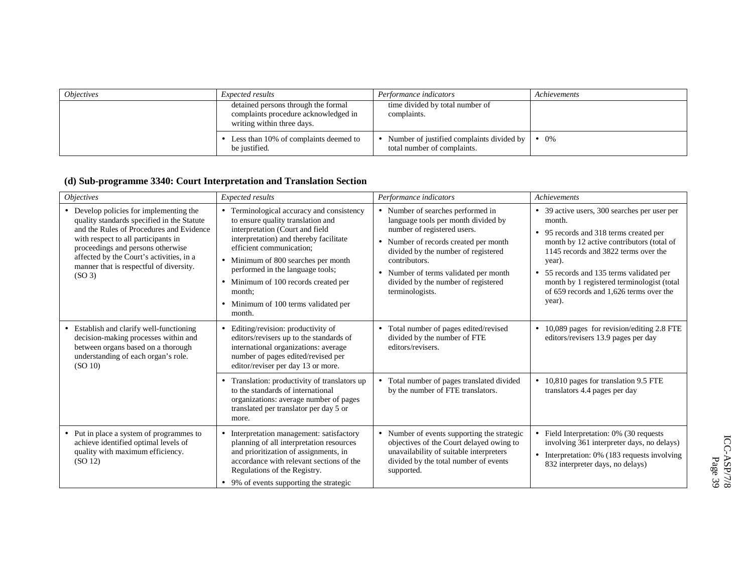| *Objectives* | *Expected results* | *Performance indicators* | *Achievements* |
|---|---|---|---|
| | detained persons through the formal complaints procedure acknowledged in writing within three days. | time divided by total number of complaints. | |
| | • Less than 10% of complaints deemed to be justified. | • Number of justified complaints divided by total number of complaints. | • 0% |

### (d) Sub-programme 3340: Court Interpretation and Translation Section

| *Objectives* | *Expected results* | *Performance indicators* | *Achievements* |
|---|---|---|---|
| • Develop policies for implementing the quality standards specified in the Statute and the Rules of Procedures and Evidence with respect to all participants in proceedings and persons otherwise affected by the Court's activities, in a manner that is respectful of diversity. (SO 3) | • Terminological accuracy and consistency to ensure quality translation and interpretation (Court and field interpretation) and thereby facilitate efficient communication; <br> • Minimum of 800 searches per month performed in the language tools; <br> • Minimum of 100 records created per month; <br> • Minimum of 100 terms validated per month. | • Number of searches performed in language tools per month divided by number of registered users. <br> • Number of records created per month divided by the number of registered contributors. <br> • Number of terms validated per month divided by the number of registered terminologists. | • 39 active users, 300 searches per user per month. <br> • 95 records and 318 terms created per month by 12 active contributors (total of 1145 records and 3822 terms over the year). <br> • 55 records and 135 terms validated per month by 1 registered terminologist (total of 659 records and 1,626 terms over the year). |
| • Establish and clarify well-functioning decision-making processes within and between organs based on a thorough understanding of each organ's role. (SO 10) | • Editing/revision: productivity of editors/revisers up to the standards of international organizations: average number of pages edited/revised per editor/reviser per day 13 or more. | • Total number of pages edited/revised divided by the number of FTE editors/revisers. | • 10,089 pages for revision/editing 2.8 FTE editors/revisers 13.9 pages per day |
| | • Translation: productivity of translators up to the standards of international organizations: average number of pages translated per translator per day 5 or more. | • Total number of pages translated divided by the number of FTE translators. | • 10,810 pages for translation 9.5 FTE translators 4.4 pages per day |
| • Put in place a system of programmes to achieve identified optimal levels of quality with maximum efficiency. (SO 12) | • Interpretation management: satisfactory planning of all interpretation resources and prioritization of assignments, in accordance with relevant sections of the Regulations of the Registry. <br> • 9% of events supporting the strategic | • Number of events supporting the strategic objectives of the Court delayed owing to unavailability of suitable interpreters divided by the total number of events supported. | • Field Interpretation: 0% (30 requests involving 361 interpreter days, no delays) <br> • Interpretation: 0% (183 requests involving 832 interpreter days, no delays) |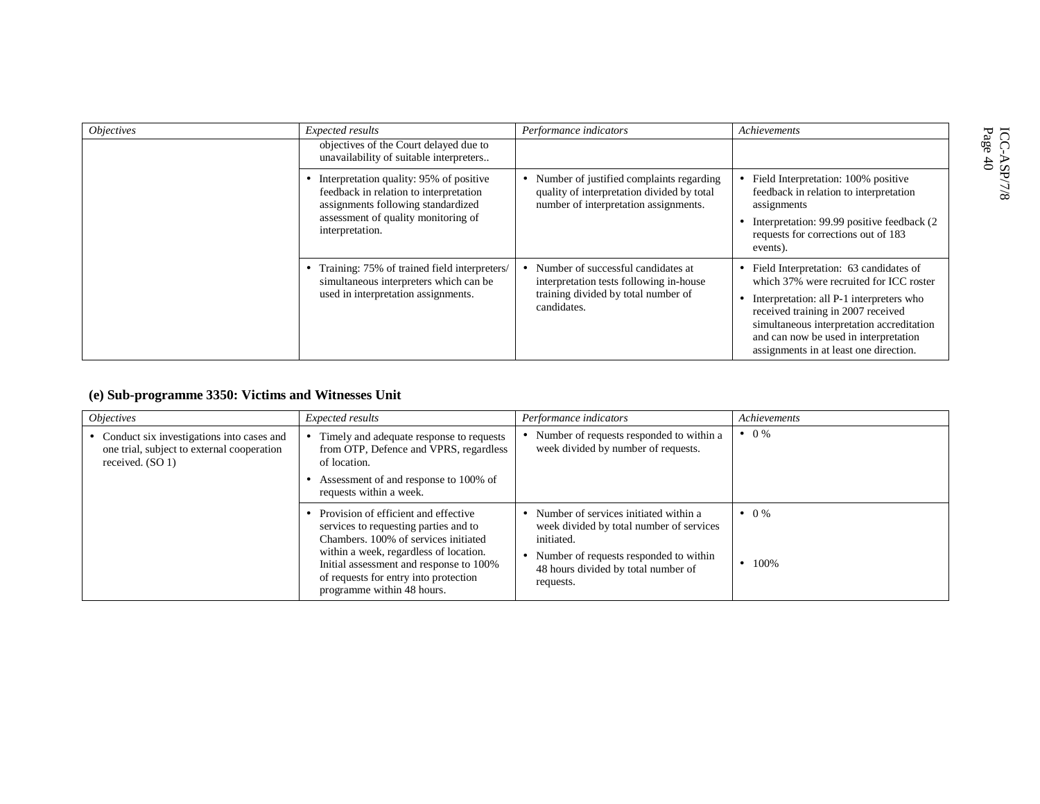| *Objectives* | *Expected results* | *Performance indicators* | *Achievements* |
|---|---|---|---|
| | objectives of the Court delayed due to unavailability of suitable interpreters.. | | |
| | • Interpretation quality: 95% of positive feedback in relation to interpretation assignments following standardized assessment of quality monitoring of interpretation. | • Number of justified complaints regarding quality of interpretation divided by total number of interpretation assignments. | • Field Interpretation: 100% positive feedback in relation to interpretation assignments<br>• Interpretation: 99.99 positive feedback (2 requests for corrections out of 183 events). |
| | • Training: 75% of trained field interpreters/ simultaneous interpreters which can be used in interpretation assignments. | • Number of successful candidates at interpretation tests following in-house training divided by total number of candidates. | • Field Interpretation: 63 candidates of which 37% were recruited for ICC roster<br>• Interpretation: all P-1 interpreters who received training in 2007 received simultaneous interpretation accreditation and can now be used in interpretation assignments in at least one direction. |

### (e) Sub-programme 3350: Victims and Witnesses Unit

| *Objectives* | *Expected results* | *Performance indicators* | *Achievements* |
|---|---|---|---|
| • Conduct six investigations into cases and one trial, subject to external cooperation received. (SO 1) | • Timely and adequate response to requests from OTP, Defence and VPRS, regardless of location.<br>• Assessment of and response to 100% of requests within a week. | • Number of requests responded to within a week divided by number of requests. | • 0 % |
| | • Provision of efficient and effective services to requesting parties and to Chambers. 100% of services initiated within a week, regardless of location. Initial assessment and response to 100% of requests for entry into protection programme within 48 hours. | • Number of services initiated within a week divided by total number of services initiated.<br>• Number of requests responded to within 48 hours divided by total number of requests. | • 0 %<br>• 100% |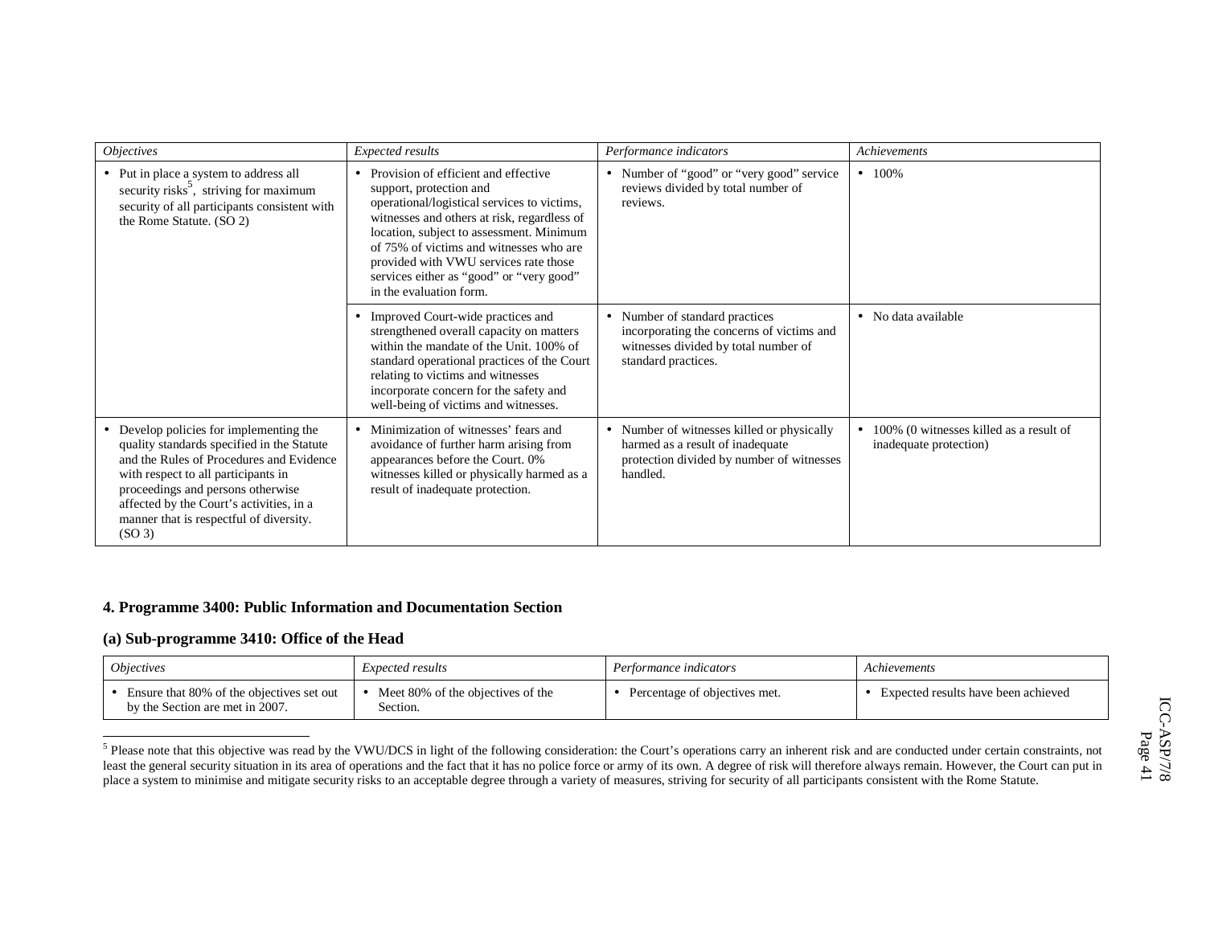| *Objectives* | *Expected results* | *Performance indicators* | *Achievements* |
|---|---|---|---|
| • Put in place a system to address all security risks[5], striving for maximum security of all participants consistent with the Rome Statute. (SO 2) | • Provision of efficient and effective support, protection and operational/logistical services to victims, witnesses and others at risk, regardless of location, subject to assessment. Minimum of 75% of victims and witnesses who are provided with VWU services rate those services either as "good" or "very good" in the evaluation form. | • Number of "good" or "very good" service reviews divided by total number of reviews. | • 100% |
| | • Improved Court-wide practices and strengthened overall capacity on matters within the mandate of the Unit. 100% of standard operational practices of the Court relating to victims and witnesses incorporate concern for the safety and well-being of victims and witnesses. | • Number of standard practices incorporating the concerns of victims and witnesses divided by total number of standard practices. | • No data available |
| • Develop policies for implementing the quality standards specified in the Statute and the Rules of Procedures and Evidence with respect to all participants in proceedings and persons otherwise affected by the Court's activities, in a manner that is respectful of diversity. (SO 3) | • Minimization of witnesses' fears and avoidance of further harm arising from appearances before the Court. 0% witnesses killed or physically harmed as a result of inadequate protection. | • Number of witnesses killed or physically harmed as a result of inadequate protection divided by number of witnesses handled. | • 100% (0 witnesses killed as a result of inadequate protection) |

## 4. Programme 3400: Public Information and Documentation Section

### (a) Sub-programme 3410: Office of the Head

| *Objectives* | *Expected results* | *Performance indicators* | *Achievements* |
|---|---|---|---|
| • Ensure that 80% of the objectives set out by the Section are met in 2007. | • Meet 80% of the objectives of the Section. | • Percentage of objectives met. | • Expected results have been achieved |

[5] Please note that this objective was read by the VWU/DCS in light of the following consideration: the Court's operations carry an inherent risk and are conducted under certain constraints, not least the general security situation in its area of operations and the fact that it has no police force or army of its own. A degree of risk will therefore always remain. However, the Court can put in place a system to minimise and mitigate security risks to an acceptable degree through a variety of measures, striving for security of all participants consistent with the Rome Statute.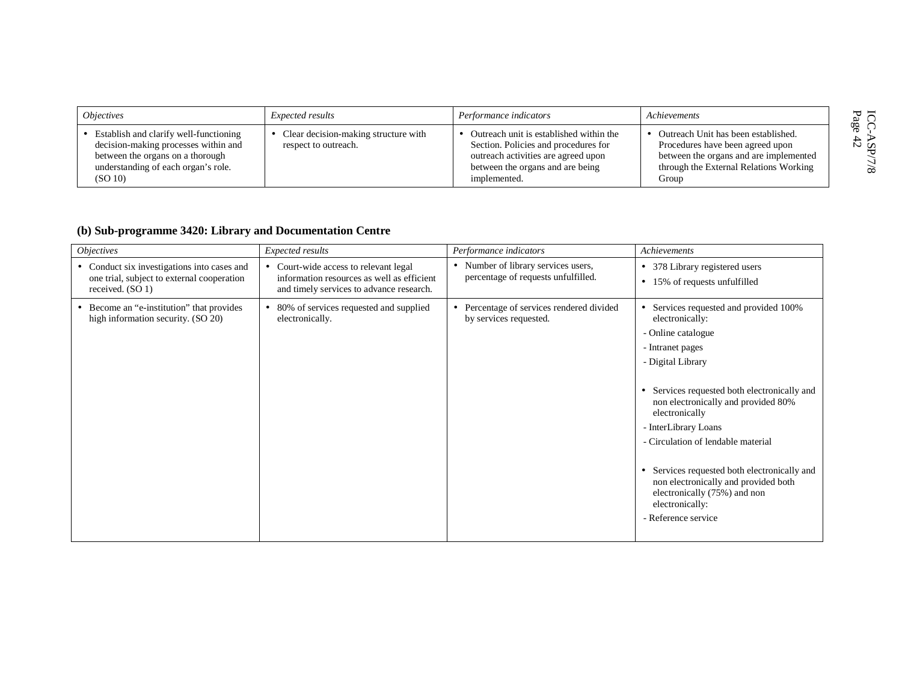| *Objectives* | *Expected results* | *Performance indicators* | *Achievements* |
|---|---|---|---|
| • Establish and clarify well-functioning decision-making processes within and between the organs on a thorough understanding of each organ's role. (SO 10) | • Clear decision-making structure with respect to outreach. | • Outreach unit is established within the Section. Policies and procedures for outreach activities are agreed upon between the organs and are being implemented. | • Outreach Unit has been established. Procedures have been agreed upon between the organs and are implemented through the External Relations Working Group |

### (b) Sub-programme 3420: Library and Documentation Centre

| *Objectives* | *Expected results* | *Performance indicators* | *Achievements* |
|---|---|---|---|
| • Conduct six investigations into cases and one trial, subject to external cooperation received. (SO 1) | • Court-wide access to relevant legal information resources as well as efficient and timely services to advance research. | • Number of library services users, percentage of requests unfulfilled. | • 378 Library registered users<br>• 15% of requests unfulfilled |
| • Become an "e-institution" that provides high information security. (SO 20) | • 80% of services requested and supplied electronically. | • Percentage of services rendered divided by services requested. | • Services requested and provided 100% electronically:<br>- Online catalogue<br>- Intranet pages<br>- Digital Library<br><br>• Services requested both electronically and non electronically and provided 80% electronically<br>- InterLibrary Loans<br>- Circulation of lendable material<br><br>• Services requested both electronically and non electronically and provided both electronically (75%) and non electronically:<br>- Reference service |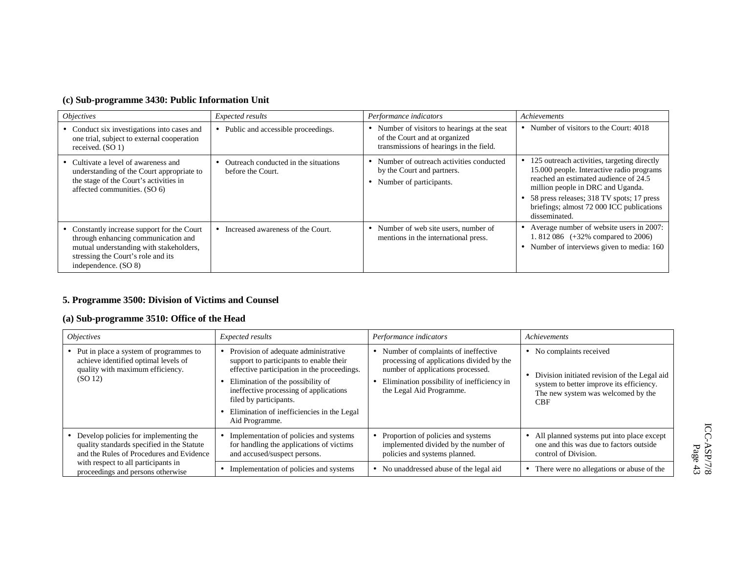### (c) Sub-programme 3430: Public Information Unit

| *Objectives* | *Expected results* | *Performance indicators* | *Achievements* |
|---|---|---|---|
| • Conduct six investigations into cases and one trial, subject to external cooperation received. (SO 1) | • Public and accessible proceedings. | • Number of visitors to hearings at the seat of the Court and at organized transmissions of hearings in the field. | • Number of visitors to the Court: 4018 |
| • Cultivate a level of awareness and understanding of the Court appropriate to the stage of the Court's activities in affected communities. (SO 6) | • Outreach conducted in the situations before the Court. | • Number of outreach activities conducted by the Court and partners.<br>• Number of participants. | • 125 outreach activities, targeting directly 15.000 people. Interactive radio programs reached an estimated audience of 24.5 million people in DRC and Uganda.<br>• 58 press releases; 318 TV spots; 17 press briefings; almost 72 000 ICC publications disseminated. |
| • Constantly increase support for the Court through enhancing communication and mutual understanding with stakeholders, stressing the Court's role and its independence. (SO 8) | • Increased awareness of the Court. | • Number of web site users, number of mentions in the international press. | • Average number of website users in 2007: 1. 812 086 (+32% compared to 2006)<br>• Number of interviews given to media: 160 |

## 5. Programme 3500: Division of Victims and Counsel

### (a) Sub-programme 3510: Office of the Head

| *Objectives* | *Expected results* | *Performance indicators* | *Achievements* |
|---|---|---|---|
| • Put in place a system of programmes to achieve identified optimal levels of quality with maximum efficiency. (SO 12) | • Provision of adequate administrative support to participants to enable their effective participation in the proceedings.<br>• Elimination of the possibility of ineffective processing of applications filed by participants.<br>• Elimination of inefficiencies in the Legal Aid Programme. | • Number of complaints of ineffective processing of applications divided by the number of applications processed.<br>• Elimination possibility of inefficiency in the Legal Aid Programme. | • No complaints received<br>• Division initiated revision of the Legal aid system to better improve its efficiency. The new system was welcomed by the CBF |
| • Develop policies for implementing the quality standards specified in the Statute and the Rules of Procedures and Evidence with respect to all participants in proceedings and persons otherwise | • Implementation of policies and systems for handling the applications of victims and accused/suspect persons. | • Proportion of policies and systems implemented divided by the number of policies and systems planned. | • All planned systems put into place except one and this was due to factors outside control of Division. |
| | • Implementation of policies and systems | • No unaddressed abuse of the legal aid | • There were no allegations or abuse of the |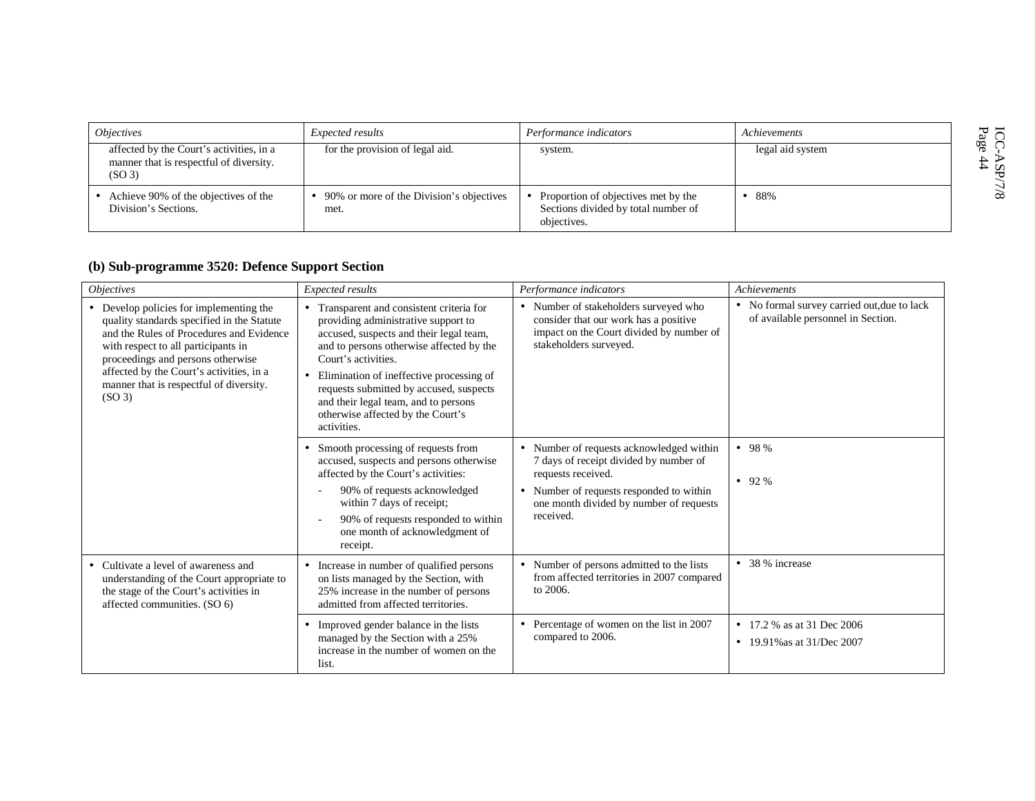| *Objectives* | *Expected results* | *Performance indicators* | *Achievements* |
|---|---|---|---|
| affected by the Court's activities, in a manner that is respectful of diversity. (SO 3) | for the provision of legal aid. | system. | legal aid system |
| • Achieve 90% of the objectives of the Division's Sections. | • 90% or more of the Division's objectives met. | • Proportion of objectives met by the Sections divided by total number of objectives. | • 88% |

### (b) Sub-programme 3520: Defence Support Section

| *Objectives* | *Expected results* | *Performance indicators* | *Achievements* |
|---|---|---|---|
| • Develop policies for implementing the quality standards specified in the Statute and the Rules of Procedures and Evidence with respect to all participants in proceedings and persons otherwise affected by the Court's activities, in a manner that is respectful of diversity. (SO 3) | • Transparent and consistent criteria for providing administrative support to accused, suspects and their legal team, and to persons otherwise affected by the Court's activities. <br> • Elimination of ineffective processing of requests submitted by accused, suspects and their legal team, and to persons otherwise affected by the Court's activities. | • Number of stakeholders surveyed who consider that our work has a positive impact on the Court divided by number of stakeholders surveyed. | • No formal survey carried out,due to lack of available personnel in Section. |
| | • Smooth processing of requests from accused, suspects and persons otherwise affected by the Court's activities: <br> - 90% of requests acknowledged within 7 days of receipt; <br> - 90% of requests responded to within one month of acknowledgment of receipt. | • Number of requests acknowledged within 7 days of receipt divided by number of requests received. <br> • Number of requests responded to within one month divided by number of requests received. | • 98 % <br> • 92 % |
| • Cultivate a level of awareness and understanding of the Court appropriate to the stage of the Court's activities in affected communities. (SO 6) | • Increase in number of qualified persons on lists managed by the Section, with 25% increase in the number of persons admitted from affected territories. | • Number of persons admitted to the lists from affected territories in 2007 compared to 2006. | • 38 % increase |
| | • Improved gender balance in the lists managed by the Section with a 25% increase in the number of women on the list. | • Percentage of women on the list in 2007 compared to 2006. | • 17.2 % as at 31 Dec 2006 <br> • 19.91%as at 31/Dec 2007 |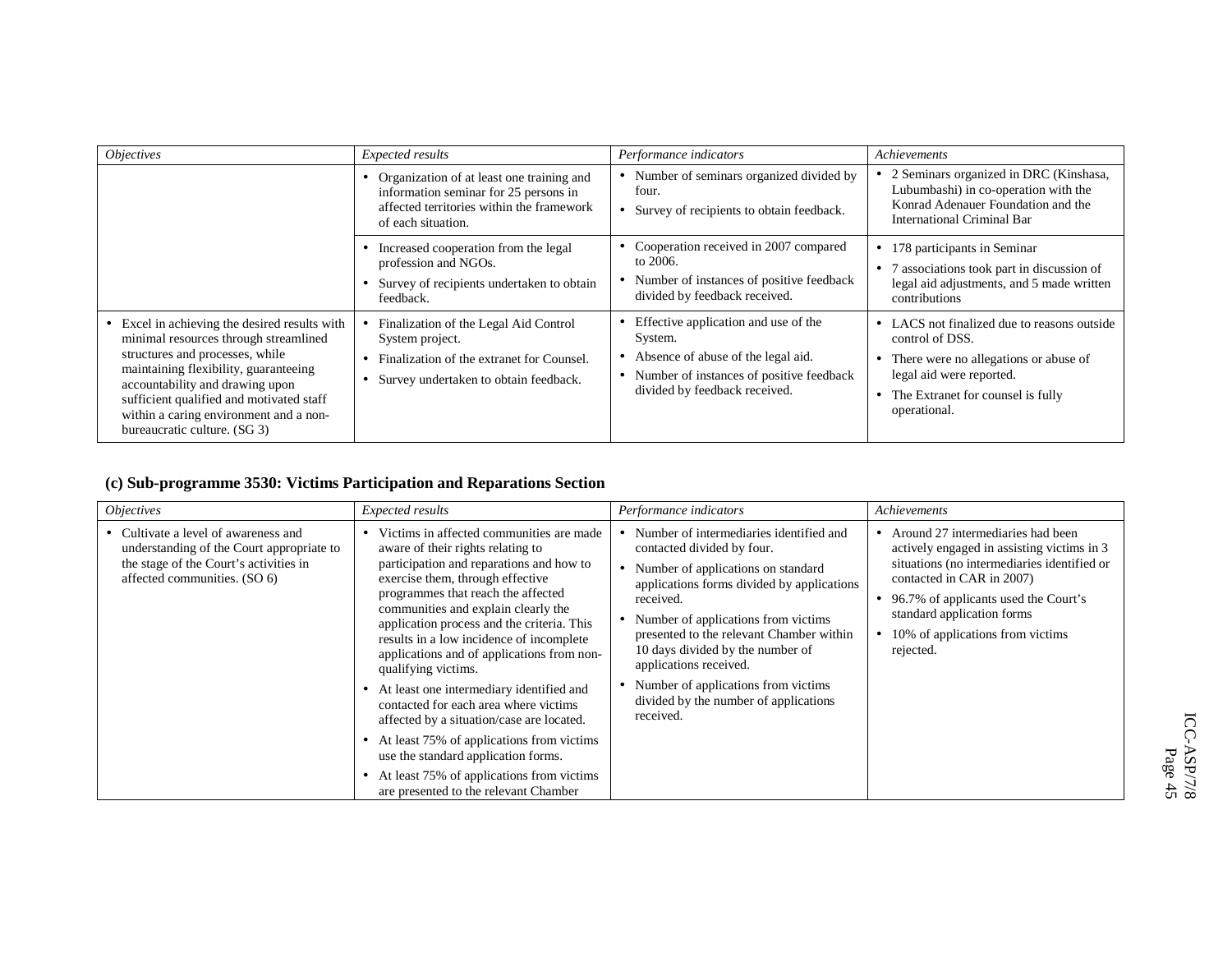| *Objectives* | *Expected results* | *Performance indicators* | *Achievements* |
|---|---|---|---|
| | • Organization of at least one training and information seminar for 25 persons in affected territories within the framework of each situation. | • Number of seminars organized divided by four.<br>• Survey of recipients to obtain feedback. | • 2 Seminars organized in DRC (Kinshasa, Lubumbashi) in co-operation with the Konrad Adenauer Foundation and the International Criminal Bar |
| | • Increased cooperation from the legal profession and NGOs.<br>• Survey of recipients undertaken to obtain feedback. | • Cooperation received in 2007 compared to 2006.<br>• Number of instances of positive feedback divided by feedback received. | • 178 participants in Seminar<br>• 7 associations took part in discussion of legal aid adjustments, and 5 made written contributions |
| • Excel in achieving the desired results with minimal resources through streamlined structures and processes, while maintaining flexibility, guaranteeing accountability and drawing upon sufficient qualified and motivated staff within a caring environment and a non-bureaucratic culture. (SG 3) | • Finalization of the Legal Aid Control System project.<br>• Finalization of the extranet for Counsel.<br>• Survey undertaken to obtain feedback. | • Effective application and use of the System.<br>• Absence of abuse of the legal aid.<br>• Number of instances of positive feedback divided by feedback received. | • LACS not finalized due to reasons outside control of DSS.<br>• There were no allegations or abuse of legal aid were reported.<br>• The Extranet for counsel is fully operational. |

### (c) Sub-programme 3530: Victims Participation and Reparations Section

| *Objectives* | *Expected results* | *Performance indicators* | *Achievements* |
|---|---|---|---|
| • Cultivate a level of awareness and understanding of the Court appropriate to the stage of the Court's activities in affected communities. (SO 6) | • Victims in affected communities are made aware of their rights relating to participation and reparations and how to exercise them, through effective programmes that reach the affected communities and explain clearly the application process and the criteria. This results in a low incidence of incomplete applications and of applications from non-qualifying victims.<br>• At least one intermediary identified and contacted for each area where victims affected by a situation/case are located.<br>• At least 75% of applications from victims use the standard application forms.<br>• At least 75% of applications from victims are presented to the relevant Chamber | • Number of intermediaries identified and contacted divided by four.<br>• Number of applications on standard applications forms divided by applications received.<br>• Number of applications from victims presented to the relevant Chamber within 10 days divided by the number of applications received.<br>• Number of applications from victims divided by the number of applications received. | • Around 27 intermediaries had been actively engaged in assisting victims in 3 situations (no intermediaries identified or contacted in CAR in 2007)<br>• 96.7% of applicants used the Court's standard application forms<br>• 10% of applications from victims rejected. |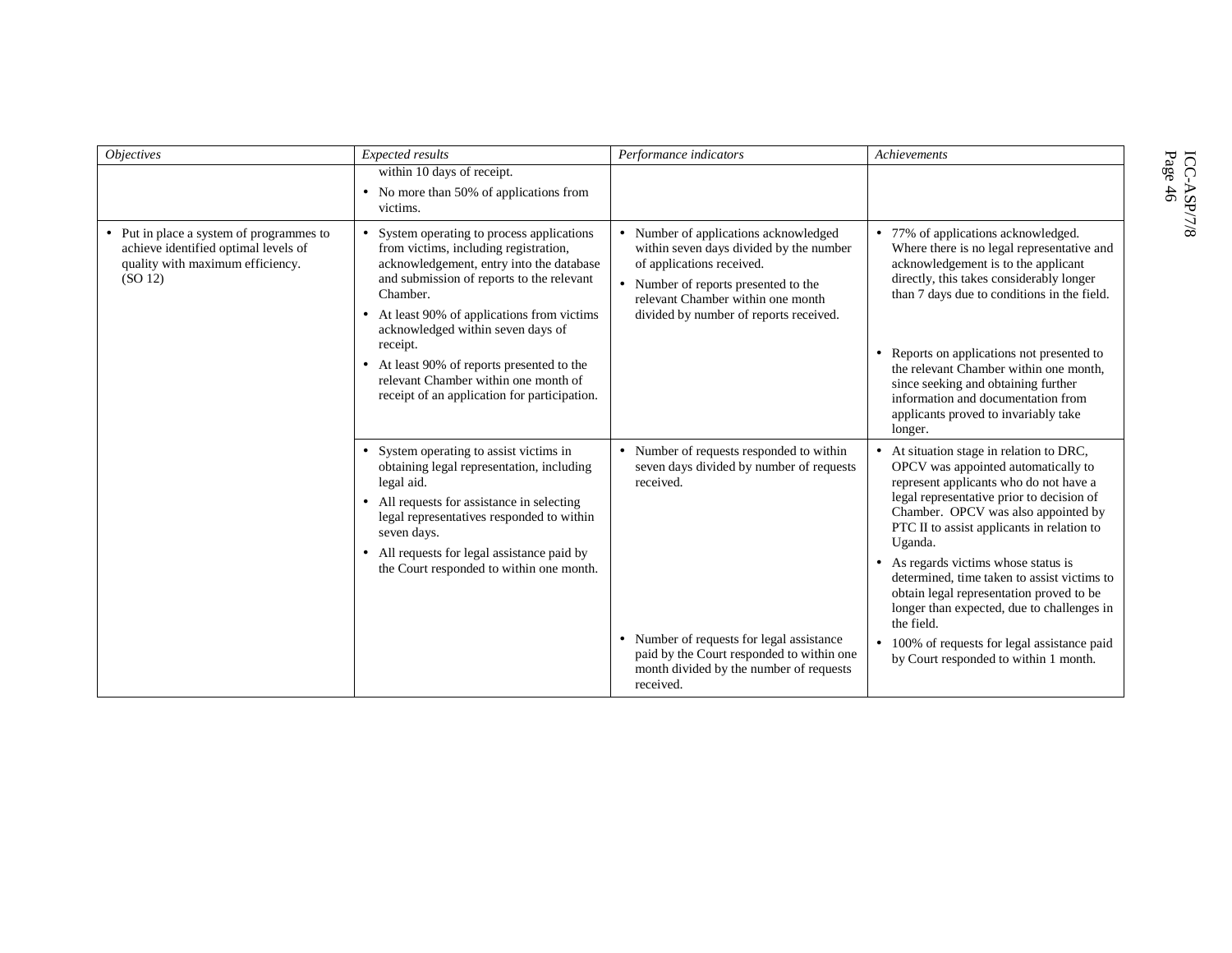| *Objectives* | *Expected results* | *Performance indicators* | *Achievements* |
|---|---|---|---|
| | within 10 days of receipt.<br>• No more than 50% of applications from victims. | | |
| • Put in place a system of programmes to achieve identified optimal levels of quality with maximum efficiency. (SO 12) | • System operating to process applications from victims, including registration, acknowledgement, entry into the database and submission of reports to the relevant Chamber.<br>• At least 90% of applications from victims acknowledged within seven days of receipt.<br>• At least 90% of reports presented to the relevant Chamber within one month of receipt of an application for participation. | • Number of applications acknowledged within seven days divided by the number of applications received.<br>• Number of reports presented to the relevant Chamber within one month divided by number of reports received. | • 77% of applications acknowledged. Where there is no legal representative and acknowledgement is to the applicant directly, this takes considerably longer than 7 days due to conditions in the field.<br>• Reports on applications not presented to the relevant Chamber within one month, since seeking and obtaining further information and documentation from applicants proved to invariably take longer. |
| | • System operating to assist victims in obtaining legal representation, including legal aid.<br>• All requests for assistance in selecting legal representatives responded to within seven days.<br>• All requests for legal assistance paid by the Court responded to within one month. | • Number of requests responded to within seven days divided by number of requests received.<br>• Number of requests for legal assistance paid by the Court responded to within one month divided by the number of requests received. | • At situation stage in relation to DRC, OPCV was appointed automatically to represent applicants who do not have a legal representative prior to decision of Chamber. OPCV was also appointed by PTC II to assist applicants in relation to Uganda.<br>• As regards victims whose status is determined, time taken to assist victims to obtain legal representation proved to be longer than expected, due to challenges in the field.<br>• 100% of requests for legal assistance paid by Court responded to within 1 month. |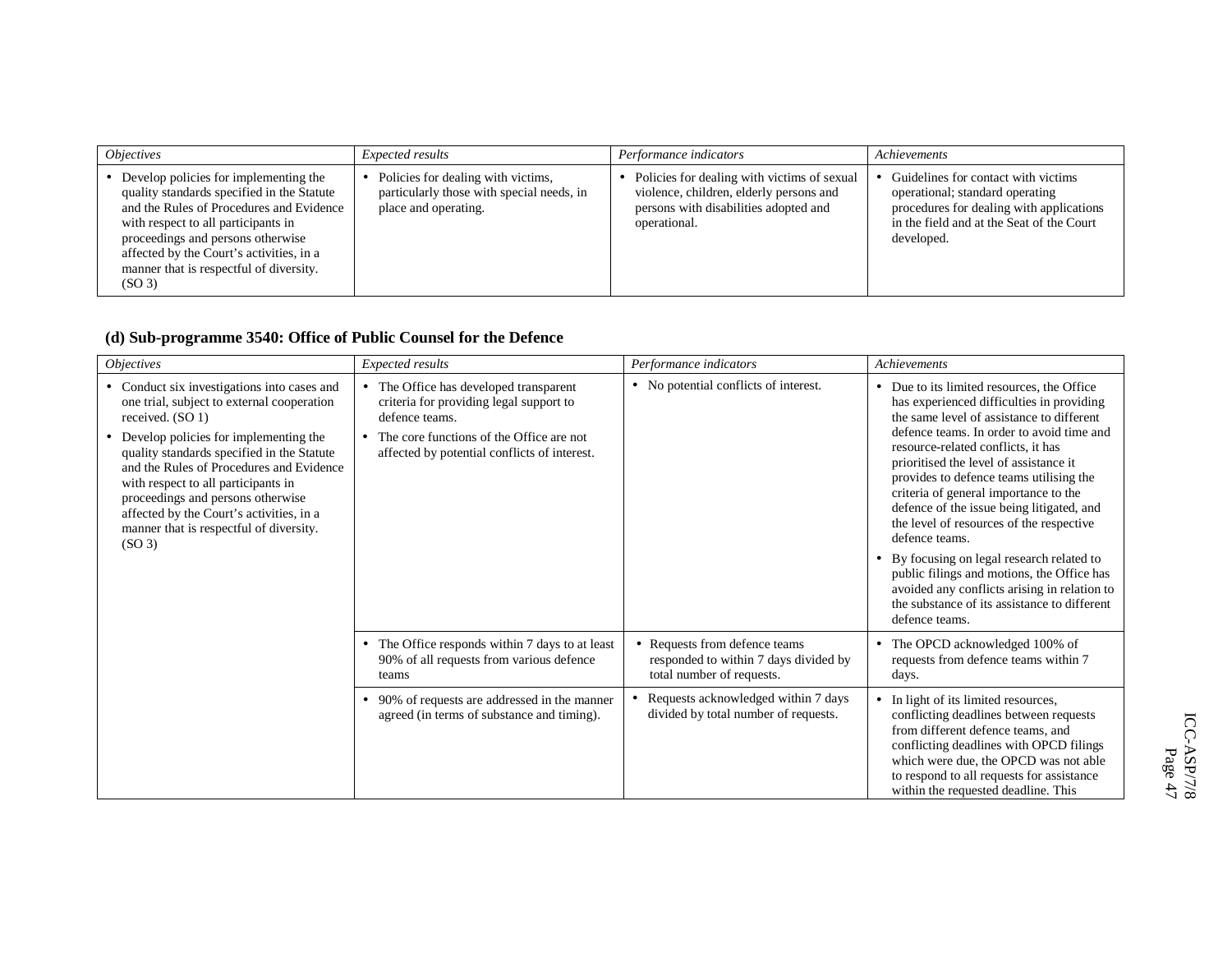| *Objectives* | *Expected results* | *Performance indicators* | *Achievements* |
|---|---|---|---|
| • Develop policies for implementing the quality standards specified in the Statute and the Rules of Procedures and Evidence with respect to all participants in proceedings and persons otherwise affected by the Court's activities, in a manner that is respectful of diversity. (SO 3) | • Policies for dealing with victims, particularly those with special needs, in place and operating. | • Policies for dealing with victims of sexual violence, children, elderly persons and persons with disabilities adopted and operational. | • Guidelines for contact with victims operational; standard operating procedures for dealing with applications in the field and at the Seat of the Court developed. |

### (d) Sub-programme 3540: Office of Public Counsel for the Defence

| *Objectives* | *Expected results* | *Performance indicators* | *Achievements* |
|---|---|---|---|
| • Conduct six investigations into cases and one trial, subject to external cooperation received. (SO 1) • Develop policies for implementing the quality standards specified in the Statute and the Rules of Procedures and Evidence with respect to all participants in proceedings and persons otherwise affected by the Court's activities, in a manner that is respectful of diversity. (SO 3) | • The Office has developed transparent criteria for providing legal support to defence teams. • The core functions of the Office are not affected by potential conflicts of interest. | • No potential conflicts of interest. | • Due to its limited resources, the Office has experienced difficulties in providing the same level of assistance to different defence teams. In order to avoid time and resource-related conflicts, it has prioritised the level of assistance it provides to defence teams utilising the criteria of general importance to the defence of the issue being litigated, and the level of resources of the respective defence teams. • By focusing on legal research related to public filings and motions, the Office has avoided any conflicts arising in relation to the substance of its assistance to different defence teams. |
| | • The Office responds within 7 days to at least 90% of all requests from various defence teams | • Requests from defence teams responded to within 7 days divided by total number of requests. | • The OPCD acknowledged 100% of requests from defence teams within 7 days. |
| | • 90% of requests are addressed in the manner agreed (in terms of substance and timing). | • Requests acknowledged within 7 days divided by total number of requests. | • In light of its limited resources, conflicting deadlines between requests from different defence teams, and conflicting deadlines with OPCD filings which were due, the OPCD was not able to respond to all requests for assistance within the requested deadline. This |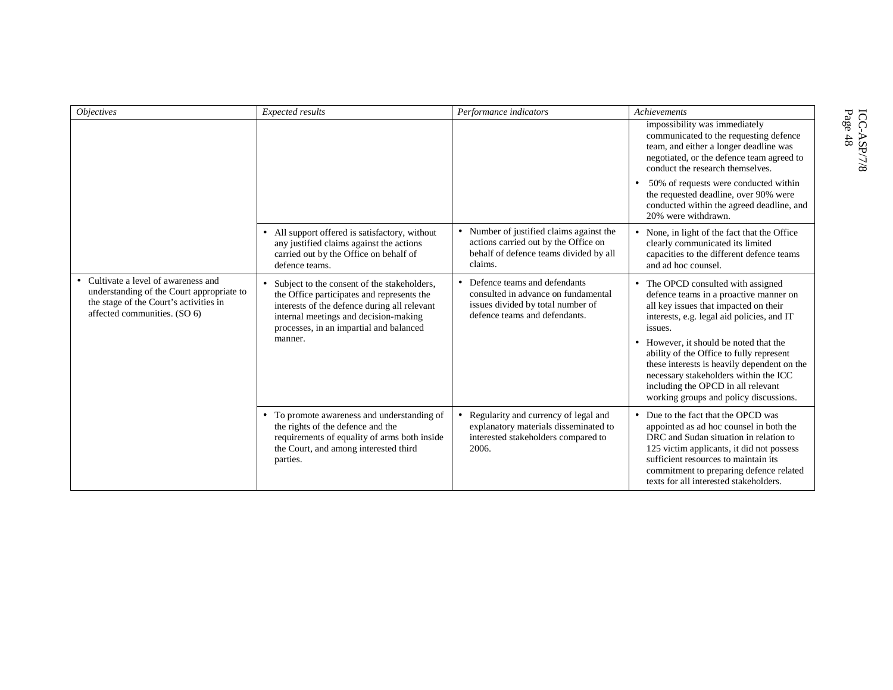| *Objectives* | *Expected results* | *Performance indicators* | *Achievements* |
|---|---|---|---|
| | | | impossibility was immediately communicated to the requesting defence team, and either a longer deadline was negotiated, or the defence team agreed to conduct the research themselves.<br>• 50% of requests were conducted within the requested deadline, over 90% were conducted within the agreed deadline, and 20% were withdrawn. |
| | • All support offered is satisfactory, without any justified claims against the actions carried out by the Office on behalf of defence teams. | • Number of justified claims against the actions carried out by the Office on behalf of defence teams divided by all claims. | • None, in light of the fact that the Office clearly communicated its limited capacities to the different defence teams and ad hoc counsel. |
| • Cultivate a level of awareness and understanding of the Court appropriate to the stage of the Court's activities in affected communities. (SO 6) | • Subject to the consent of the stakeholders, the Office participates and represents the interests of the defence during all relevant internal meetings and decision-making processes, in an impartial and balanced manner. | • Defence teams and defendants consulted in advance on fundamental issues divided by total number of defence teams and defendants. | • The OPCD consulted with assigned defence teams in a proactive manner on all key issues that impacted on their interests, e.g. legal aid policies, and IT issues.<br>• However, it should be noted that the ability of the Office to fully represent these interests is heavily dependent on the necessary stakeholders within the ICC including the OPCD in all relevant working groups and policy discussions. |
| | • To promote awareness and understanding of the rights of the defence and the requirements of equality of arms both inside the Court, and among interested third parties. | • Regularity and currency of legal and explanatory materials disseminated to interested stakeholders compared to 2006. | • Due to the fact that the OPCD was appointed as ad hoc counsel in both the DRC and Sudan situation in relation to 125 victim applicants, it did not possess sufficient resources to maintain its commitment to preparing defence related texts for all interested stakeholders. |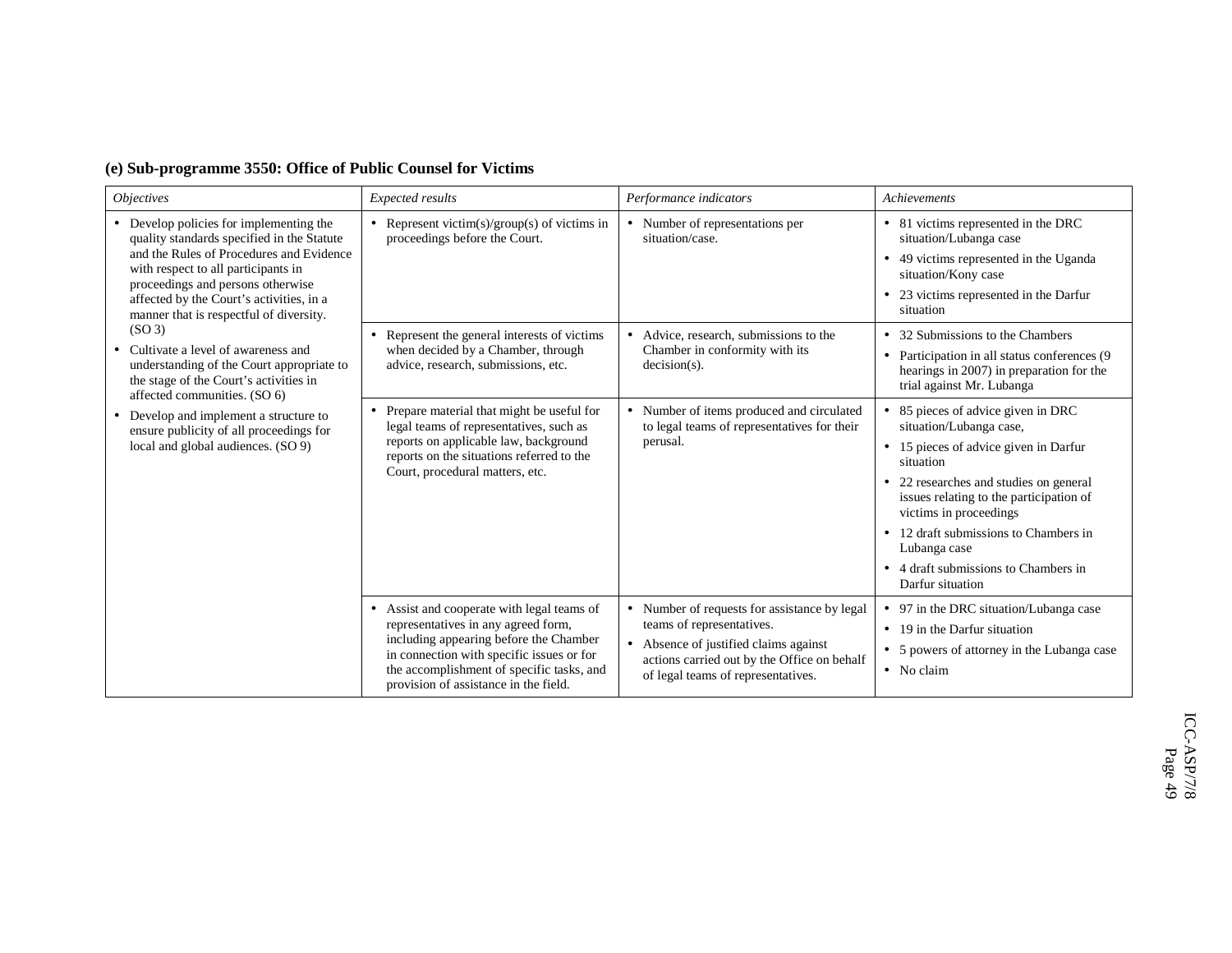### (e) Sub-programme 3550: Office of Public Counsel for Victims

| *Objectives* | *Expected results* | *Performance indicators* | *Achievements* |
|---|---|---|---|
| • Develop policies for implementing the quality standards specified in the Statute and the Rules of Procedures and Evidence with respect to all participants in proceedings and persons otherwise affected by the Court's activities, in a manner that is respectful of diversity. (SO 3)<br>• Cultivate a level of awareness and understanding of the Court appropriate to the stage of the Court's activities in affected communities. (SO 6)<br>• Develop and implement a structure to ensure publicity of all proceedings for local and global audiences. (SO 9) | • Represent victim(s)/group(s) of victims in proceedings before the Court. | • Number of representations per situation/case. | • 81 victims represented in the DRC situation/Lubanga case<br>• 49 victims represented in the Uganda situation/Kony case<br>• 23 victims represented in the Darfur situation |
| | • Represent the general interests of victims when decided by a Chamber, through advice, research, submissions, etc. | • Advice, research, submissions to the Chamber in conformity with its decision(s). | • 32 Submissions to the Chambers<br>• Participation in all status conferences (9 hearings in 2007) in preparation for the trial against Mr. Lubanga |
| | • Prepare material that might be useful for legal teams of representatives, such as reports on applicable law, background reports on the situations referred to the Court, procedural matters, etc. | • Number of items produced and circulated to legal teams of representatives for their perusal. | • 85 pieces of advice given in DRC situation/Lubanga case,<br>• 15 pieces of advice given in Darfur situation<br>• 22 researches and studies on general issues relating to the participation of victims in proceedings<br>• 12 draft submissions to Chambers in Lubanga case<br>• 4 draft submissions to Chambers in Darfur situation |
| | • Assist and cooperate with legal teams of representatives in any agreed form, including appearing before the Chamber in connection with specific issues or for the accomplishment of specific tasks, and provision of assistance in the field. | • Number of requests for assistance by legal teams of representatives.<br>• Absence of justified claims against actions carried out by the Office on behalf of legal teams of representatives. | • 97 in the DRC situation/Lubanga case<br>• 19 in the Darfur situation<br>• 5 powers of attorney in the Lubanga case<br>• No claim |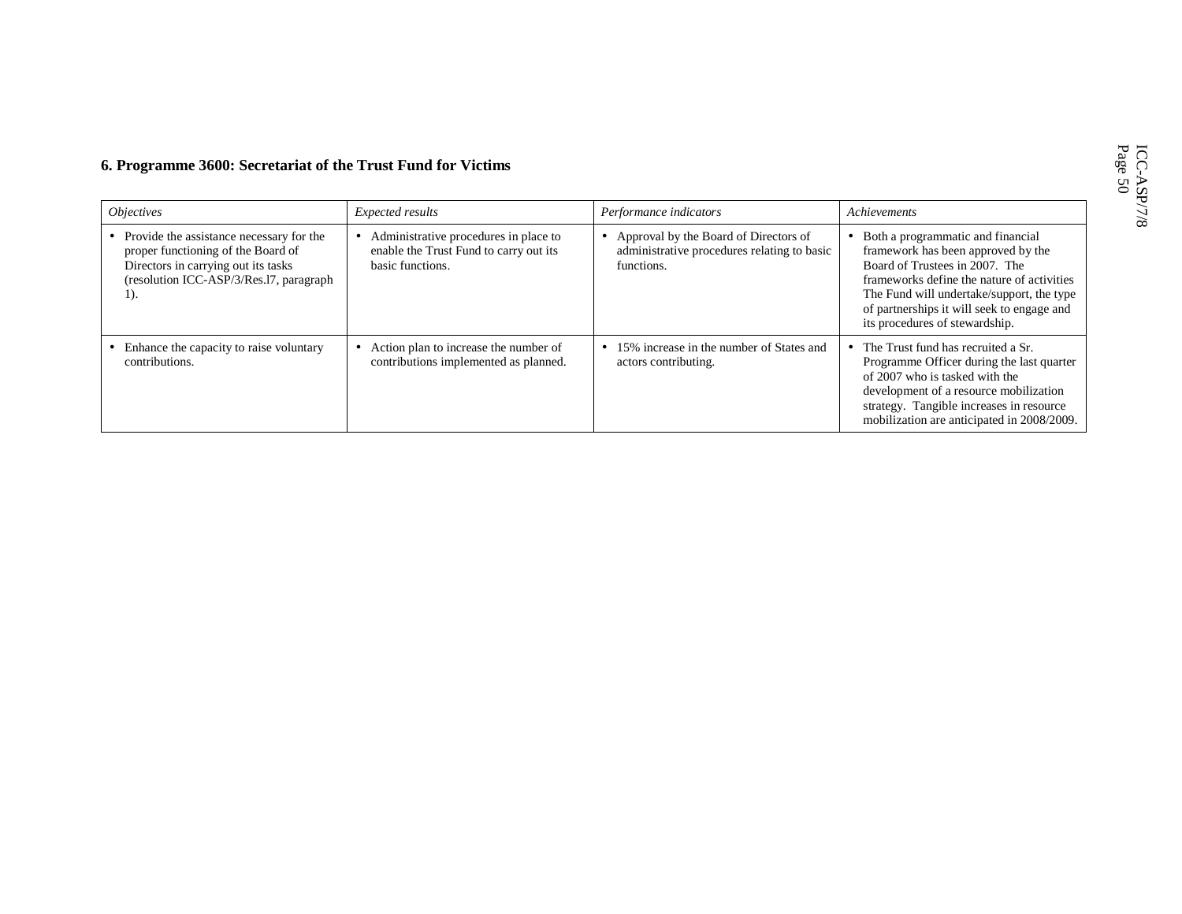### 6. Programme 3600: Secretariat of the Trust Fund for Victims

| *Objectives* | *Expected results* | *Performance indicators* | *Achievements* |
|---|---|---|---|
| • Provide the assistance necessary for the proper functioning of the Board of Directors in carrying out its tasks (resolution ICC-ASP/3/Res.l7, paragraph 1). | • Administrative procedures in place to enable the Trust Fund to carry out its basic functions. | • Approval by the Board of Directors of administrative procedures relating to basic functions. | • Both a programmatic and financial framework has been approved by the Board of Trustees in 2007. The frameworks define the nature of activities The Fund will undertake/support, the type of partnerships it will seek to engage and its procedures of stewardship. |
| • Enhance the capacity to raise voluntary contributions. | • Action plan to increase the number of contributions implemented as planned. | • 15% increase in the number of States and actors contributing. | • The Trust fund has recruited a Sr. Programme Officer during the last quarter of 2007 who is tasked with the development of a resource mobilization strategy. Tangible increases in resource mobilization are anticipated in 2008/2009. |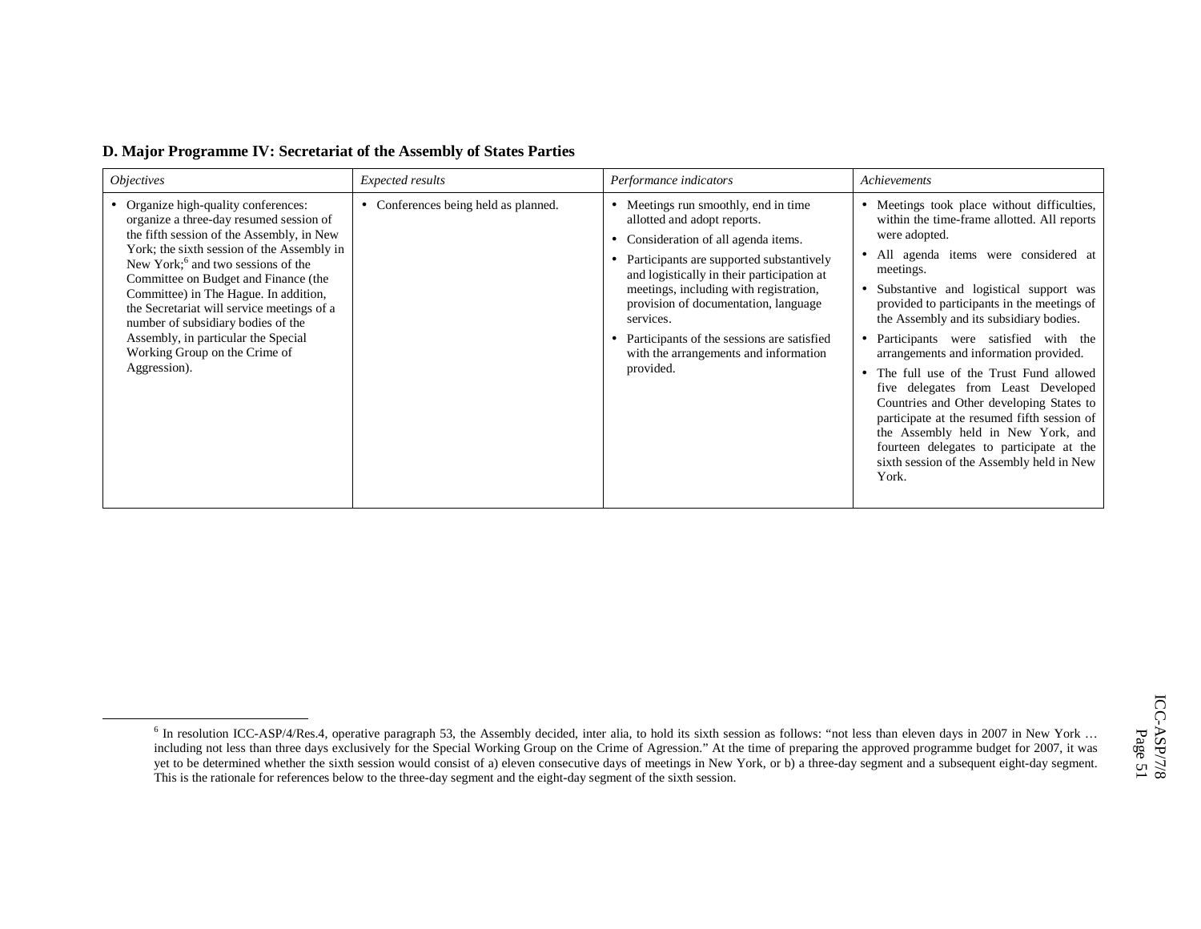### D. Major Programme IV: Secretariat of the Assembly of States Parties

| *Objectives* | *Expected results* | *Performance indicators* | *Achievements* |
|---|---|---|---|
| • Organize high-quality conferences: organize a three-day resumed session of the fifth session of the Assembly, in New York; the sixth session of the Assembly in New York;[6] and two sessions of the Committee on Budget and Finance (the Committee) in The Hague. In addition, the Secretariat will service meetings of a number of subsidiary bodies of the Assembly, in particular the Special Working Group on the Crime of Aggression). | • Conferences being held as planned. | • Meetings run smoothly, end in time allotted and adopt reports.<br>• Consideration of all agenda items.<br>• Participants are supported substantively and logistically in their participation at meetings, including with registration, provision of documentation, language services.<br>• Participants of the sessions are satisfied with the arrangements and information provided. | • Meetings took place without difficulties, within the time-frame allotted. All reports were adopted.<br>• All agenda items were considered at meetings.<br>• Substantive and logistical support was provided to participants in the meetings of the Assembly and its subsidiary bodies.<br>• Participants were satisfied with the arrangements and information provided.<br>• The full use of the Trust Fund allowed five delegates from Least Developed Countries and Other developing States to participate at the resumed fifth session of the Assembly held in New York, and fourteen delegates to participate at the sixth session of the Assembly held in New York. |

[6] In resolution ICC-ASP/4/Res.4, operative paragraph 53, the Assembly decided, inter alia, to hold its sixth session as follows: "not less than eleven days in 2007 in New York … including not less than three days exclusively for the Special Working Group on the Crime of Agression." At the time of preparing the approved programme budget for 2007, it was yet to be determined whether the sixth session would consist of a) eleven consecutive days of meetings in New York, or b) a three-day segment and a subsequent eight-day segment. This is the rationale for references below to the three-day segment and the eight-day segment of the sixth session.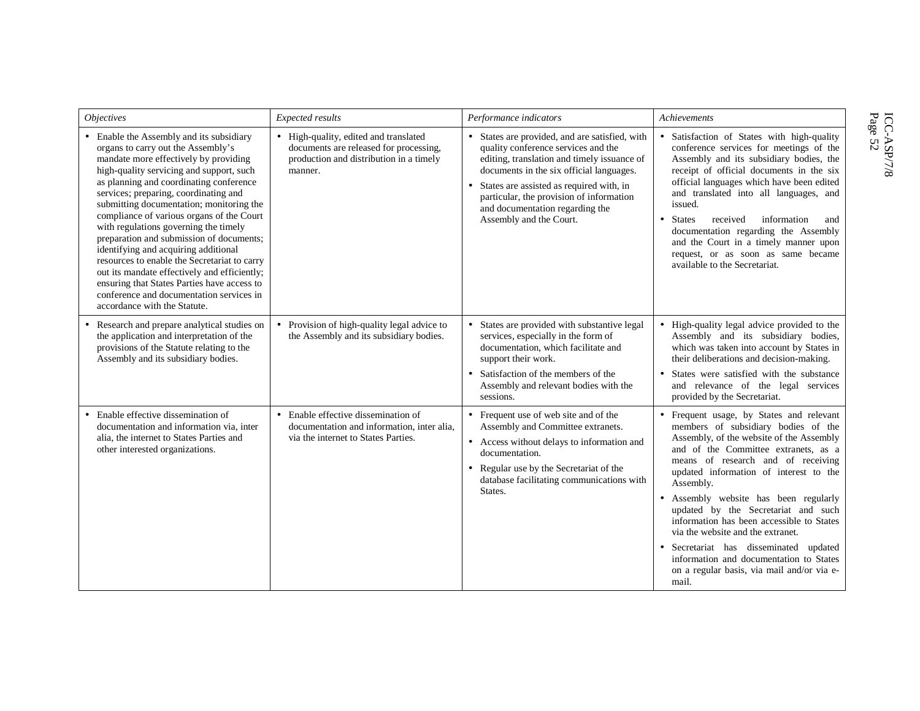| *Objectives* | *Expected results* | *Performance indicators* | *Achievements* |
|---|---|---|---|
| • Enable the Assembly and its subsidiary organs to carry out the Assembly's mandate more effectively by providing high-quality servicing and support, such as planning and coordinating conference services; preparing, coordinating and submitting documentation; monitoring the compliance of various organs of the Court with regulations governing the timely preparation and submission of documents; identifying and acquiring additional resources to enable the Secretariat to carry out its mandate effectively and efficiently; ensuring that States Parties have access to conference and documentation services in accordance with the Statute. | • High-quality, edited and translated documents are released for processing, production and distribution in a timely manner. | • States are provided, and are satisfied, with quality conference services and the editing, translation and timely issuance of documents in the six official languages.<br>• States are assisted as required with, in particular, the provision of information and documentation regarding the Assembly and the Court. | • Satisfaction of States with high-quality conference services for meetings of the Assembly and its subsidiary bodies, the receipt of official documents in the six official languages which have been edited and translated into all languages, and issued.<br>• States received information and documentation regarding the Assembly and the Court in a timely manner upon request, or as soon as same became available to the Secretariat. |
| • Research and prepare analytical studies on the application and interpretation of the provisions of the Statute relating to the Assembly and its subsidiary bodies. | • Provision of high-quality legal advice to the Assembly and its subsidiary bodies. | • States are provided with substantive legal services, especially in the form of documentation, which facilitate and support their work.<br>• Satisfaction of the members of the Assembly and relevant bodies with the sessions. | • High-quality legal advice provided to the Assembly and its subsidiary bodies, which was taken into account by States in their deliberations and decision-making.<br>• States were satisfied with the substance and relevance of the legal services provided by the Secretariat. |
| • Enable effective dissemination of documentation and information via, inter alia, the internet to States Parties and other interested organizations. | • Enable effective dissemination of documentation and information, inter alia, via the internet to States Parties. | • Frequent use of web site and of the Assembly and Committee extranets.<br>• Access without delays to information and documentation.<br>• Regular use by the Secretariat of the database facilitating communications with States. | • Frequent usage, by States and relevant members of subsidiary bodies of the Assembly, of the website of the Assembly and of the Committee extranets, as a means of research and of receiving updated information of interest to the Assembly.<br>• Assembly website has been regularly updated by the Secretariat and such information has been accessible to States via the website and the extranet.<br>• Secretariat has disseminated updated information and documentation to States on a regular basis, via mail and/or via e-mail. |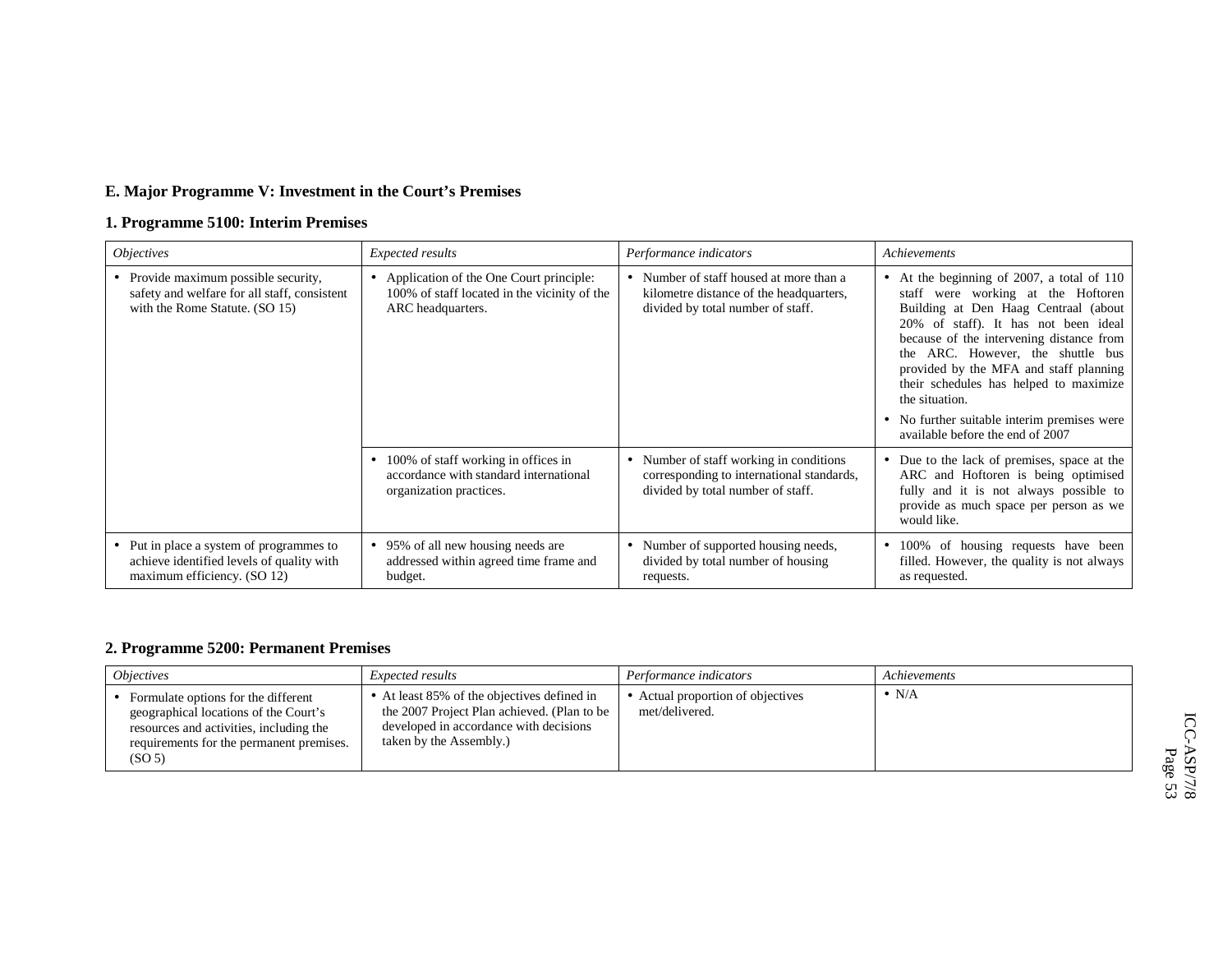## E. Major Programme V: Investment in the Court's Premises

### 1. Programme 5100: Interim Premises

| *Objectives* | *Expected results* | *Performance indicators* | *Achievements* |
| --- | --- | --- | --- |
| • Provide maximum possible security, safety and welfare for all staff, consistent with the Rome Statute. (SO 15) | • Application of the One Court principle: 100% of staff located in the vicinity of the ARC headquarters. | • Number of staff housed at more than a kilometre distance of the headquarters, divided by total number of staff. | • At the beginning of 2007, a total of 110 staff were working at the Hoftoren Building at Den Haag Centraal (about 20% of staff). It has not been ideal because of the intervening distance from the ARC. However, the shuttle bus provided by the MFA and staff planning their schedules has helped to maximize the situation.<br>• No further suitable interim premises were available before the end of 2007 |
| | • 100% of staff working in offices in accordance with standard international organization practices. | • Number of staff working in conditions corresponding to international standards, divided by total number of staff. | • Due to the lack of premises, space at the ARC and Hoftoren is being optimised fully and it is not always possible to provide as much space per person as we would like. |
| • Put in place a system of programmes to achieve identified levels of quality with maximum efficiency. (SO 12) | • 95% of all new housing needs are addressed within agreed time frame and budget. | • Number of supported housing needs, divided by total number of housing requests. | • 100% of housing requests have been filled. However, the quality is not always as requested. |

### 2. Programme 5200: Permanent Premises

| *Objectives* | *Expected results* | *Performance indicators* | *Achievements* |
| --- | --- | --- | --- |
| • Formulate options for the different geographical locations of the Court's resources and activities, including the requirements for the permanent premises. (SO 5) | • At least 85% of the objectives defined in the 2007 Project Plan achieved. (Plan to be developed in accordance with decisions taken by the Assembly.) | • Actual proportion of objectives met/delivered. | • N/A |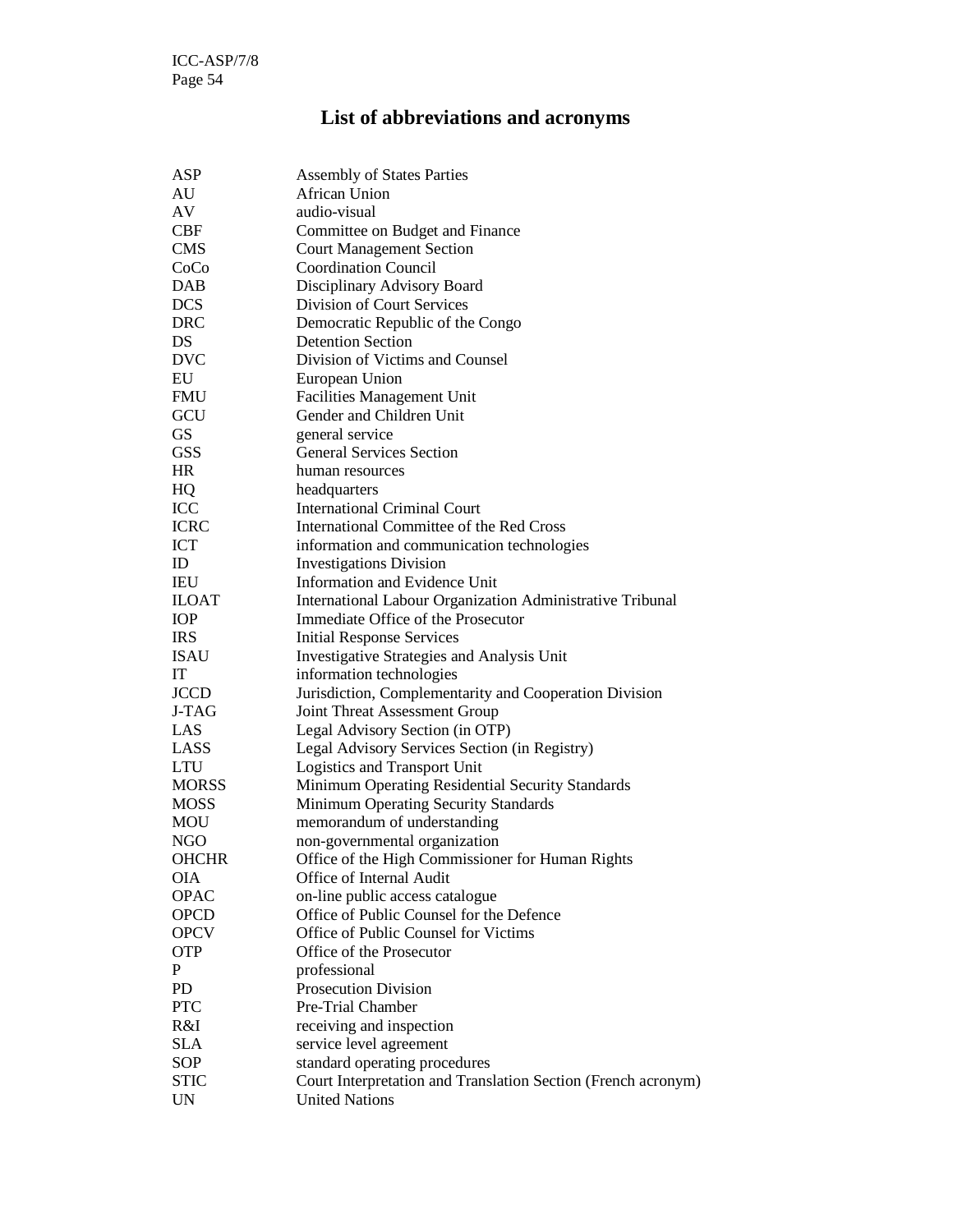# List of abbreviations and acronyms

| | |
|---|---|
| ASP | Assembly of States Parties |
| AU | African Union |
| AV | audio-visual |
| CBF | Committee on Budget and Finance |
| CMS | Court Management Section |
| CoCo | Coordination Council |
| DAB | Disciplinary Advisory Board |
| DCS | Division of Court Services |
| DRC | Democratic Republic of the Congo |
| DS | Detention Section |
| DVC | Division of Victims and Counsel |
| EU | European Union |
| FMU | Facilities Management Unit |
| GCU | Gender and Children Unit |
| GS | general service |
| GSS | General Services Section |
| HR | human resources |
| HQ | headquarters |
| ICC | International Criminal Court |
| ICRC | International Committee of the Red Cross |
| ICT | information and communication technologies |
| ID | Investigations Division |
| IEU | Information and Evidence Unit |
| ILOAT | International Labour Organization Administrative Tribunal |
| IOP | Immediate Office of the Prosecutor |
| IRS | Initial Response Services |
| ISAU | Investigative Strategies and Analysis Unit |
| IT | information technologies |
| JCCD | Jurisdiction, Complementarity and Cooperation Division |
| J-TAG | Joint Threat Assessment Group |
| LAS | Legal Advisory Section (in OTP) |
| LASS | Legal Advisory Services Section (in Registry) |
| LTU | Logistics and Transport Unit |
| MORSS | Minimum Operating Residential Security Standards |
| MOSS | Minimum Operating Security Standards |
| MOU | memorandum of understanding |
| NGO | non-governmental organization |
| OHCHR | Office of the High Commissioner for Human Rights |
| OIA | Office of Internal Audit |
| OPAC | on-line public access catalogue |
| OPCD | Office of Public Counsel for the Defence |
| OPCV | Office of Public Counsel for Victims |
| OTP | Office of the Prosecutor |
| P | professional |
| PD | Prosecution Division |
| PTC | Pre-Trial Chamber |
| R&I | receiving and inspection |
| SLA | service level agreement |
| SOP | standard operating procedures |
| STIC | Court Interpretation and Translation Section (French acronym) |
| UN | United Nations |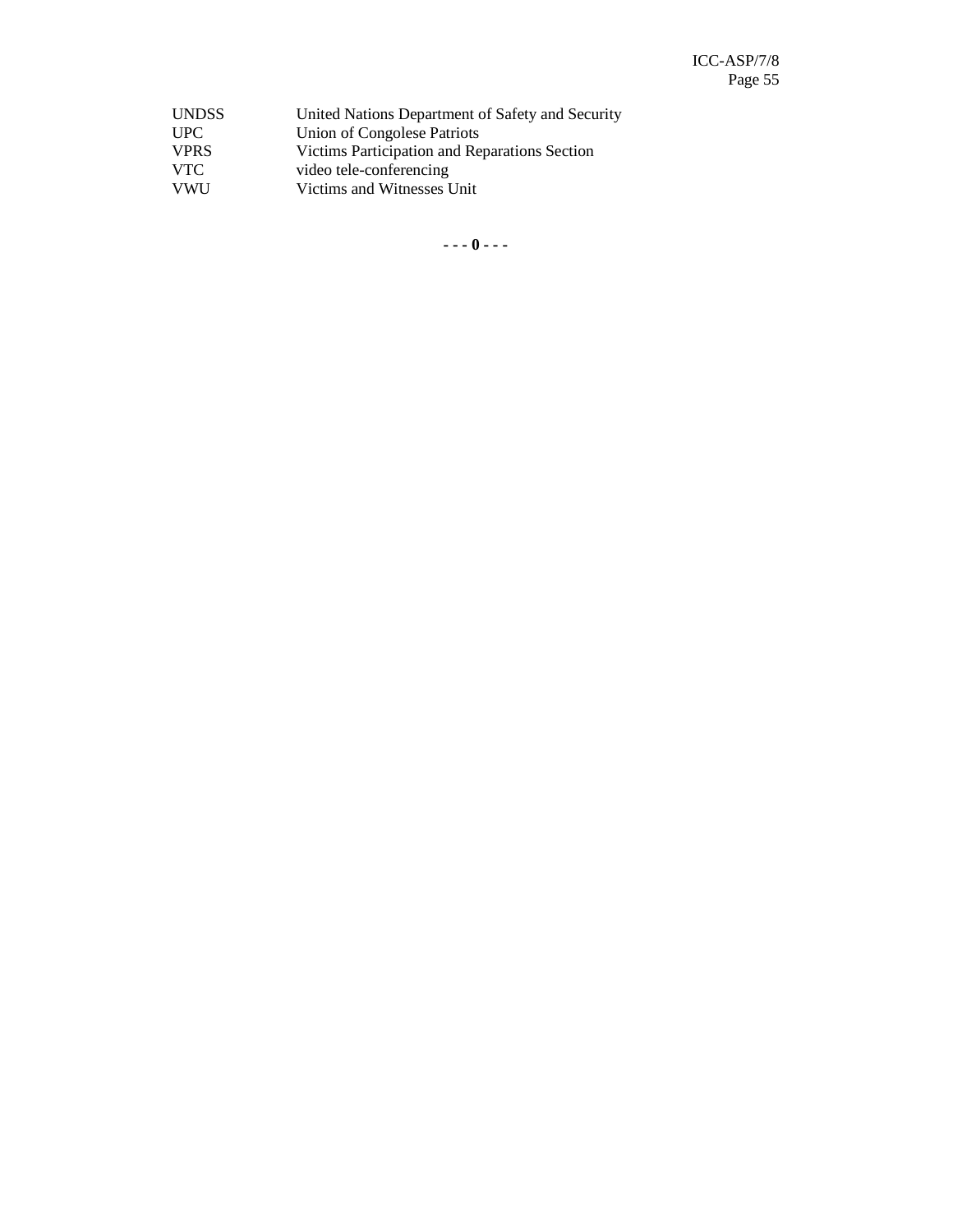| | |
|---|---|
| UNDSS | United Nations Department of Safety and Security |
| UPC | Union of Congolese Patriots |
| VPRS | Victims Participation and Reparations Section |
| VTC | video tele-conferencing |
| VWU | Victims and Witnesses Unit |

**- - - 0 - - -**